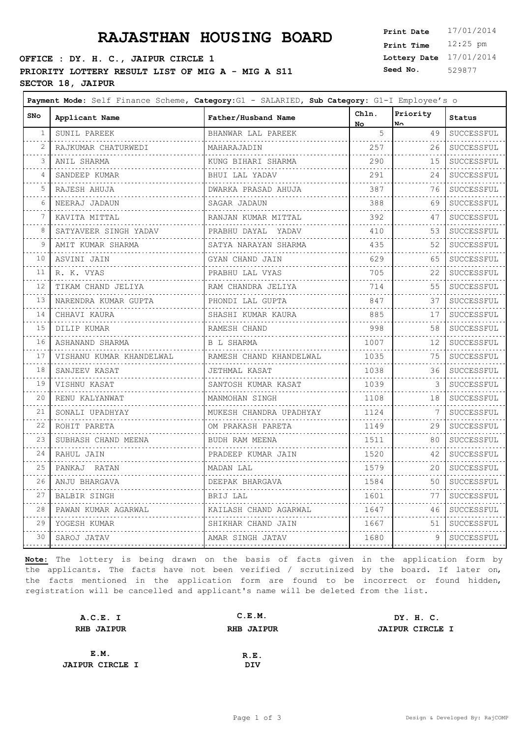# RAJASTHAN HOUSING BOARD

**OFFICE : DY. H. C., JAIPUR CIRCLE 1**

**PRIORITY LOTTERY RESULT LIST OF MIG A - MIG A S11**

**SECTOR 18, JAIPUR**

**Print Date** 17/01/2014
**Print Time** 12:25 pm
**Lottery Date** 17/01/2014
**Seed No.** 529877

**Payment Mode:** Self Finance Scheme, **Category:** G1 - SALARIED, **Sub Category:** G1-I Employee's o

| SNo | Applicant Name | Father/Husband Name | Chln. No | Priority No | Status |
|---|---|---|---|---|---|
| 1 | SUNIL PAREEK | BHANWAR LAL PAREEK | 5 | 49 | SUCCESSFUL |
| 2 | RAJKUMAR CHATURWEDI | MAHARAJADIN | 257 | 26 | SUCCESSFUL |
| 3 | ANIL SHARMA | KUNG BIHARI SHARMA | 290 | 15 | SUCCESSFUL |
| 4 | SANDEEP KUMAR | BHUI LAL YADAV | 291 | 24 | SUCCESSFUL |
| 5 | RAJESH AHUJA | DWARKA PRASAD AHUJA | 387 | 76 | SUCCESSFUL |
| 6 | NEERAJ JADAUN | SAGAR JADAUN | 388 | 69 | SUCCESSFUL |
| 7 | KAVITA MITTAL | RANJAN KUMAR MITTAL | 392 | 47 | SUCCESSFUL |
| 8 | SATYAVEER SINGH YADAV | PRABHU DAYAL YADAV | 410 | 53 | SUCCESSFUL |
| 9 | AMIT KUMAR SHARMA | SATYA NARAYAN SHARMA | 435 | 52 | SUCCESSFUL |
| 10 | ASVINI JAIN | GYAN CHAND JAIN | 629 | 65 | SUCCESSFUL |
| 11 | R. K. VYAS | PRABHU LAL VYAS | 705 | 22 | SUCCESSFUL |
| 12 | TIKAM CHAND JELIYA | RAM CHANDRA JELIYA | 714 | 55 | SUCCESSFUL |
| 13 | NARENDRA KUMAR GUPTA | PHONDI LAL GUPTA | 847 | 37 | SUCCESSFUL |
| 14 | CHHAVI KAURA | SHASHI KUMAR KAURA | 885 | 17 | SUCCESSFUL |
| 15 | DILIP KUMAR | RAMESH CHAND | 998 | 58 | SUCCESSFUL |
| 16 | ASHANAND SHARMA | B L SHARMA | 1007 | 12 | SUCCESSFUL |
| 17 | VISHANU KUMAR KHANDELWAL | RAMESH CHAND KHANDELWAL | 1035 | 75 | SUCCESSFUL |
| 18 | SANJEEV KASAT | JETHMAL KASAT | 1038 | 36 | SUCCESSFUL |
| 19 | VISHNU KASAT | SANTOSH KUMAR KASAT | 1039 | 3 | SUCCESSFUL |
| 20 | RENU KALYANWAT | MANMOHAN SINGH | 1108 | 18 | SUCCESSFUL |
| 21 | SONALI UPADHYAY | MUKESH CHANDRA UPADHYAY | 1124 | 7 | SUCCESSFUL |
| 22 | ROHIT PARETA | OM PRAKASH PARETA | 1149 | 29 | SUCCESSFUL |
| 23 | SUBHASH CHAND MEENA | BUDH RAM MEENA | 1511 | 80 | SUCCESSFUL |
| 24 | RAHUL JAIN | PRADEEP KUMAR JAIN | 1520 | 42 | SUCCESSFUL |
| 25 | PANKAJ RATAN | MADAN LAL | 1579 | 20 | SUCCESSFUL |
| 26 | ANJU BHARGAVA | DEEPAK BHARGAVA | 1584 | 50 | SUCCESSFUL |
| 27 | BALBIR SINGH | BRIJ LAL | 1601 | 77 | SUCCESSFUL |
| 28 | PAWAN KUMAR AGARWAL | KAILASH CHAND AGARWAL | 1647 | 46 | SUCCESSFUL |
| 29 | YOGESH KUMAR | SHIKHAR CHAND JAIN | 1667 | 51 | SUCCESSFUL |
| 30 | SAROJ JATAV | AMAR SINGH JATAV | 1680 | 9 | SUCCESSFUL |

**Note:** The lottery is being drawn on the basis of facts given in the application form by the applicants. The facts have not been verified / scrutinized by the board. If later on, the facts mentioned in the application form are found to be incorrect or found hidden, registration will be cancelled and applicant's name will be deleted from the list.

**A.C.E. I**
**RHB JAIPUR**

**C.E.M.**
**RHB JAIPUR**

**DY. H. C.**
**JAIPUR CIRCLE I**

**E.M.**
**JAIPUR CIRCLE I**

**R.E.**
**DIV**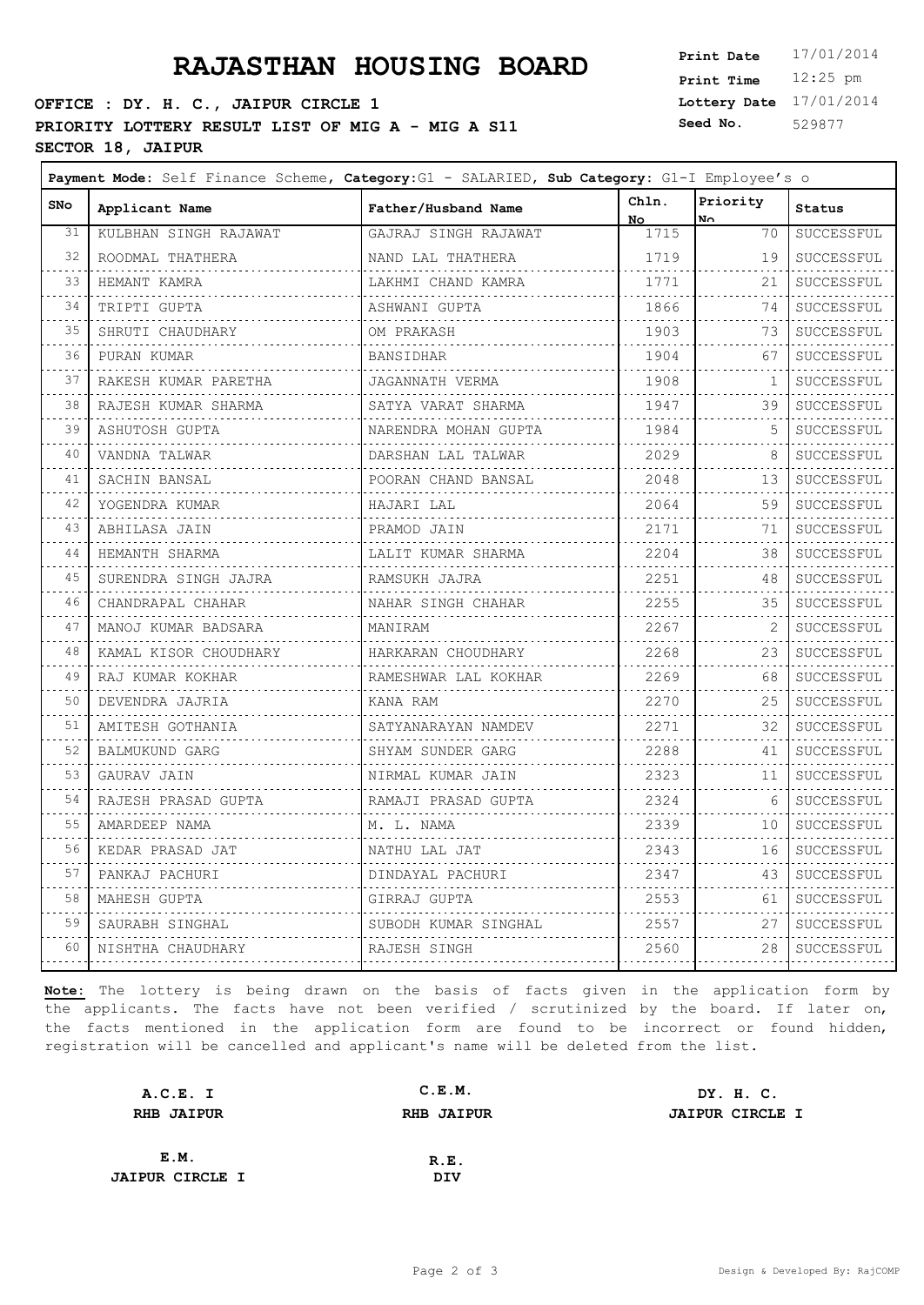# RAJASTHAN HOUSING BOARD

**OFFICE : DY. H. C., JAIPUR CIRCLE 1**

**PRIORITY LOTTERY RESULT LIST OF MIG A - MIG A S11**

**SECTOR 18, JAIPUR**

**Print Date** 17/01/2014
**Print Time** 12:25 pm
**Lottery Date** 17/01/2014
**Seed No.** 529877

**Payment Mode:** Self Finance Scheme, **Category:**G1 - SALARIED, **Sub Category:** G1-I Employee's o

| SNo | Applicant Name | Father/Husband Name | Chln. No | Priority No | Status |
|---|---|---|---|---|---|
| 31 | KULBHAN SINGH RAJAWAT | GAJRAJ SINGH RAJAWAT | 1715 | 70 | SUCCESSFUL |
| 32 | ROODMAL THATHERA | NAND LAL THATHERA | 1719 | 19 | SUCCESSFUL |
| 33 | HEMANT KAMRA | LAKHMI CHAND KAMRA | 1771 | 21 | SUCCESSFUL |
| 34 | TRIPTI GUPTA | ASHWANI GUPTA | 1866 | 74 | SUCCESSFUL |
| 35 | SHRUTI CHAUDHARY | OM PRAKASH | 1903 | 73 | SUCCESSFUL |
| 36 | PURAN KUMAR | BANSIDHAR | 1904 | 67 | SUCCESSFUL |
| 37 | RAKESH KUMAR PARETHA | JAGANNATH VERMA | 1908 | 1 | SUCCESSFUL |
| 38 | RAJESH KUMAR SHARMA | SATYA VARAT SHARMA | 1947 | 39 | SUCCESSFUL |
| 39 | ASHUTOSH GUPTA | NARENDRA MOHAN GUPTA | 1984 | 5 | SUCCESSFUL |
| 40 | VANDNA TALWAR | DARSHAN LAL TALWAR | 2029 | 8 | SUCCESSFUL |
| 41 | SACHIN BANSAL | POORAN CHAND BANSAL | 2048 | 13 | SUCCESSFUL |
| 42 | YOGENDRA KUMAR | HAJARI LAL | 2064 | 59 | SUCCESSFUL |
| 43 | ABHILASA JAIN | PRAMOD JAIN | 2171 | 71 | SUCCESSFUL |
| 44 | HEMANTH SHARMA | LALIT KUMAR SHARMA | 2204 | 38 | SUCCESSFUL |
| 45 | SURENDRA SINGH JAJRA | RAMSUKH JAJRA | 2251 | 48 | SUCCESSFUL |
| 46 | CHANDRAPAL CHAHAR | NAHAR SINGH CHAHAR | 2255 | 35 | SUCCESSFUL |
| 47 | MANOJ KUMAR BADSARA | MANIRAM | 2267 | 2 | SUCCESSFUL |
| 48 | KAMAL KISOR CHOUDHARY | HARKARAN CHOUDHARY | 2268 | 23 | SUCCESSFUL |
| 49 | RAJ KUMAR KOKHAR | RAMESHWAR LAL KOKHAR | 2269 | 68 | SUCCESSFUL |
| 50 | DEVENDRA JAJRIA | KANA RAM | 2270 | 25 | SUCCESSFUL |
| 51 | AMITESH GOTHANIA | SATYANARAYAN NAMDEV | 2271 | 32 | SUCCESSFUL |
| 52 | BALMUKUND GARG | SHYAM SUNDER GARG | 2288 | 41 | SUCCESSFUL |
| 53 | GAURAV JAIN | NIRMAL KUMAR JAIN | 2323 | 11 | SUCCESSFUL |
| 54 | RAJESH PRASAD GUPTA | RAMAJI PRASAD GUPTA | 2324 | 6 | SUCCESSFUL |
| 55 | AMARDEEP NAMA | M. L. NAMA | 2339 | 10 | SUCCESSFUL |
| 56 | KEDAR PRASAD JAT | NATHU LAL JAT | 2343 | 16 | SUCCESSFUL |
| 57 | PANKAJ PACHURI | DINDAYAL PACHURI | 2347 | 43 | SUCCESSFUL |
| 58 | MAHESH GUPTA | GIRRAJ GUPTA | 2553 | 61 | SUCCESSFUL |
| 59 | SAURABH SINGHAL | SUBODH KUMAR SINGHAL | 2557 | 27 | SUCCESSFUL |
| 60 | NISHTHA CHAUDHARY | RAJESH SINGH | 2560 | 28 | SUCCESSFUL |

**Note:** The lottery is being drawn on the basis of facts given in the application form by the applicants. The facts have not been verified / scrutinized by the board. If later on, the facts mentioned in the application form are found to be incorrect or found hidden, registration will be cancelled and applicant's name will be deleted from the list.

| | | |
|---|---|---|
| **A.C.E. I**<br>**RHB JAIPUR** | **C.E.M.**<br>**RHB JAIPUR** | **DY. H. C.**<br>**JAIPUR CIRCLE I** |
| **E.M.**<br>**JAIPUR CIRCLE I** | **R.E.**<br>**DIV** | |

Design & Developed By: RajCOMP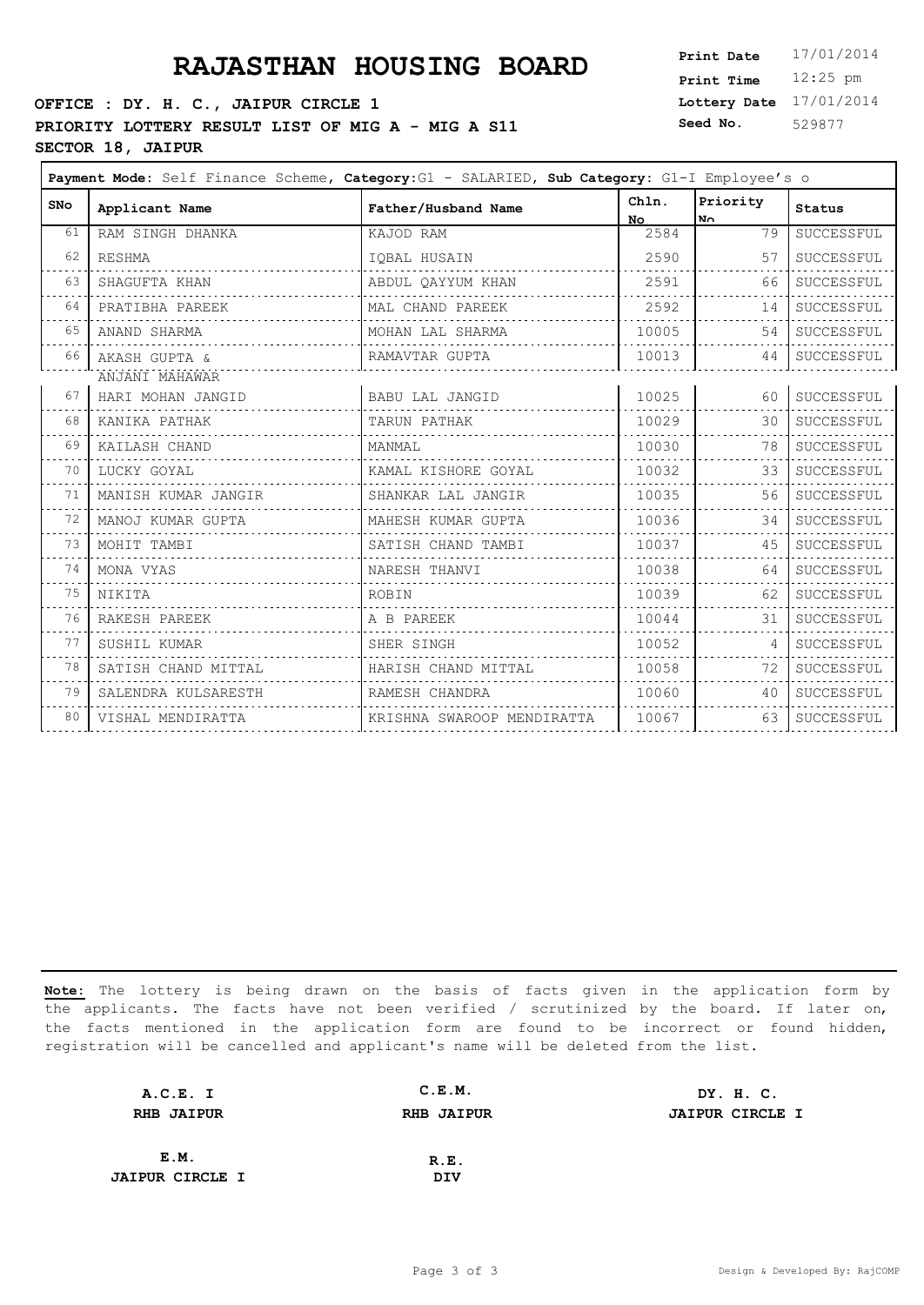# RAJASTHAN HOUSING BOARD

**OFFICE : DY. H. C., JAIPUR CIRCLE 1**

**PRIORITY LOTTERY RESULT LIST OF MIG A - MIG A S11**

**SECTOR 18, JAIPUR**

| | |
|---|---|
| **Print Date** | 17/01/2014 |
| **Print Time** | 12:25 pm |
| **Lottery Date** | 17/01/2014 |
| **Seed No.** | 529877 |

**Payment Mode:** Self Finance Scheme, **Category**:G1 - SALARIED, **Sub Category**: G1-I Employee's o

| SNo | Applicant Name | Father/Husband Name | Chln. No | Priority No | Status |
|---|---|---|---|---|---|
| 61 | RAM SINGH DHANKA | KAJOD RAM | 2584 | 79 | SUCCESSFUL |
| 62 | RESHMA | IQBAL HUSAIN | 2590 | 57 | SUCCESSFUL |
| 63 | SHAGUFTA KHAN | ABDUL QAYYUM KHAN | 2591 | 66 | SUCCESSFUL |
| 64 | PRATIBHA PAREEK | MAL CHAND PAREEK | 2592 | 14 | SUCCESSFUL |
| 65 | ANAND SHARMA | MOHAN LAL SHARMA | 10005 | 54 | SUCCESSFUL |
| 66 | AKASH GUPTA & ANJANI MAHAWAR | RAMAVTAR GUPTA | 10013 | 44 | SUCCESSFUL |
| 67 | HARI MOHAN JANGID | BABU LAL JANGID | 10025 | 60 | SUCCESSFUL |
| 68 | KANIKA PATHAK | TARUN PATHAK | 10029 | 30 | SUCCESSFUL |
| 69 | KAILASH CHAND | MANMAL | 10030 | 78 | SUCCESSFUL |
| 70 | LUCKY GOYAL | KAMAL KISHORE GOYAL | 10032 | 33 | SUCCESSFUL |
| 71 | MANISH KUMAR JANGIR | SHANKAR LAL JANGIR | 10035 | 56 | SUCCESSFUL |
| 72 | MANOJ KUMAR GUPTA | MAHESH KUMAR GUPTA | 10036 | 34 | SUCCESSFUL |
| 73 | MOHIT TAMBI | SATISH CHAND TAMBI | 10037 | 45 | SUCCESSFUL |
| 74 | MONA VYAS | NARESH THANVI | 10038 | 64 | SUCCESSFUL |
| 75 | NIKITA | ROBIN | 10039 | 62 | SUCCESSFUL |
| 76 | RAKESH PAREEK | A B PAREEK | 10044 | 31 | SUCCESSFUL |
| 77 | SUSHIL KUMAR | SHER SINGH | 10052 | 4 | SUCCESSFUL |
| 78 | SATISH CHAND MITTAL | HARISH CHAND MITTAL | 10058 | 72 | SUCCESSFUL |
| 79 | SALENDRA KULSARESTH | RAMESH CHANDRA | 10060 | 40 | SUCCESSFUL |
| 80 | VISHAL MENDIRATTA | KRISHNA SWAROOP MENDIRATTA | 10067 | 63 | SUCCESSFUL |

**Note:** The lottery is being drawn on the basis of facts given in the application form by the applicants. The facts have not been verified / scrutinized by the board. If later on, the facts mentioned in the application form are found to be incorrect or found hidden, registration will be cancelled and applicant's name will be deleted from the list.

| | | |
|---|---|---|
| **A.C.E. I** | **C.E.M.** | **DY. H. C.** |
| **RHB JAIPUR** | **RHB JAIPUR** | **JAIPUR CIRCLE I** |
| **E.M.** | **R.E.** | |
| **JAIPUR CIRCLE I** | **DIV** | |

Design & Developed By: RajCOMP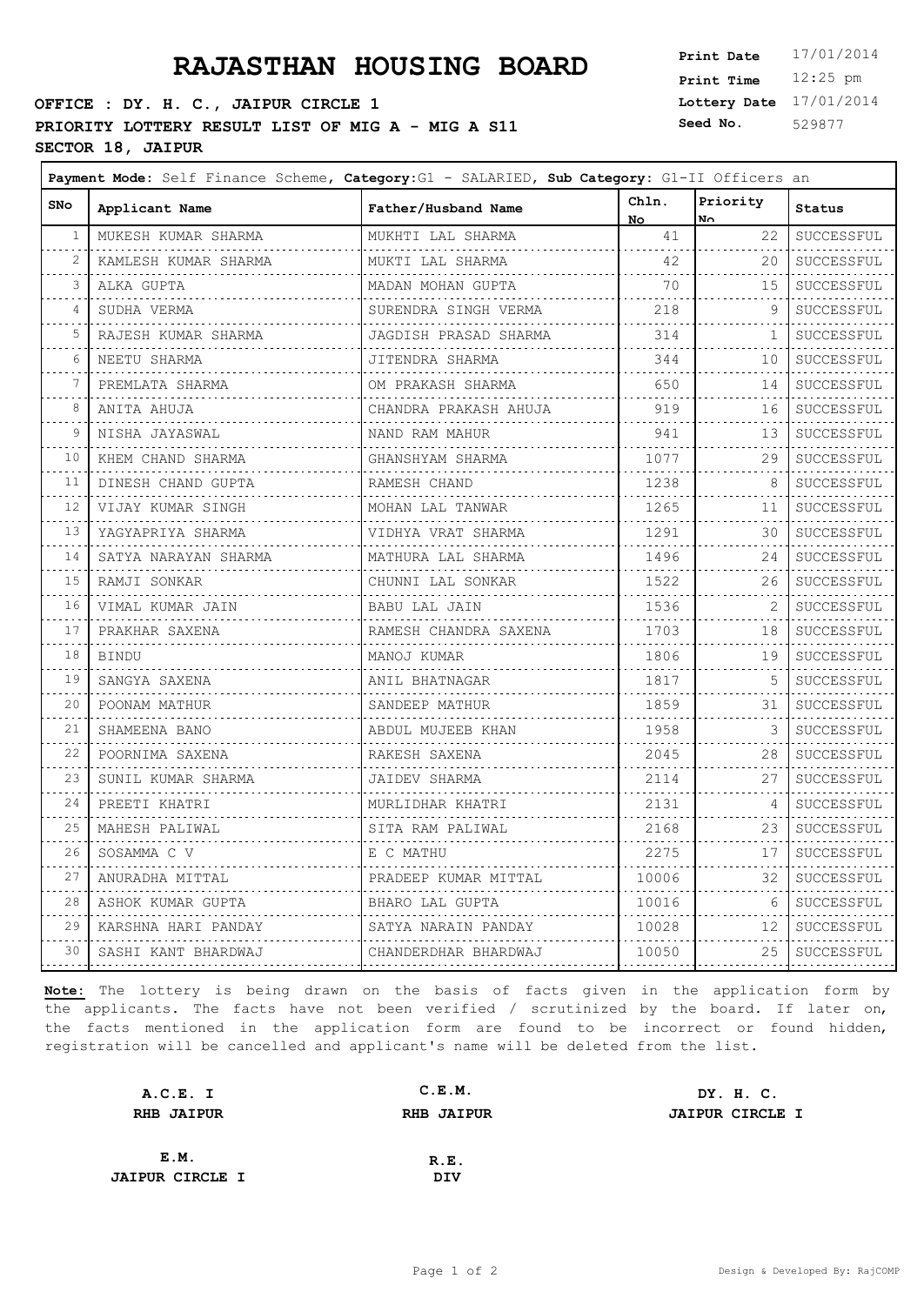# RAJASTHAN HOUSING BOARD

**OFFICE : DY. H. C., JAIPUR CIRCLE 1**

**PRIORITY LOTTERY RESULT LIST OF MIG A - MIG A S11**

**SECTOR 18, JAIPUR**

**Print Date** 17/01/2014
**Print Time** 12:25 pm
**Lottery Date** 17/01/2014
**Seed No.** 529877

**Payment Mode:** Self Finance Scheme, **Category:** G1 - SALARIED, **Sub Category:** G1-II Officers an

| SNo | Applicant Name | Father/Husband Name | Chln. No | Priority No | Status |
|---|---|---|---|---|---|
| 1 | MUKESH KUMAR SHARMA | MUKHTI LAL SHARMA | 41 | 22 | SUCCESSFUL |
| 2 | KAMLESH KUMAR SHARMA | MUKTI LAL SHARMA | 42 | 20 | SUCCESSFUL |
| 3 | ALKA GUPTA | MADAN MOHAN GUPTA | 70 | 15 | SUCCESSFUL |
| 4 | SUDHA VERMA | SURENDRA SINGH VERMA | 218 | 9 | SUCCESSFUL |
| 5 | RAJESH KUMAR SHARMA | JAGDISH PRASAD SHARMA | 314 | 1 | SUCCESSFUL |
| 6 | NEETU SHARMA | JITENDRA SHARMA | 344 | 10 | SUCCESSFUL |
| 7 | PREMLATA SHARMA | OM PRAKASH SHARMA | 650 | 14 | SUCCESSFUL |
| 8 | ANITA AHUJA | CHANDRA PRAKASH AHUJA | 919 | 16 | SUCCESSFUL |
| 9 | NISHA JAYASWAL | NAND RAM MAHUR | 941 | 13 | SUCCESSFUL |
| 10 | KHEM CHAND SHARMA | GHANSHYAM SHARMA | 1077 | 29 | SUCCESSFUL |
| 11 | DINESH CHAND GUPTA | RAMESH CHAND | 1238 | 8 | SUCCESSFUL |
| 12 | VIJAY KUMAR SINGH | MOHAN LAL TANWAR | 1265 | 11 | SUCCESSFUL |
| 13 | YAGYAPRIYA SHARMA | VIDHYA VRAT SHARMA | 1291 | 30 | SUCCESSFUL |
| 14 | SATYA NARAYAN SHARMA | MATHURA LAL SHARMA | 1496 | 24 | SUCCESSFUL |
| 15 | RAMJI SONKAR | CHUNNI LAL SONKAR | 1522 | 26 | SUCCESSFUL |
| 16 | VIMAL KUMAR JAIN | BABU LAL JAIN | 1536 | 2 | SUCCESSFUL |
| 17 | PRAKHAR SAXENA | RAMESH CHANDRA SAXENA | 1703 | 18 | SUCCESSFUL |
| 18 | BINDU | MANOJ KUMAR | 1806 | 19 | SUCCESSFUL |
| 19 | SANGYA SAXENA | ANIL BHATNAGAR | 1817 | 5 | SUCCESSFUL |
| 20 | POONAM MATHUR | SANDEEP MATHUR | 1859 | 31 | SUCCESSFUL |
| 21 | SHAMEENA BANO | ABDUL MUJEEB KHAN | 1958 | 3 | SUCCESSFUL |
| 22 | POORNIMA SAXENA | RAKESH SAXENA | 2045 | 28 | SUCCESSFUL |
| 23 | SUNIL KUMAR SHARMA | JAIDEV SHARMA | 2114 | 27 | SUCCESSFUL |
| 24 | PREETI KHATRI | MURLIDHAR KHATRI | 2131 | 4 | SUCCESSFUL |
| 25 | MAHESH PALIWAL | SITA RAM PALIWAL | 2168 | 23 | SUCCESSFUL |
| 26 | SOSAMMA C V | E C MATHU | 2275 | 17 | SUCCESSFUL |
| 27 | ANURADHA MITTAL | PRADEEP KUMAR MITTAL | 10006 | 32 | SUCCESSFUL |
| 28 | ASHOK KUMAR GUPTA | BHARO LAL GUPTA | 10016 | 6 | SUCCESSFUL |
| 29 | KARSHNA HARI PANDAY | SATYA NARAIN PANDAY | 10028 | 12 | SUCCESSFUL |
| 30 | SASHI KANT BHARDWAJ | CHANDERDHAR BHARDWAJ | 10050 | 25 | SUCCESSFUL |

**Note:** The lottery is being drawn on the basis of facts given in the application form by the applicants. The facts have not been verified / scrutinized by the board. If later on, the facts mentioned in the application form are found to be incorrect or found hidden, registration will be cancelled and applicant's name will be deleted from the list.

| | | |
|---|---|---|
| **A.C.E. I**<br>**RHB JAIPUR** | **C.E.M.**<br>**RHB JAIPUR** | **DY. H. C.**<br>**JAIPUR CIRCLE I** |
| **E.M.**<br>**JAIPUR CIRCLE I** | **R.E.**<br>**DIV** | |

Design & Developed By: RajCOMP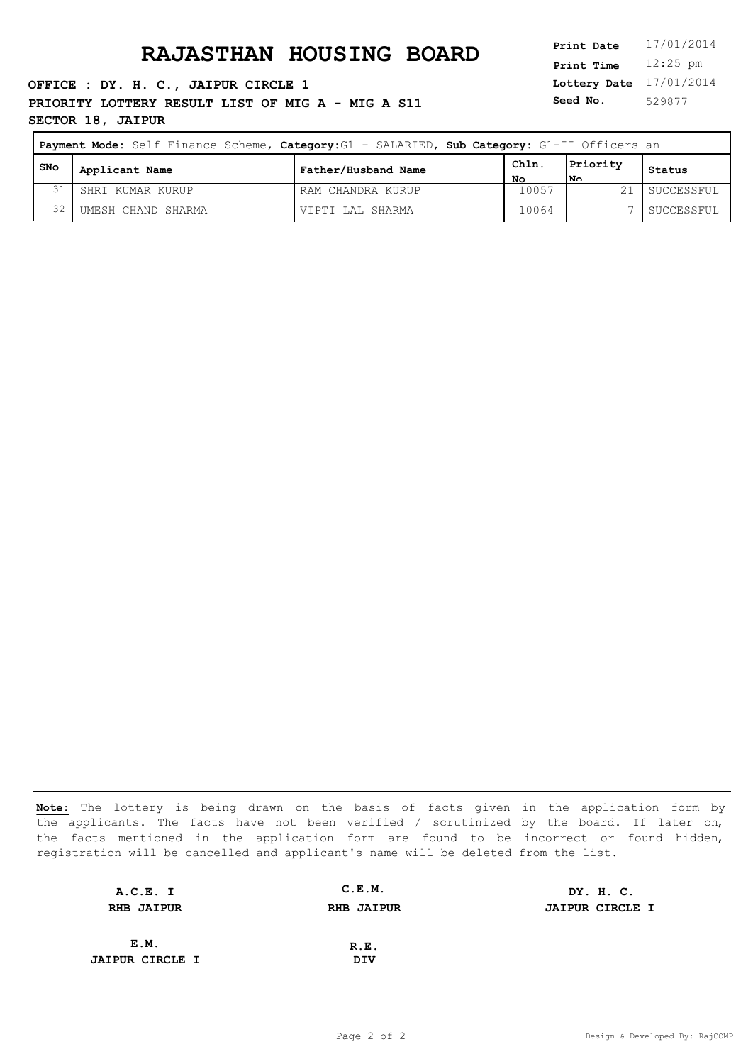# RAJASTHAN HOUSING BOARD

**Print Date** 17/01/2014
**Print Time** 12:25 pm
**Lottery Date** 17/01/2014
**Seed No.** 529877

**OFFICE : DY. H. C., JAIPUR CIRCLE 1**

**PRIORITY LOTTERY RESULT LIST OF MIG A - MIG A S11**

**SECTOR 18, JAIPUR**

**Payment Mode:** Self Finance Scheme, **Category:**G1 - SALARIED, **Sub Category:** G1-II Officers an

| SNo | Applicant Name | Father/Husband Name | Chln. No | Priority No | Status |
|---|---|---|---|---|---|
| 31 | SHRI KUMAR KURUP | RAM CHANDRA KURUP | 10057 | 21 | SUCCESSFUL |
| 32 | UMESH CHAND SHARMA | VIPTI LAL SHARMA | 10064 | 7 | SUCCESSFUL |

**Note:** The lottery is being drawn on the basis of facts given in the application form by the applicants. The facts have not been verified / scrutinized by the board. If later on, the facts mentioned in the application form are found to be incorrect or found hidden, registration will be cancelled and applicant's name will be deleted from the list.

**A.C.E. I**
**RHB JAIPUR**

**C.E.M.**
**RHB JAIPUR**

**DY. H. C.**
**JAIPUR CIRCLE I**

**E.M.**
**JAIPUR CIRCLE I**

**R.E.**
**DIV**

Design & Developed By: RajCOMP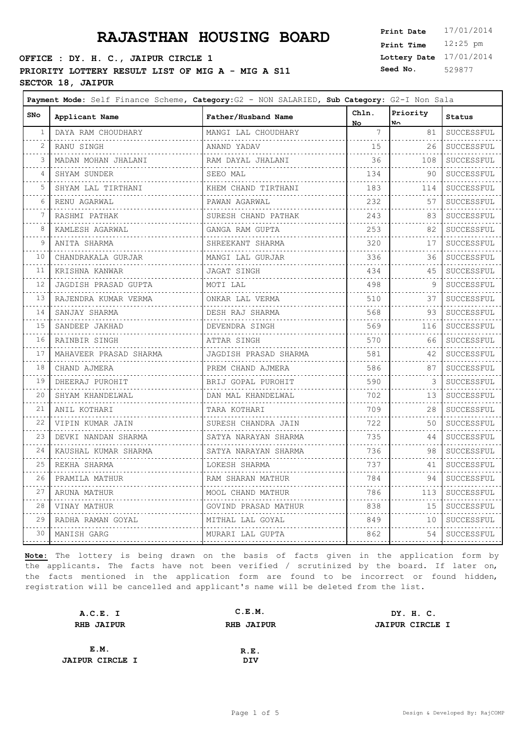# RAJASTHAN HOUSING BOARD

**OFFICE : DY. H. C., JAIPUR CIRCLE 1**
**PRIORITY LOTTERY RESULT LIST OF MIG A - MIG A S11**
**SECTOR 18, JAIPUR**

**Print Date** 17/01/2014
**Print Time** 12:25 pm
**Lottery Date** 17/01/2014
**Seed No.** 529877

**Payment Mode:** Self Finance Scheme, **Category:**G2 - NON SALARIED, **Sub Category:** G2-I Non Sala

| SNo | Applicant Name | Father/Husband Name | Chln. No | Priority No | Status |
|---|---|---|---|---|---|
| 1 | DAYA RAM CHOUDHARY | MANGI LAL CHOUDHARY | 7 | 81 | SUCCESSFUL |
| 2 | RANU SINGH | ANAND YADAV | 15 | 26 | SUCCESSFUL |
| 3 | MADAN MOHAN JHALANI | RAM DAYAL JHALANI | 36 | 108 | SUCCESSFUL |
| 4 | SHYAM SUNDER | SEEO MAL | 134 | 90 | SUCCESSFUL |
| 5 | SHYAM LAL TIRTHANI | KHEM CHAND TIRTHANI | 183 | 114 | SUCCESSFUL |
| 6 | RENU AGARWAL | PAWAN AGARWAL | 232 | 57 | SUCCESSFUL |
| 7 | RASHMI PATHAK | SURESH CHAND PATHAK | 243 | 83 | SUCCESSFUL |
| 8 | KAMLESH AGARWAL | GANGA RAM GUPTA | 253 | 82 | SUCCESSFUL |
| 9 | ANITA SHARMA | SHREEKANT SHARMA | 320 | 17 | SUCCESSFUL |
| 10 | CHANDRAKALA GURJAR | MANGI LAL GURJAR | 336 | 36 | SUCCESSFUL |
| 11 | KRISHNA KANWAR | JAGAT SINGH | 434 | 45 | SUCCESSFUL |
| 12 | JAGDISH PRASAD GUPTA | MOTI LAL | 498 | 9 | SUCCESSFUL |
| 13 | RAJENDRA KUMAR VERMA | ONKAR LAL VERMA | 510 | 37 | SUCCESSFUL |
| 14 | SANJAY SHARMA | DESH RAJ SHARMA | 568 | 93 | SUCCESSFUL |
| 15 | SANDEEP JAKHAD | DEVENDRA SINGH | 569 | 116 | SUCCESSFUL |
| 16 | RAINBIR SINGH | ATTAR SINGH | 570 | 66 | SUCCESSFUL |
| 17 | MAHAVEER PRASAD SHARMA | JAGDISH PRASAD SHARMA | 581 | 42 | SUCCESSFUL |
| 18 | CHAND AJMERA | PREM CHAND AJMERA | 586 | 87 | SUCCESSFUL |
| 19 | DHEERAJ PUROHIT | BRIJ GOPAL PUROHIT | 590 | 3 | SUCCESSFUL |
| 20 | SHYAM KHANDELWAL | DAN MAL KHANDELWAL | 702 | 13 | SUCCESSFUL |
| 21 | ANIL KOTHARI | TARA KOTHARI | 709 | 28 | SUCCESSFUL |
| 22 | VIPIN KUMAR JAIN | SURESH CHANDRA JAIN | 722 | 50 | SUCCESSFUL |
| 23 | DEVKI NANDAN SHARMA | SATYA NARAYAN SHARMA | 735 | 44 | SUCCESSFUL |
| 24 | KAUSHAL KUMAR SHARMA | SATYA NARAYAN SHARMA | 736 | 98 | SUCCESSFUL |
| 25 | REKHA SHARMA | LOKESH SHARMA | 737 | 41 | SUCCESSFUL |
| 26 | PRAMILA MATHUR | RAM SHARAN MATHUR | 784 | 94 | SUCCESSFUL |
| 27 | ARUNA MATHUR | MOOL CHAND MATHUR | 786 | 113 | SUCCESSFUL |
| 28 | VINAY MATHUR | GOVIND PRASAD MATHUR | 838 | 15 | SUCCESSFUL |
| 29 | RADHA RAMAN GOYAL | MITHAL LAL GOYAL | 849 | 10 | SUCCESSFUL |
| 30 | MANISH GARG | MURARI LAL GUPTA | 862 | 54 | SUCCESSFUL |

**Note:** The lottery is being drawn on the basis of facts given in the application form by the applicants. The facts have not been verified / scrutinized by the board. If later on, the facts mentioned in the application form are found to be incorrect or found hidden, registration will be cancelled and applicant's name will be deleted from the list.

| A.C.E. I | C.E.M. | DY. H. C. |
|---|---|---|
| RHB JAIPUR | RHB JAIPUR | JAIPUR CIRCLE I |

| E.M. | R.E. |
|---|---|
| JAIPUR CIRCLE I | DIV |

Design & Developed By: RajCOMP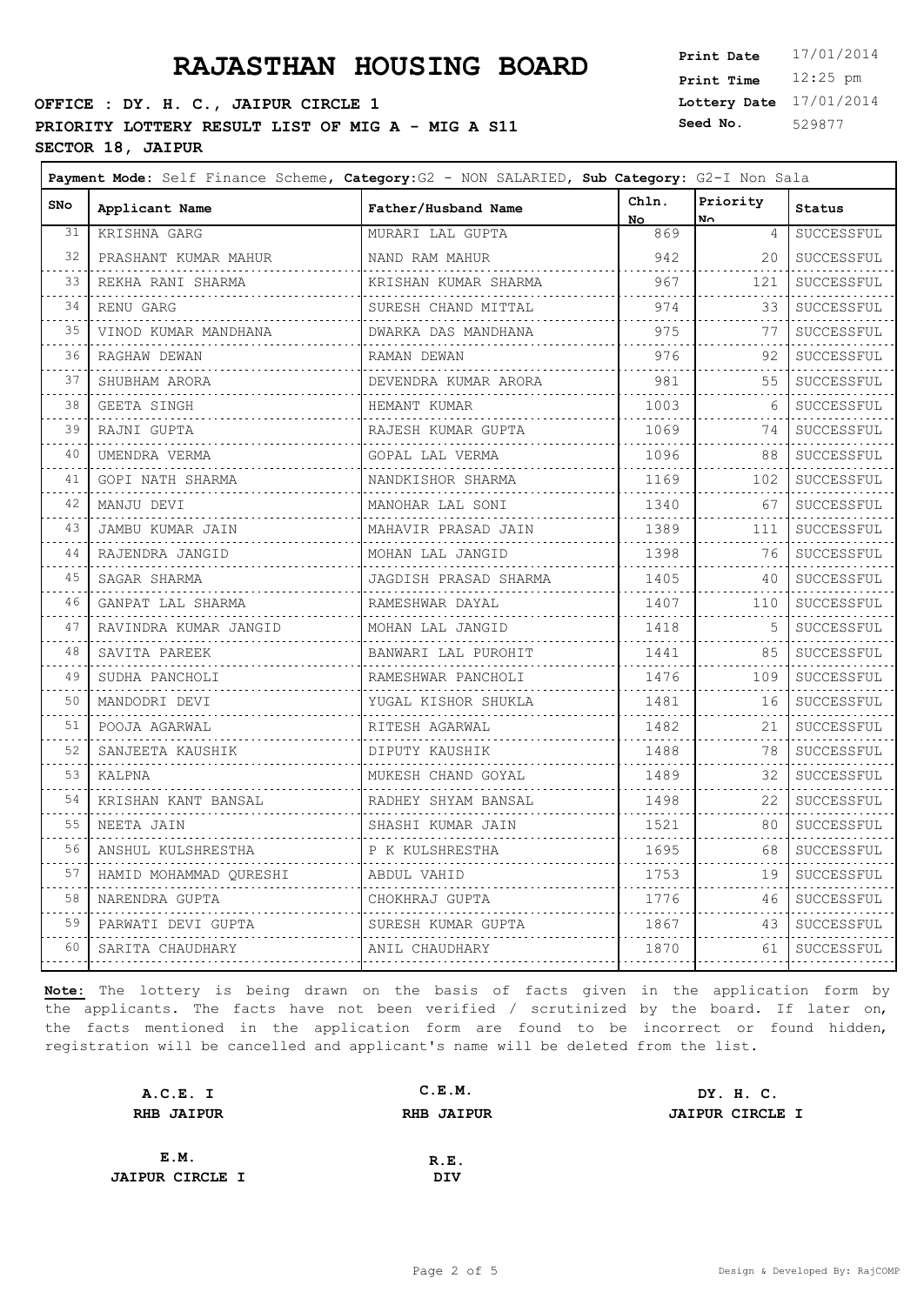# RAJASTHAN HOUSING BOARD

**OFFICE : DY. H. C., JAIPUR CIRCLE 1**

**PRIORITY LOTTERY RESULT LIST OF MIG A - MIG A S11**

**SECTOR 18, JAIPUR**

| | |
|---|---|
| **Print Date** | 17/01/2014 |
| **Print Time** | 12:25 pm |
| **Lottery Date** | 17/01/2014 |
| **Seed No.** | 529877 |

**Payment Mode:** Self Finance Scheme, **Category**:G2 - NON SALARIED, **Sub Category:** G2-I Non Sala

| SNo | Applicant Name | Father/Husband Name | Chln. No | Priority No | Status |
|---|---|---|---|---|---|
| 31 | KRISHNA GARG | MURARI LAL GUPTA | 869 | 4 | SUCCESSFUL |
| 32 | PRASHANT KUMAR MAHUR | NAND RAM MAHUR | 942 | 20 | SUCCESSFUL |
| 33 | REKHA RANI SHARMA | KRISHAN KUMAR SHARMA | 967 | 121 | SUCCESSFUL |
| 34 | RENU GARG | SURESH CHAND MITTAL | 974 | 33 | SUCCESSFUL |
| 35 | VINOD KUMAR MANDHANA | DWARKA DAS MANDHANA | 975 | 77 | SUCCESSFUL |
| 36 | RAGHAW DEWAN | RAMAN DEWAN | 976 | 92 | SUCCESSFUL |
| 37 | SHUBHAM ARORA | DEVENDRA KUMAR ARORA | 981 | 55 | SUCCESSFUL |
| 38 | GEETA SINGH | HEMANT KUMAR | 1003 | 6 | SUCCESSFUL |
| 39 | RAJNI GUPTA | RAJESH KUMAR GUPTA | 1069 | 74 | SUCCESSFUL |
| 40 | UMENDRA VERMA | GOPAL LAL VERMA | 1096 | 88 | SUCCESSFUL |
| 41 | GOPI NATH SHARMA | NANDKISHOR SHARMA | 1169 | 102 | SUCCESSFUL |
| 42 | MANJU DEVI | MANOHAR LAL SONI | 1340 | 67 | SUCCESSFUL |
| 43 | JAMBU KUMAR JAIN | MAHAVIR PRASAD JAIN | 1389 | 111 | SUCCESSFUL |
| 44 | RAJENDRA JANGID | MOHAN LAL JANGID | 1398 | 76 | SUCCESSFUL |
| 45 | SAGAR SHARMA | JAGDISH PRASAD SHARMA | 1405 | 40 | SUCCESSFUL |
| 46 | GANPAT LAL SHARMA | RAMESHWAR DAYAL | 1407 | 110 | SUCCESSFUL |
| 47 | RAVINDRA KUMAR JANGID | MOHAN LAL JANGID | 1418 | 5 | SUCCESSFUL |
| 48 | SAVITA PAREEK | BANWARI LAL PUROHIT | 1441 | 85 | SUCCESSFUL |
| 49 | SUDHA PANCHOLI | RAMESHWAR PANCHOLI | 1476 | 109 | SUCCESSFUL |
| 50 | MANDODRI DEVI | YUGAL KISHOR SHUKLA | 1481 | 16 | SUCCESSFUL |
| 51 | POOJA AGARWAL | RITESH AGARWAL | 1482 | 21 | SUCCESSFUL |
| 52 | SANJEETA KAUSHIK | DIPUTY KAUSHIK | 1488 | 78 | SUCCESSFUL |
| 53 | KALPNA | MUKESH CHAND GOYAL | 1489 | 32 | SUCCESSFUL |
| 54 | KRISHAN KANT BANSAL | RADHEY SHYAM BANSAL | 1498 | 22 | SUCCESSFUL |
| 55 | NEETA JAIN | SHASHI KUMAR JAIN | 1521 | 80 | SUCCESSFUL |
| 56 | ANSHUL KULSHRESTHA | P K KULSHRESTHA | 1695 | 68 | SUCCESSFUL |
| 57 | HAMID MOHAMMAD QURESHI | ABDUL VAHID | 1753 | 19 | SUCCESSFUL |
| 58 | NARENDRA GUPTA | CHOKHRAJ GUPTA | 1776 | 46 | SUCCESSFUL |
| 59 | PARWATI DEVI GUPTA | SURESH KUMAR GUPTA | 1867 | 43 | SUCCESSFUL |
| 60 | SARITA CHAUDHARY | ANIL CHAUDHARY | 1870 | 61 | SUCCESSFUL |

**Note:** The lottery is being drawn on the basis of facts given in the application form by the applicants. The facts have not been verified / scrutinized by the board. If later on, the facts mentioned in the application form are found to be incorrect or found hidden, registration will be cancelled and applicant's name will be deleted from the list.

| | | |
|---|---|---|
| **A.C.E. I**<br>**RHB JAIPUR** | **C.E.M.**<br>**RHB JAIPUR** | **DY. H. C.**<br>**JAIPUR CIRCLE I** |
| **E.M.**<br>**JAIPUR CIRCLE I** | **R.E.**<br>**DIV** | |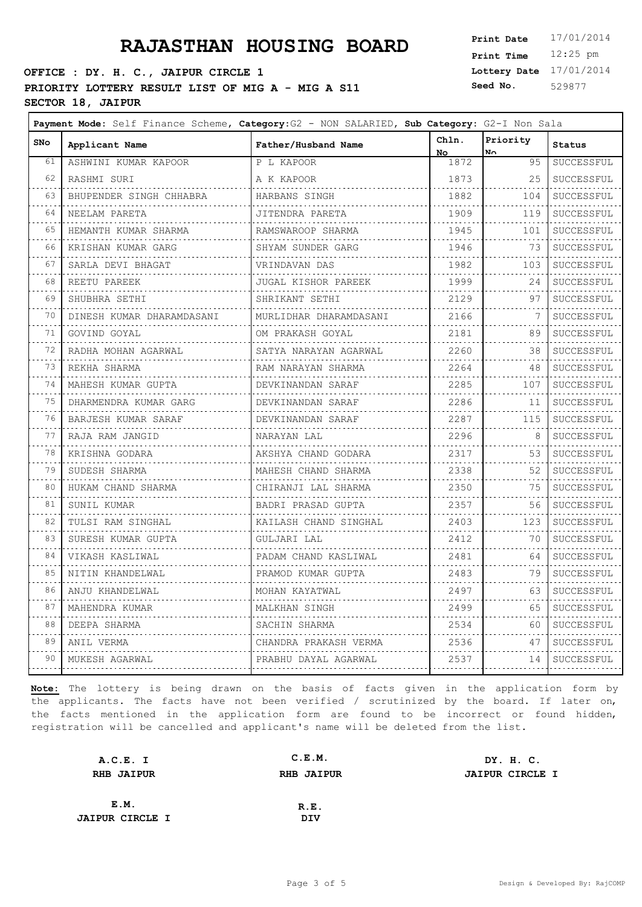# RAJASTHAN HOUSING BOARD

**OFFICE : DY. H. C., JAIPUR CIRCLE 1**

**PRIORITY LOTTERY RESULT LIST OF MIG A - MIG A S11**

**SECTOR 18, JAIPUR**

**Print Date** 17/01/2014
**Print Time** 12:25 pm
**Lottery Date** 17/01/2014
**Seed No.** 529877

**Payment Mode:** Self Finance Scheme, **Category:** G2 - NON SALARIED, **Sub Category:** G2-I Non Sala

| SNo | Applicant Name | Father/Husband Name | Chln. No | Priority No | Status |
|---|---|---|---|---|---|
| 61 | ASHWINI KUMAR KAPOOR | P L KAPOOR | 1872 | 95 | SUCCESSFUL |
| 62 | RASHMI SURI | A K KAPOOR | 1873 | 25 | SUCCESSFUL |
| 63 | BHUPENDER SINGH CHHABRA | HARBANS SINGH | 1882 | 104 | SUCCESSFUL |
| 64 | NEELAM PARETA | JITENDRA PARETA | 1909 | 119 | SUCCESSFUL |
| 65 | HEMANTH KUMAR SHARMA | RAMSWAROOP SHARMA | 1945 | 101 | SUCCESSFUL |
| 66 | KRISHAN KUMAR GARG | SHYAM SUNDER GARG | 1946 | 73 | SUCCESSFUL |
| 67 | SARLA DEVI BHAGAT | VRINDAVAN DAS | 1982 | 103 | SUCCESSFUL |
| 68 | REETU PAREEK | JUGAL KISHOR PAREEK | 1999 | 24 | SUCCESSFUL |
| 69 | SHUBHRA SETHI | SHRIKANT SETHI | 2129 | 97 | SUCCESSFUL |
| 70 | DINESH KUMAR DHARAMDASANI | MURLIDHAR DHARAMDASANI | 2166 | 7 | SUCCESSFUL |
| 71 | GOVIND GOYAL | OM PRAKASH GOYAL | 2181 | 89 | SUCCESSFUL |
| 72 | RADHA MOHAN AGARWAL | SATYA NARAYAN AGARWAL | 2260 | 38 | SUCCESSFUL |
| 73 | REKHA SHARMA | RAM NARAYAN SHARMA | 2264 | 48 | SUCCESSFUL |
| 74 | MAHESH KUMAR GUPTA | DEVKINANDAN SARAF | 2285 | 107 | SUCCESSFUL |
| 75 | DHARMENDRA KUMAR GARG | DEVKINANDAN SARAF | 2286 | 11 | SUCCESSFUL |
| 76 | BARJESH KUMAR SARAF | DEVKINANDAN SARAF | 2287 | 115 | SUCCESSFUL |
| 77 | RAJA RAM JANGID | NARAYAN LAL | 2296 | 8 | SUCCESSFUL |
| 78 | KRISHNA GODARA | AKSHYA CHAND GODARA | 2317 | 53 | SUCCESSFUL |
| 79 | SUDESH SHARMA | MAHESH CHAND SHARMA | 2338 | 52 | SUCCESSFUL |
| 80 | HUKAM CHAND SHARMA | CHIRANJI LAL SHARMA | 2350 | 75 | SUCCESSFUL |
| 81 | SUNIL KUMAR | BADRI PRASAD GUPTA | 2357 | 56 | SUCCESSFUL |
| 82 | TULSI RAM SINGHAL | KAILASH CHAND SINGHAL | 2403 | 123 | SUCCESSFUL |
| 83 | SURESH KUMAR GUPTA | GULJARI LAL | 2412 | 70 | SUCCESSFUL |
| 84 | VIKASH KASLIWAL | PADAM CHAND KASLIWAL | 2481 | 64 | SUCCESSFUL |
| 85 | NITIN KHANDELWAL | PRAMOD KUMAR GUPTA | 2483 | 79 | SUCCESSFUL |
| 86 | ANJU KHANDELWAL | MOHAN KAYATWAL | 2497 | 63 | SUCCESSFUL |
| 87 | MAHENDRA KUMAR | MALKHAN SINGH | 2499 | 65 | SUCCESSFUL |
| 88 | DEEPA SHARMA | SACHIN SHARMA | 2534 | 60 | SUCCESSFUL |
| 89 | ANIL VERMA | CHANDRA PRAKASH VERMA | 2536 | 47 | SUCCESSFUL |
| 90 | MUKESH AGARWAL | PRABHU DAYAL AGARWAL | 2537 | 14 | SUCCESSFUL |

**Note:** The lottery is being drawn on the basis of facts given in the application form by the applicants. The facts have not been verified / scrutinized by the board. If later on, the facts mentioned in the application form are found to be incorrect or found hidden, registration will be cancelled and applicant's name will be deleted from the list.

| | | |
|---|---|---|
| **A.C.E. I** | **C.E.M.** | **DY. H. C.** |
| **RHB JAIPUR** | **RHB JAIPUR** | **JAIPUR CIRCLE I** |
| **E.M.** | **R.E.** | |
| **JAIPUR CIRCLE I** | **DIV** | |

Design & Developed By: RajCOMP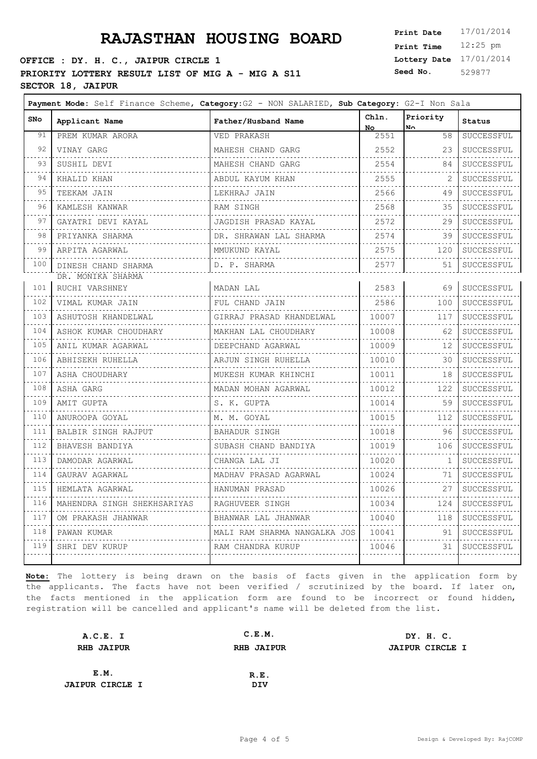# RAJASTHAN HOUSING BOARD

**OFFICE : DY. H. C., JAIPUR CIRCLE 1**
**PRIORITY LOTTERY RESULT LIST OF MIG A - MIG A S11**
**SECTOR 18, JAIPUR**

**Print Date** 17/01/2014
**Print Time** 12:25 pm
**Lottery Date** 17/01/2014
**Seed No.** 529877

**Payment Mode:** Self Finance Scheme, **Category:** G2 - NON SALARIED, **Sub Category:** G2-I Non Sala

| SNo | Applicant Name | Father/Husband Name | Chln. No | Priority No | Status |
|---|---|---|---|---|---|
| 91 | PREM KUMAR ARORA | VED PRAKASH | 2551 | 58 | SUCCESSFUL |
| 92 | VINAY GARG | MAHESH CHAND GARG | 2552 | 23 | SUCCESSFUL |
| 93 | SUSHIL DEVI | MAHESH CHAND GARG | 2554 | 84 | SUCCESSFUL |
| 94 | KHALID KHAN | ABDUL KAYUM KHAN | 2555 | 2 | SUCCESSFUL |
| 95 | TEEKAM JAIN | LEKHRAJ JAIN | 2566 | 49 | SUCCESSFUL |
| 96 | KAMLESH KANWAR | RAM SINGH | 2568 | 35 | SUCCESSFUL |
| 97 | GAYATRI DEVI KAYAL | JAGDISH PRASAD KAYAL | 2572 | 29 | SUCCESSFUL |
| 98 | PRIYANKA SHARMA | DR. SHRAWAN LAL SHARMA | 2574 | 39 | SUCCESSFUL |
| 99 | ARPITA AGARWAL | MMUKUND KAYAL | 2575 | 120 | SUCCESSFUL |
| 100 | DINESH CHAND SHARMA DR. MONIKA SHARMA | D. P. SHARMA | 2577 | 51 | SUCCESSFUL |
| 101 | RUCHI VARSHNEY | MADAN LAL | 2583 | 69 | SUCCESSFUL |
| 102 | VIMAL KUMAR JAIN | FUL CHAND JAIN | 2586 | 100 | SUCCESSFUL |
| 103 | ASHUTOSH KHANDELWAL | GIRRAJ PRASAD KHANDELWAL | 10007 | 117 | SUCCESSFUL |
| 104 | ASHOK KUMAR CHOUDHARY | MAKHAN LAL CHOUDHARY | 10008 | 62 | SUCCESSFUL |
| 105 | ANIL KUMAR AGARWAL | DEEPCHAND AGARWAL | 10009 | 12 | SUCCESSFUL |
| 106 | ABHISEKH RUHELLA | ARJUN SINGH RUHELLA | 10010 | 30 | SUCCESSFUL |
| 107 | ASHA CHOUDHARY | MUKESH KUMAR KHINCHI | 10011 | 18 | SUCCESSFUL |
| 108 | ASHA GARG | MADAN MOHAN AGARWAL | 10012 | 122 | SUCCESSFUL |
| 109 | AMIT GUPTA | S. K. GUPTA | 10014 | 59 | SUCCESSFUL |
| 110 | ANUROOPA GOYAL | M. M. GOYAL | 10015 | 112 | SUCCESSFUL |
| 111 | BALBIR SINGH RAJPUT | BAHADUR SINGH | 10018 | 96 | SUCCESSFUL |
| 112 | BHAVESH BANDIYA | SUBASH CHAND BANDIYA | 10019 | 106 | SUCCESSFUL |
| 113 | DAMODAR AGARWAL | CHANGA LAL JI | 10020 | 1 | SUCCESSFUL |
| 114 | GAURAV AGARWAL | MADHAV PRASAD AGARWAL | 10024 | 71 | SUCCESSFUL |
| 115 | HEMLATA AGARWAL | HANUMAN PRASAD | 10026 | 27 | SUCCESSFUL |
| 116 | MAHENDRA SINGH SHEKHSARIYAS | RAGHUVEER SINGH | 10034 | 124 | SUCCESSFUL |
| 117 | OM PRAKASH JHANWAR | BHANWAR LAL JHANWAR | 10040 | 118 | SUCCESSFUL |
| 118 | PAWAN KUMAR | MALI RAM SHARMA NANGALKA JOS | 10041 | 91 | SUCCESSFUL |
| 119 | SHRI DEV KURUP | RAM CHANDRA KURUP | 10046 | 31 | SUCCESSFUL |

**Note:** The lottery is being drawn on the basis of facts given in the application form by the applicants. The facts have not been verified / scrutinized by the board. If later on, the facts mentioned in the application form are found to be incorrect or found hidden, registration will be cancelled and applicant's name will be deleted from the list.

| | | |
|---|---|---|
| **A.C.E. I** **RHB JAIPUR** | **C.E.M.** **RHB JAIPUR** | **DY. H. C.** **JAIPUR CIRCLE I** |
| **E.M.** **JAIPUR CIRCLE I** | **R.E.** **DIV** | |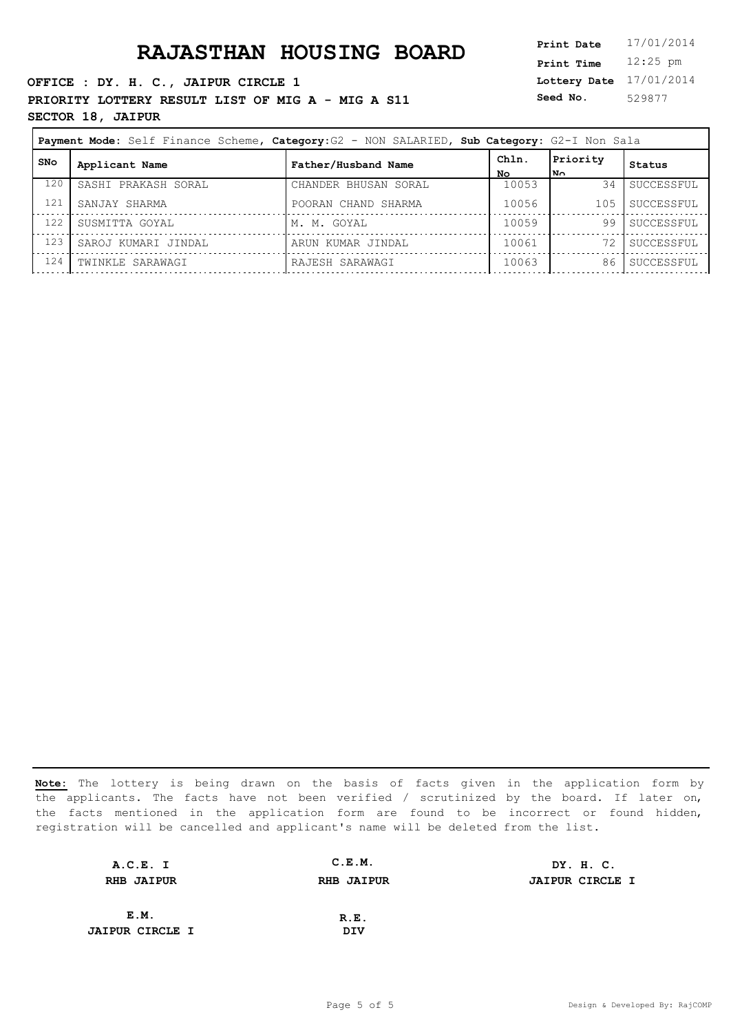# RAJASTHAN HOUSING BOARD

**OFFICE : DY. H. C., JAIPUR CIRCLE 1**

**PRIORITY LOTTERY RESULT LIST OF MIG A - MIG A S11**

**SECTOR 18, JAIPUR**

**Print Date** 17/01/2014
**Print Time** 12:25 pm
**Lottery Date** 17/01/2014
**Seed No.** 529877

**Payment Mode:** Self Finance Scheme, **Category:** G2 - NON SALARIED, **Sub Category:** G2-I Non Sala

| SNo | Applicant Name | Father/Husband Name | Chln. No | Priority No | Status |
|---|---|---|---|---|---|
| 120 | SASHI PRAKASH SORAL | CHANDER BHUSAN SORAL | 10053 | 34 | SUCCESSFUL |
| 121 | SANJAY SHARMA | POORAN CHAND SHARMA | 10056 | 105 | SUCCESSFUL |
| 122 | SUSMITTA GOYAL | M. M. GOYAL | 10059 | 99 | SUCCESSFUL |
| 123 | SAROJ KUMARI JINDAL | ARUN KUMAR JINDAL | 10061 | 72 | SUCCESSFUL |
| 124 | TWINKLE SARAWAGI | RAJESH SARAWAGI | 10063 | 86 | SUCCESSFUL |

**Note:** The lottery is being drawn on the basis of facts given in the application form by the applicants. The facts have not been verified / scrutinized by the board. If later on, the facts mentioned in the application form are found to be incorrect or found hidden, registration will be cancelled and applicant's name will be deleted from the list.

| | | |
|---|---|---|
| **A.C.E. I**<br>**RHB JAIPUR** | **C.E.M.**<br>**RHB JAIPUR** | **DY. H. C.**<br>**JAIPUR CIRCLE I** |
| **E.M.**<br>**JAIPUR CIRCLE I** | **R.E.**<br>**DIV** | |

Design & Developed By: RajCOMP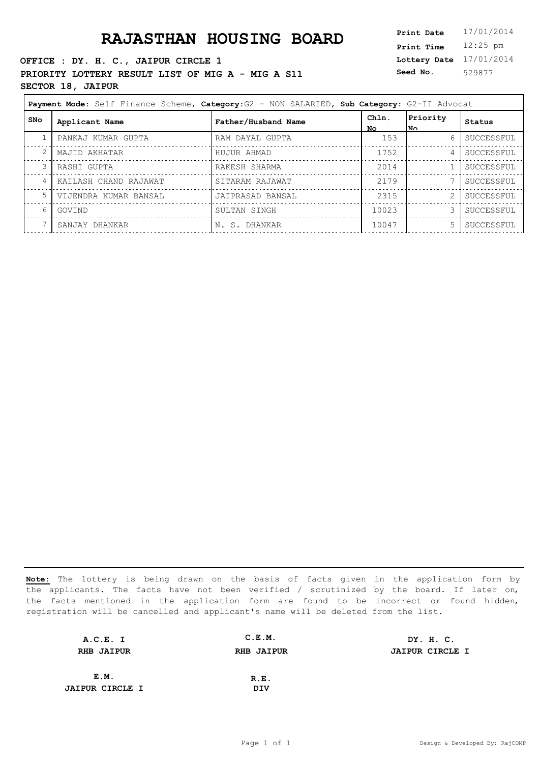# RAJASTHAN HOUSING BOARD

**Print Date** 17/01/2014
**Print Time** 12:25 pm
**Lottery Date** 17/01/2014
**Seed No.** 529877

**OFFICE : DY. H. C., JAIPUR CIRCLE 1**

**PRIORITY LOTTERY RESULT LIST OF MIG A - MIG A S11**

**SECTOR 18, JAIPUR**

**Payment Mode:** Self Finance Scheme, **Category:**G2 - NON SALARIED, **Sub Category:** G2-II Advocat

| SNo | Applicant Name | Father/Husband Name | Chln. No | Priority No | Status |
|---|---|---|---|---|---|
| 1 | PANKAJ KUMAR GUPTA | RAM DAYAL GUPTA | 153 | 6 | SUCCESSFUL |
| 2 | MAJID AKHATAR | HUJUR AHMAD | 1752 | 4 | SUCCESSFUL |
| 3 | RASHI GUPTA | RAKESH SHARMA | 2014 | 1 | SUCCESSFUL |
| 4 | KAILASH CHAND RAJAWAT | SITARAM RAJAWAT | 2179 | 7 | SUCCESSFUL |
| 5 | VIJENDRA KUMAR BANSAL | JAIPRASAD BANSAL | 2315 | 2 | SUCCESSFUL |
| 6 | GOVIND | SULTAN SINGH | 10023 | 3 | SUCCESSFUL |
| 7 | SANJAY DHANKAR | N. S. DHANKAR | 10047 | 5 | SUCCESSFUL |

**Note:** The lottery is being drawn on the basis of facts given in the application form by the applicants. The facts have not been verified / scrutinized by the board. If later on, the facts mentioned in the application form are found to be incorrect or found hidden, registration will be cancelled and applicant's name will be deleted from the list.

**A.C.E. I**
**RHB JAIPUR**

**C.E.M.**
**RHB JAIPUR**

**DY. H. C.**
**JAIPUR CIRCLE I**

**E.M.**
**JAIPUR CIRCLE I**

**R.E.**
**DIV**

Design & Developed By: RajCOMP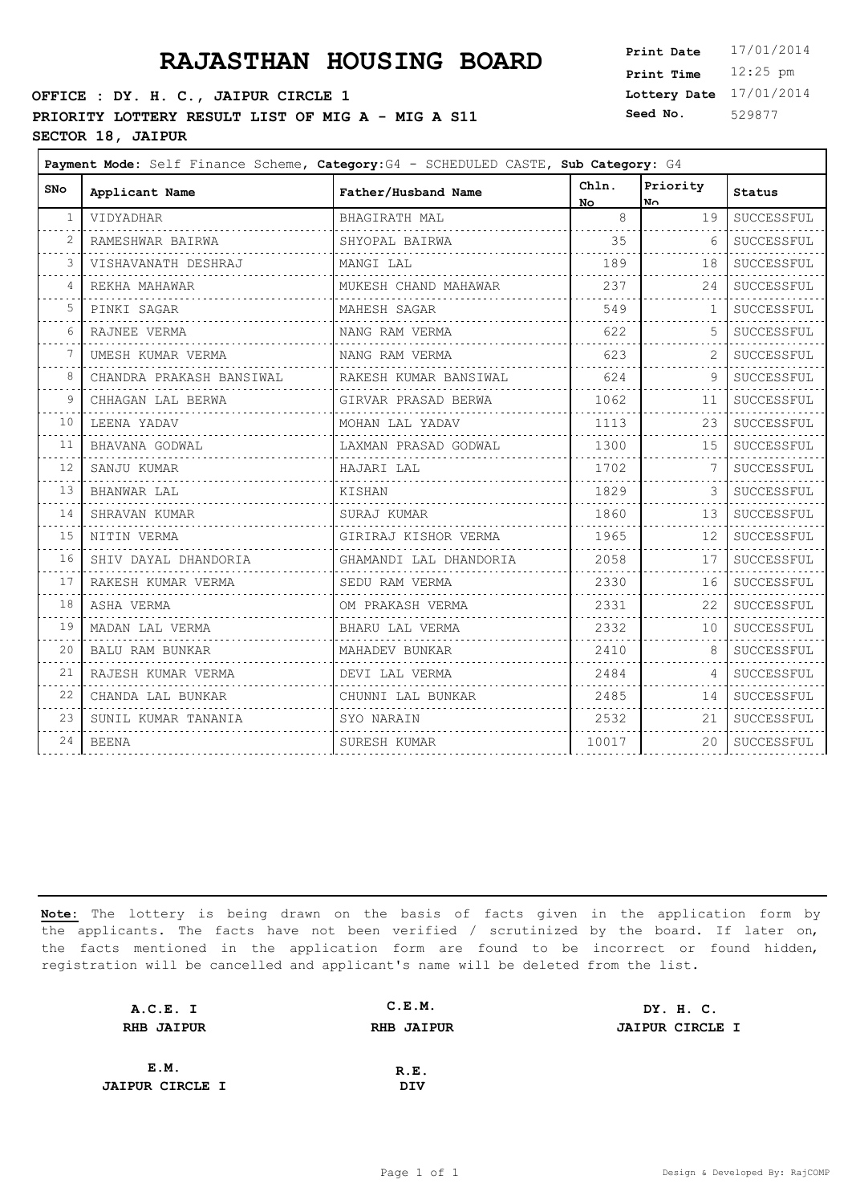# RAJASTHAN HOUSING BOARD

**OFFICE : DY. H. C., JAIPUR CIRCLE 1**
**PRIORITY LOTTERY RESULT LIST OF MIG A - MIG A S11**
**SECTOR 18, JAIPUR**

**Print Date** 17/01/2014
**Print Time** 12:25 pm
**Lottery Date** 17/01/2014
**Seed No.** 529877

**Payment Mode:** Self Finance Scheme, **Category:** G4 - SCHEDULED CASTE, **Sub Category:** G4

| SNo | Applicant Name | Father/Husband Name | Chln. No | Priority No | Status |
|---|---|---|---|---|---|
| 1 | VIDYADHAR | BHAGIRATH MAL | 8 | 19 | SUCCESSFUL |
| 2 | RAMESHWAR BAIRWA | SHYOPAL BAIRWA | 35 | 6 | SUCCESSFUL |
| 3 | VISHAVANATH DESHRAJ | MANGI LAL | 189 | 18 | SUCCESSFUL |
| 4 | REKHA MAHAWAR | MUKESH CHAND MAHAWAR | 237 | 24 | SUCCESSFUL |
| 5 | PINKI SAGAR | MAHESH SAGAR | 549 | 1 | SUCCESSFUL |
| 6 | RAJNEE VERMA | NANG RAM VERMA | 622 | 5 | SUCCESSFUL |
| 7 | UMESH KUMAR VERMA | NANG RAM VERMA | 623 | 2 | SUCCESSFUL |
| 8 | CHANDRA PRAKASH BANSIWAL | RAKESH KUMAR BANSIWAL | 624 | 9 | SUCCESSFUL |
| 9 | CHHAGAN LAL BERWA | GIRVAR PRASAD BERWA | 1062 | 11 | SUCCESSFUL |
| 10 | LEENA YADAV | MOHAN LAL YADAV | 1113 | 23 | SUCCESSFUL |
| 11 | BHAVANA GODWAL | LAXMAN PRASAD GODWAL | 1300 | 15 | SUCCESSFUL |
| 12 | SANJU KUMAR | HAJARI LAL | 1702 | 7 | SUCCESSFUL |
| 13 | BHANWAR LAL | KISHAN | 1829 | 3 | SUCCESSFUL |
| 14 | SHRAVAN KUMAR | SURAJ KUMAR | 1860 | 13 | SUCCESSFUL |
| 15 | NITIN VERMA | GIRIRAJ KISHOR VERMA | 1965 | 12 | SUCCESSFUL |
| 16 | SHIV DAYAL DHANDORIA | GHAMANDI LAL DHANDORIA | 2058 | 17 | SUCCESSFUL |
| 17 | RAKESH KUMAR VERMA | SEDU RAM VERMA | 2330 | 16 | SUCCESSFUL |
| 18 | ASHA VERMA | OM PRAKASH VERMA | 2331 | 22 | SUCCESSFUL |
| 19 | MADAN LAL VERMA | BHARU LAL VERMA | 2332 | 10 | SUCCESSFUL |
| 20 | BALU RAM BUNKAR | MAHADEV BUNKAR | 2410 | 8 | SUCCESSFUL |
| 21 | RAJESH KUMAR VERMA | DEVI LAL VERMA | 2484 | 4 | SUCCESSFUL |
| 22 | CHANDA LAL BUNKAR | CHUNNI LAL BUNKAR | 2485 | 14 | SUCCESSFUL |
| 23 | SUNIL KUMAR TANANIA | SYO NARAIN | 2532 | 21 | SUCCESSFUL |
| 24 | BEENA | SURESH KUMAR | 10017 | 20 | SUCCESSFUL |

**Note:** The lottery is being drawn on the basis of facts given in the application form by the applicants. The facts have not been verified / scrutinized by the board. If later on, the facts mentioned in the application form are found to be incorrect or found hidden, registration will be cancelled and applicant's name will be deleted from the list.

**A.C.E. I**
**RHB JAIPUR**

**C.E.M.**
**RHB JAIPUR**

**DY. H. C.**
**JAIPUR CIRCLE I**

**E.M.**
**JAIPUR CIRCLE I**

**R.E.**
**DIV**

Design & Developed By: RajCOMP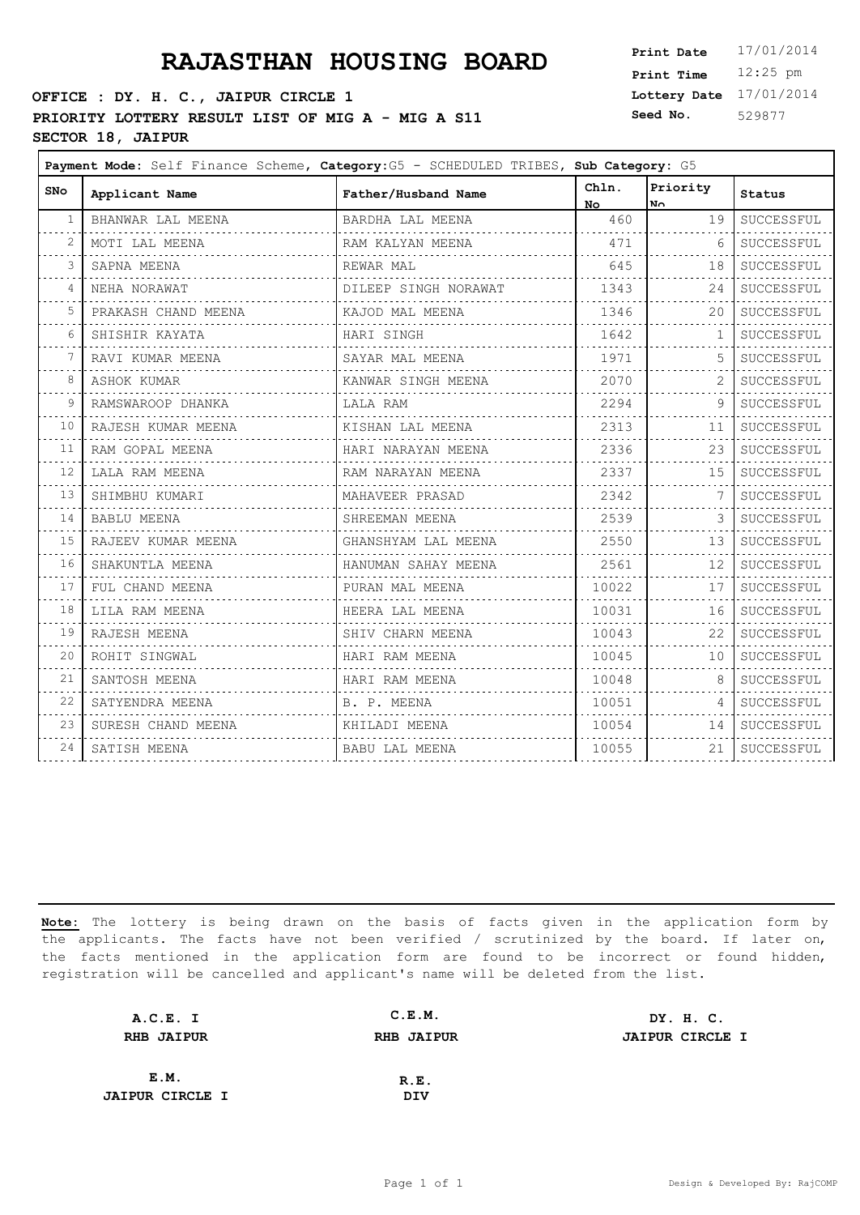# RAJASTHAN HOUSING BOARD

**OFFICE : DY. H. C., JAIPUR CIRCLE 1**

**PRIORITY LOTTERY RESULT LIST OF MIG A - MIG A S11**

**SECTOR 18, JAIPUR**

**Print Date** 17/01/2014
**Print Time** 12:25 pm
**Lottery Date** 17/01/2014
**Seed No.** 529877

**Payment Mode:** Self Finance Scheme, **Category:** G5 - SCHEDULED TRIBES, **Sub Category:** G5

| SNo | Applicant Name | Father/Husband Name | Chln. No | Priority No | Status |
|---|---|---|---|---|---|
| 1 | BHANWAR LAL MEENA | BARDHA LAL MEENA | 460 | 19 | SUCCESSFUL |
| 2 | MOTI LAL MEENA | RAM KALYAN MEENA | 471 | 6 | SUCCESSFUL |
| 3 | SAPNA MEENA | REWAR MAL | 645 | 18 | SUCCESSFUL |
| 4 | NEHA NORAWAT | DILEEP SINGH NORAWAT | 1343 | 24 | SUCCESSFUL |
| 5 | PRAKASH CHAND MEENA | KAJOD MAL MEENA | 1346 | 20 | SUCCESSFUL |
| 6 | SHISHIR KAYATA | HARI SINGH | 1642 | 1 | SUCCESSFUL |
| 7 | RAVI KUMAR MEENA | SAYAR MAL MEENA | 1971 | 5 | SUCCESSFUL |
| 8 | ASHOK KUMAR | KANWAR SINGH MEENA | 2070 | 2 | SUCCESSFUL |
| 9 | RAMSWAROOP DHANKA | LALA RAM | 2294 | 9 | SUCCESSFUL |
| 10 | RAJESH KUMAR MEENA | KISHAN LAL MEENA | 2313 | 11 | SUCCESSFUL |
| 11 | RAM GOPAL MEENA | HARI NARAYAN MEENA | 2336 | 23 | SUCCESSFUL |
| 12 | LALA RAM MEENA | RAM NARAYAN MEENA | 2337 | 15 | SUCCESSFUL |
| 13 | SHIMBHU KUMARI | MAHAVEER PRASAD | 2342 | 7 | SUCCESSFUL |
| 14 | BABLU MEENA | SHREEMAN MEENA | 2539 | 3 | SUCCESSFUL |
| 15 | RAJEEV KUMAR MEENA | GHANSHYAM LAL MEENA | 2550 | 13 | SUCCESSFUL |
| 16 | SHAKUNTLA MEENA | HANUMAN SAHAY MEENA | 2561 | 12 | SUCCESSFUL |
| 17 | FUL CHAND MEENA | PURAN MAL MEENA | 10022 | 17 | SUCCESSFUL |
| 18 | LILA RAM MEENA | HEERA LAL MEENA | 10031 | 16 | SUCCESSFUL |
| 19 | RAJESH MEENA | SHIV CHARN MEENA | 10043 | 22 | SUCCESSFUL |
| 20 | ROHIT SINGWAL | HARI RAM MEENA | 10045 | 10 | SUCCESSFUL |
| 21 | SANTOSH MEENA | HARI RAM MEENA | 10048 | 8 | SUCCESSFUL |
| 22 | SATYENDRA MEENA | B. P. MEENA | 10051 | 4 | SUCCESSFUL |
| 23 | SURESH CHAND MEENA | KHILADI MEENA | 10054 | 14 | SUCCESSFUL |
| 24 | SATISH MEENA | BABU LAL MEENA | 10055 | 21 | SUCCESSFUL |

**Note:** The lottery is being drawn on the basis of facts given in the application form by the applicants. The facts have not been verified / scrutinized by the board. If later on, the facts mentioned in the application form are found to be incorrect or found hidden, registration will be cancelled and applicant's name will be deleted from the list.

**A.C.E. I**
**RHB JAIPUR**

**C.E.M.**
**RHB JAIPUR**

**DY. H. C.**
**JAIPUR CIRCLE I**

**E.M.**
**JAIPUR CIRCLE I**

**R.E.**
**DIV**

Design & Developed By: RajCOMP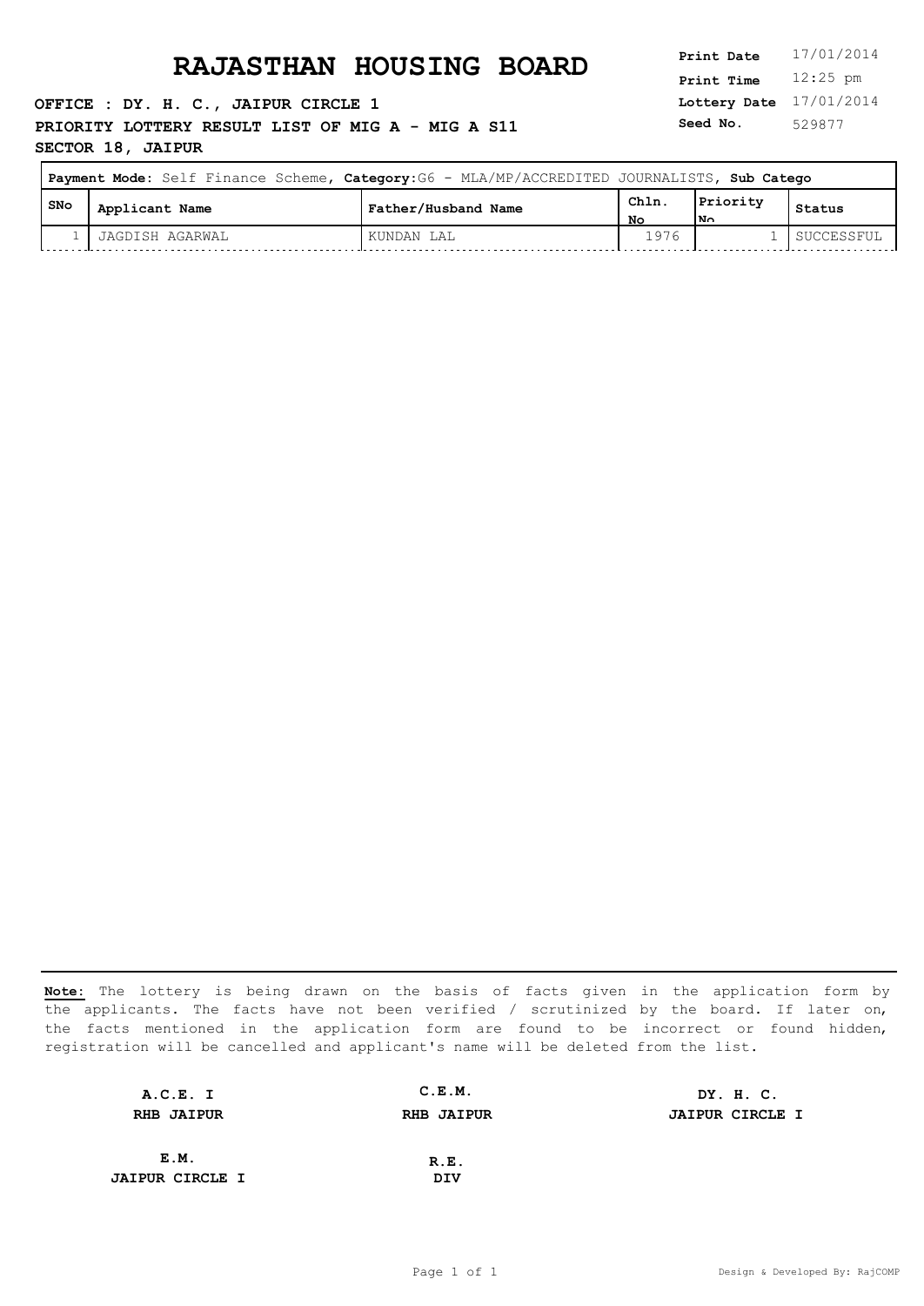# RAJASTHAN HOUSING BOARD

**Print Date** 17/01/2014
**Print Time** 12:25 pm
**Lottery Date** 17/01/2014
**Seed No.** 529877

**OFFICE : DY. H. C., JAIPUR CIRCLE 1**
**PRIORITY LOTTERY RESULT LIST OF MIG A - MIG A S11**
**SECTOR 18, JAIPUR**

**Payment Mode:** Self Finance Scheme, **Category:**G6 - MLA/MP/ACCREDITED JOURNALISTS, **Sub Catego**

| SNo | Applicant Name | Father/Husband Name | Chln. No | Priority No | Status |
|---|---|---|---|---|---|
| 1 | JAGDISH AGARWAL | KUNDAN LAL | 1976 | 1 | SUCCESSFUL |

**Note:** The lottery is being drawn on the basis of facts given in the application form by the applicants. The facts have not been verified / scrutinized by the board. If later on, the facts mentioned in the application form are found to be incorrect or found hidden, registration will be cancelled and applicant's name will be deleted from the list.

| | | |
|---|---|---|
| **A.C.E. I**<br>**RHB JAIPUR** | **C.E.M.**<br>**RHB JAIPUR** | **DY. H. C.**<br>**JAIPUR CIRCLE I** |
| **E.M.**<br>**JAIPUR CIRCLE I** | **R.E.**<br>**DIV** | |

Design & Developed By: RajCOMP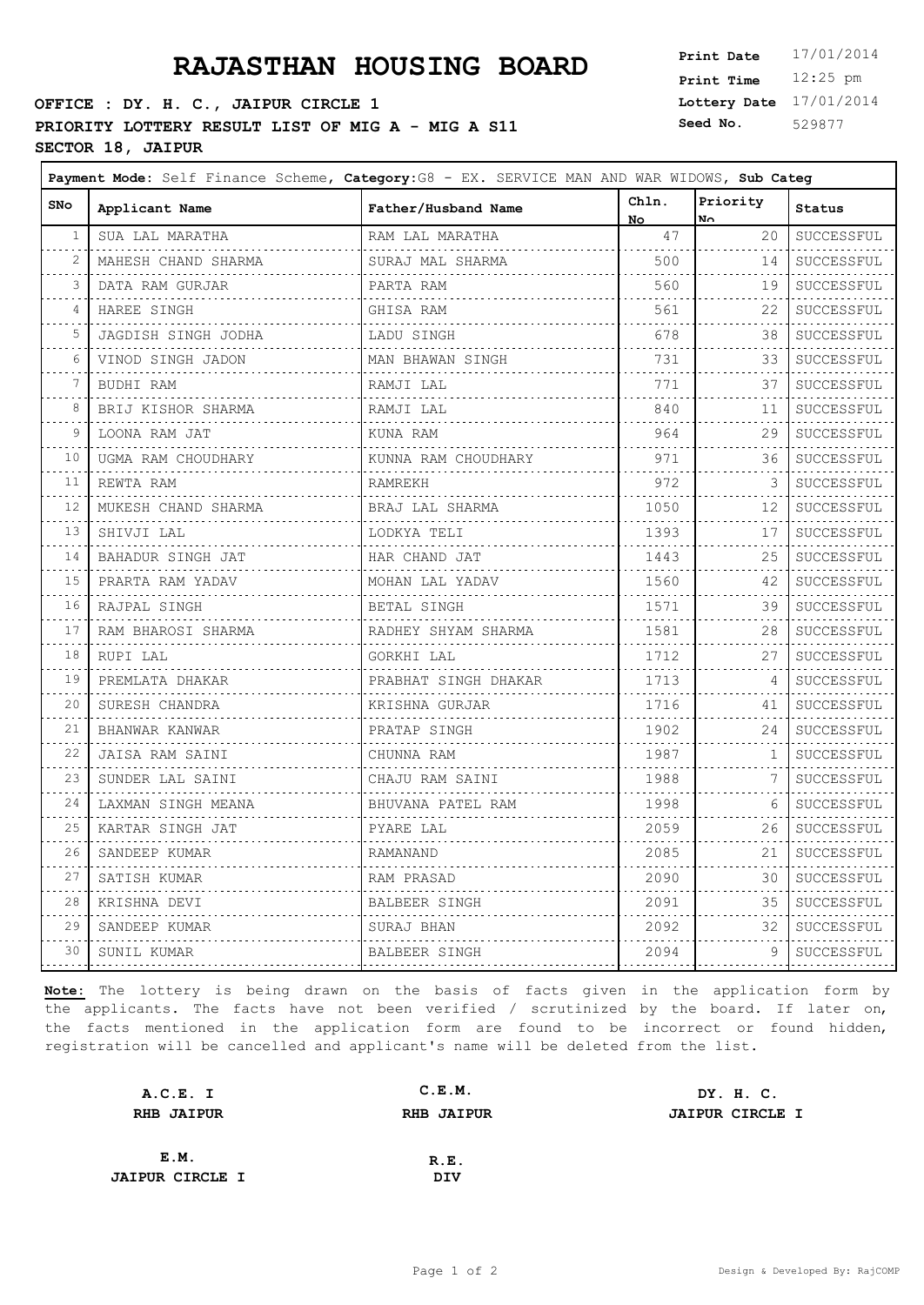# RAJASTHAN HOUSING BOARD

**Print Date** 17/01/2014
**Print Time** 12:25 pm
**Lottery Date** 17/01/2014
**Seed No.** 529877

**OFFICE : DY. H. C., JAIPUR CIRCLE 1**

**PRIORITY LOTTERY RESULT LIST OF MIG A - MIG A S11**

**SECTOR 18, JAIPUR**

**Payment Mode:** Self Finance Scheme, **Category**:G8 - EX. SERVICE MAN AND WAR WIDOWS, **Sub Categ**

| SNo | Applicant Name | Father/Husband Name | Chln. No | Priority No | Status |
|---|---|---|---|---|---|
| 1 | SUA LAL MARATHA | RAM LAL MARATHA | 47 | 20 | SUCCESSFUL |
| 2 | MAHESH CHAND SHARMA | SURAJ MAL SHARMA | 500 | 14 | SUCCESSFUL |
| 3 | DATA RAM GURJAR | PARTA RAM | 560 | 19 | SUCCESSFUL |
| 4 | HAREE SINGH | GHISA RAM | 561 | 22 | SUCCESSFUL |
| 5 | JAGDISH SINGH JODHA | LADU SINGH | 678 | 38 | SUCCESSFUL |
| 6 | VINOD SINGH JADON | MAN BHAWAN SINGH | 731 | 33 | SUCCESSFUL |
| 7 | BUDHI RAM | RAMJI LAL | 771 | 37 | SUCCESSFUL |
| 8 | BRIJ KISHOR SHARMA | RAMJI LAL | 840 | 11 | SUCCESSFUL |
| 9 | LOONA RAM JAT | KUNA RAM | 964 | 29 | SUCCESSFUL |
| 10 | UGMA RAM CHOUDHARY | KUNNA RAM CHOUDHARY | 971 | 36 | SUCCESSFUL |
| 11 | REWTA RAM | RAMREKH | 972 | 3 | SUCCESSFUL |
| 12 | MUKESH CHAND SHARMA | BRAJ LAL SHARMA | 1050 | 12 | SUCCESSFUL |
| 13 | SHIVJI LAL | LODKYA TELI | 1393 | 17 | SUCCESSFUL |
| 14 | BAHADUR SINGH JAT | HAR CHAND JAT | 1443 | 25 | SUCCESSFUL |
| 15 | PRARTA RAM YADAV | MOHAN LAL YADAV | 1560 | 42 | SUCCESSFUL |
| 16 | RAJPAL SINGH | BETAL SINGH | 1571 | 39 | SUCCESSFUL |
| 17 | RAM BHAROSI SHARMA | RADHEY SHYAM SHARMA | 1581 | 28 | SUCCESSFUL |
| 18 | RUPI LAL | GORKHI LAL | 1712 | 27 | SUCCESSFUL |
| 19 | PREMLATA DHAKAR | PRABHAT SINGH DHAKAR | 1713 | 4 | SUCCESSFUL |
| 20 | SURESH CHANDRA | KRISHNA GURJAR | 1716 | 41 | SUCCESSFUL |
| 21 | BHANWAR KANWAR | PRATAP SINGH | 1902 | 24 | SUCCESSFUL |
| 22 | JAISA RAM SAINI | CHUNNA RAM | 1987 | 1 | SUCCESSFUL |
| 23 | SUNDER LAL SAINI | CHAJU RAM SAINI | 1988 | 7 | SUCCESSFUL |
| 24 | LAXMAN SINGH MEANA | BHUVANA PATEL RAM | 1998 | 6 | SUCCESSFUL |
| 25 | KARTAR SINGH JAT | PYARE LAL | 2059 | 26 | SUCCESSFUL |
| 26 | SANDEEP KUMAR | RAMANAND | 2085 | 21 | SUCCESSFUL |
| 27 | SATISH KUMAR | RAM PRASAD | 2090 | 30 | SUCCESSFUL |
| 28 | KRISHNA DEVI | BALBEER SINGH | 2091 | 35 | SUCCESSFUL |
| 29 | SANDEEP KUMAR | SURAJ BHAN | 2092 | 32 | SUCCESSFUL |
| 30 | SUNIL KUMAR | BALBEER SINGH | 2094 | 9 | SUCCESSFUL |

**Note:** The lottery is being drawn on the basis of facts given in the application form by the applicants. The facts have not been verified / scrutinized by the board. If later on, the facts mentioned in the application form are found to be incorrect or found hidden, registration will be cancelled and applicant's name will be deleted from the list.

| | | |
|---|---|---|
| **A.C.E. I**<br>**RHB JAIPUR** | **C.E.M.**<br>**RHB JAIPUR** | **DY. H. C.**<br>**JAIPUR CIRCLE I** |
| **E.M.**<br>**JAIPUR CIRCLE I** | **R.E.**<br>**DIV** | |

Design & Developed By: RajCOMP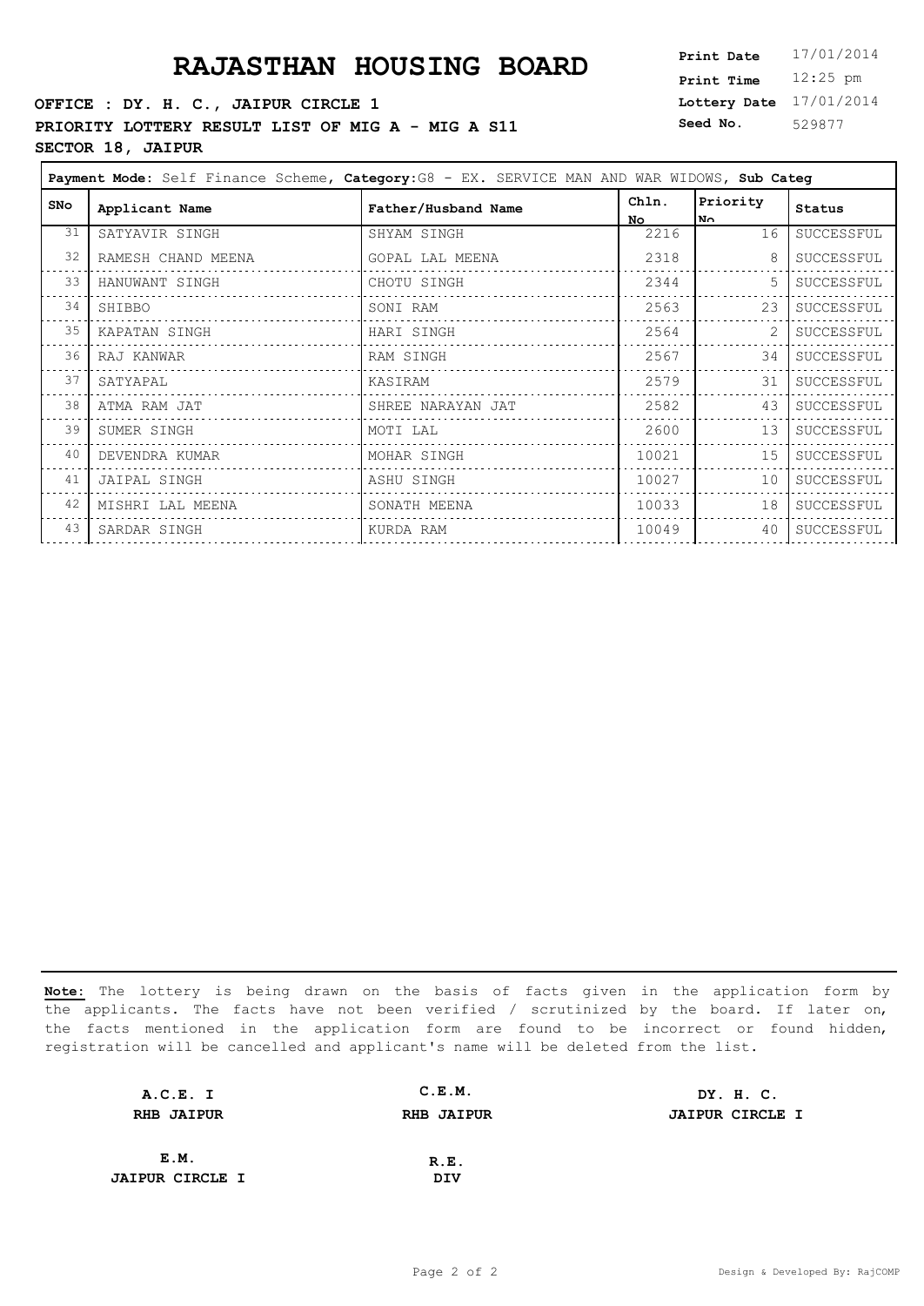# RAJASTHAN HOUSING BOARD

**OFFICE : DY. H. C., JAIPUR CIRCLE 1**

**PRIORITY LOTTERY RESULT LIST OF MIG A - MIG A S11**

**SECTOR 18, JAIPUR**

**Print Date** 17/01/2014
**Print Time** 12:25 pm
**Lottery Date** 17/01/2014
**Seed No.** 529877

**Payment Mode:** Self Finance Scheme, **Category:** G8 - EX. SERVICE MAN AND WAR WIDOWS, **Sub Categ**

| SNo | Applicant Name | Father/Husband Name | Chln. No | Priority No | Status |
|---|---|---|---|---|---|
| 31 | SATYAVIR SINGH | SHYAM SINGH | 2216 | 16 | SUCCESSFUL |
| 32 | RAMESH CHAND MEENA | GOPAL LAL MEENA | 2318 | 8 | SUCCESSFUL |
| 33 | HANUWANT SINGH | CHOTU SINGH | 2344 | 5 | SUCCESSFUL |
| 34 | SHIBBO | SONI RAM | 2563 | 23 | SUCCESSFUL |
| 35 | KAPATAN SINGH | HARI SINGH | 2564 | 2 | SUCCESSFUL |
| 36 | RAJ KANWAR | RAM SINGH | 2567 | 34 | SUCCESSFUL |
| 37 | SATYAPAL | KASIRAM | 2579 | 31 | SUCCESSFUL |
| 38 | ATMA RAM JAT | SHREE NARAYAN JAT | 2582 | 43 | SUCCESSFUL |
| 39 | SUMER SINGH | MOTI LAL | 2600 | 13 | SUCCESSFUL |
| 40 | DEVENDRA KUMAR | MOHAR SINGH | 10021 | 15 | SUCCESSFUL |
| 41 | JAIPAL SINGH | ASHU SINGH | 10027 | 10 | SUCCESSFUL |
| 42 | MISHRI LAL MEENA | SONATH MEENA | 10033 | 18 | SUCCESSFUL |
| 43 | SARDAR SINGH | KURDA RAM | 10049 | 40 | SUCCESSFUL |

**Note:** The lottery is being drawn on the basis of facts given in the application form by the applicants. The facts have not been verified / scrutinized by the board. If later on, the facts mentioned in the application form are found to be incorrect or found hidden, registration will be cancelled and applicant's name will be deleted from the list.

| A.C.E. I | C.E.M. | DY. H. C. |
|---|---|---|
| RHB JAIPUR | RHB JAIPUR | JAIPUR CIRCLE I |
| E.M. | R.E. | |
| JAIPUR CIRCLE I | DIV | |

Design & Developed By: RajCOMP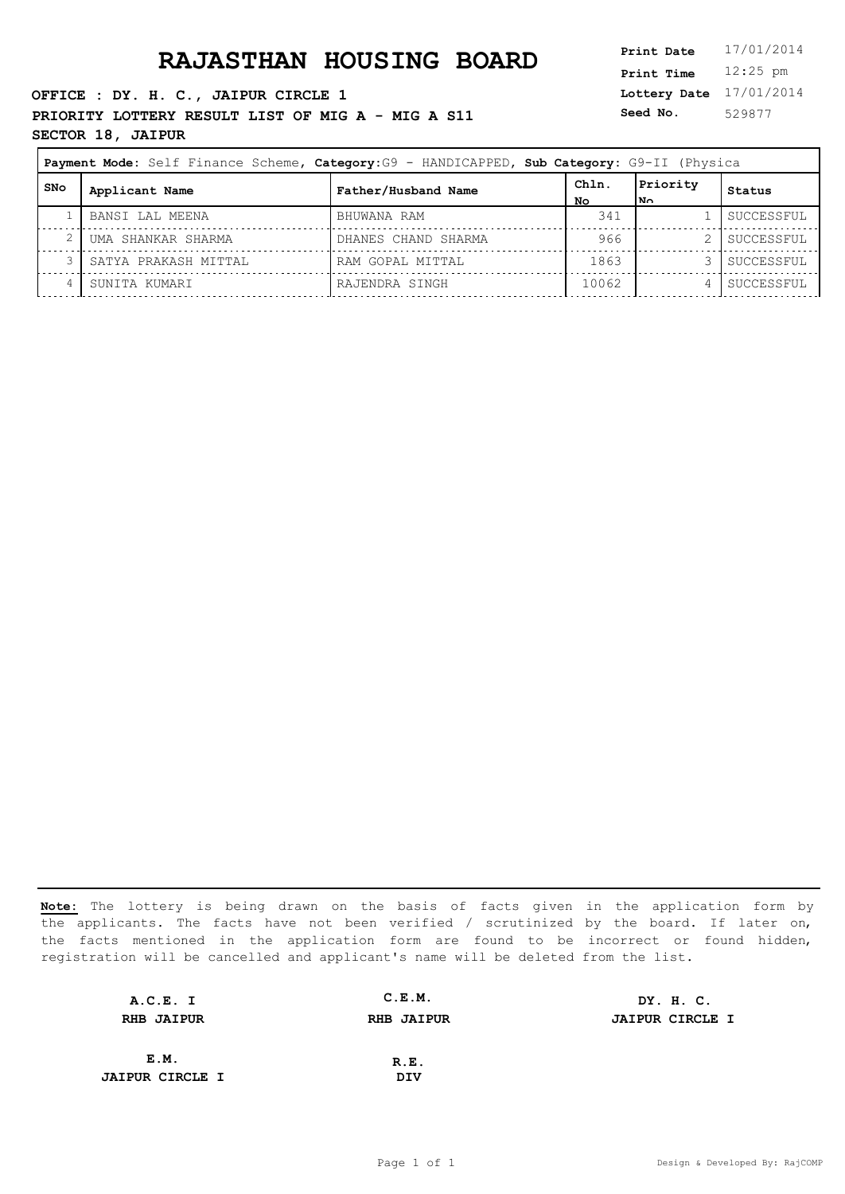# RAJASTHAN HOUSING BOARD

**Print Date** 17/01/2014
**Print Time** 12:25 pm
**Lottery Date** 17/01/2014
**Seed No.** 529877

**OFFICE : DY. H. C., JAIPUR CIRCLE 1**
**PRIORITY LOTTERY RESULT LIST OF MIG A - MIG A S11**
**SECTOR 18, JAIPUR**

**Payment Mode:** Self Finance Scheme, **Category:**G9 - HANDICAPPED, **Sub Category:** G9-II (Physica

| SNo | Applicant Name | Father/Husband Name | Chln. No | Priority No | Status |
|---|---|---|---|---|---|
| 1 | BANSI LAL MEENA | BHUWANA RAM | 341 | 1 | SUCCESSFUL |
| 2 | UMA SHANKAR SHARMA | DHANES CHAND SHARMA | 966 | 2 | SUCCESSFUL |
| 3 | SATYA PRAKASH MITTAL | RAM GOPAL MITTAL | 1863 | 3 | SUCCESSFUL |
| 4 | SUNITA KUMARI | RAJENDRA SINGH | 10062 | 4 | SUCCESSFUL |

**Note:** The lottery is being drawn on the basis of facts given in the application form by the applicants. The facts have not been verified / scrutinized by the board. If later on, the facts mentioned in the application form are found to be incorrect or found hidden, registration will be cancelled and applicant's name will be deleted from the list.

**A.C.E. I**
**RHB JAIPUR**

**C.E.M.**
**RHB JAIPUR**

**DY. H. C.**
**JAIPUR CIRCLE I**

**E.M.**
**JAIPUR CIRCLE I**

**R.E.**
**DIV**

Design & Developed By: RajCOMP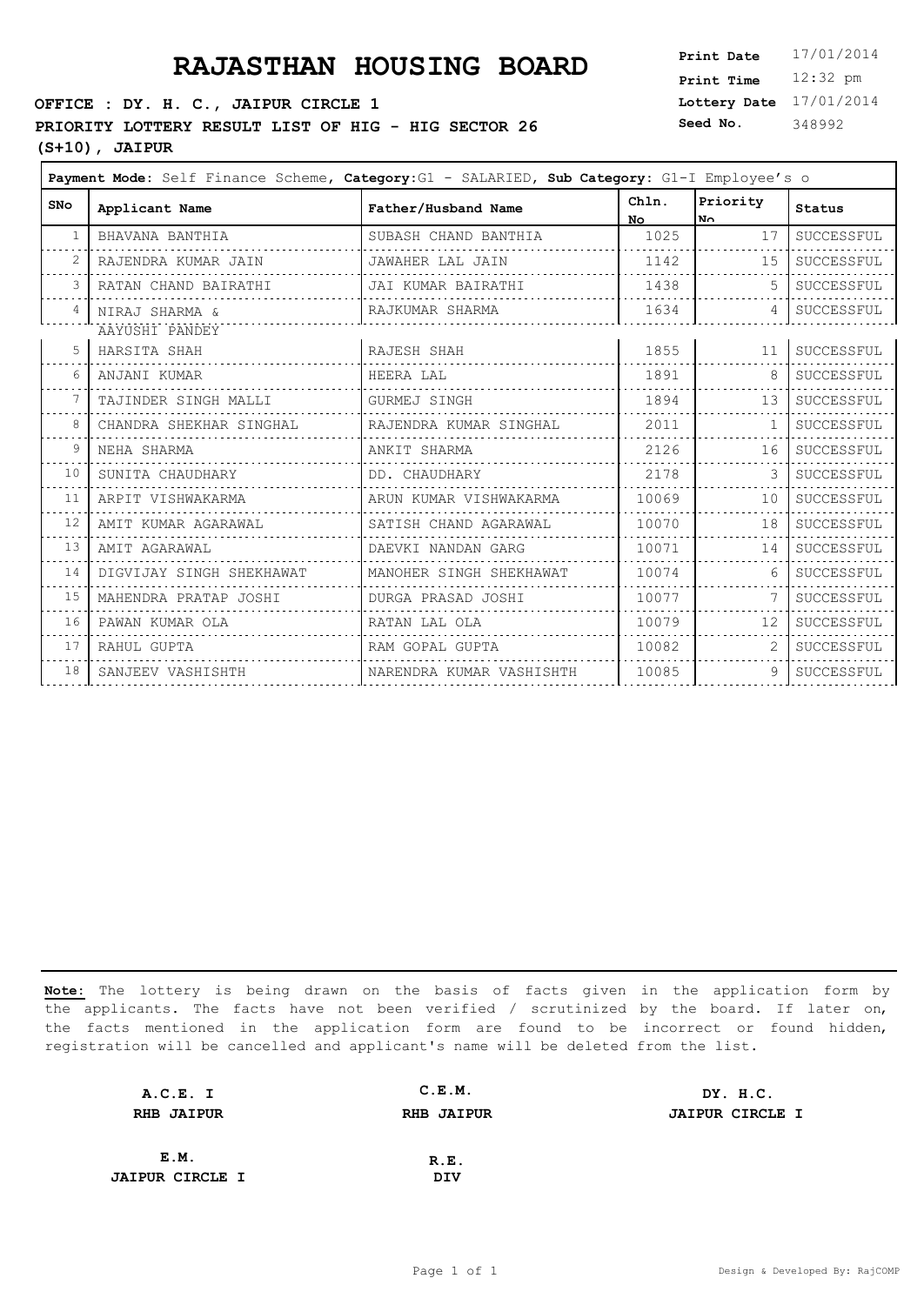# RAJASTHAN HOUSING BOARD

**OFFICE : DY. H. C., JAIPUR CIRCLE 1**

**PRIORITY LOTTERY RESULT LIST OF HIG - HIG SECTOR 26 (S+10), JAIPUR**

**Print Date** 17/01/2014
**Print Time** 12:32 pm
**Lottery Date** 17/01/2014
**Seed No.** 348992

**Payment Mode:** Self Finance Scheme, **Category:**G1 - SALARIED, **Sub Category:** G1-I Employee's o

| SNo | Applicant Name | Father/Husband Name | Chln. No | Priority No | Status |
|---|---|---|---|---|---|
| 1 | BHAVANA BANTHIA | SUBASH CHAND BANTHIA | 1025 | 17 | SUCCESSFUL |
| 2 | RAJENDRA KUMAR JAIN | JAWAHER LAL JAIN | 1142 | 15 | SUCCESSFUL |
| 3 | RATAN CHAND BAIRATHI | JAI KUMAR BAIRATHI | 1438 | 5 | SUCCESSFUL |
| 4 | NIRAJ SHARMA & AAYUSHI PANDEY | RAJKUMAR SHARMA | 1634 | 4 | SUCCESSFUL |
| 5 | HARSITA SHAH | RAJESH SHAH | 1855 | 11 | SUCCESSFUL |
| 6 | ANJANI KUMAR | HEERA LAL | 1891 | 8 | SUCCESSFUL |
| 7 | TAJINDER SINGH MALLI | GURMEJ SINGH | 1894 | 13 | SUCCESSFUL |
| 8 | CHANDRA SHEKHAR SINGHAL | RAJENDRA KUMAR SINGHAL | 2011 | 1 | SUCCESSFUL |
| 9 | NEHA SHARMA | ANKIT SHARMA | 2126 | 16 | SUCCESSFUL |
| 10 | SUNITA CHAUDHARY | DD. CHAUDHARY | 2178 | 3 | SUCCESSFUL |
| 11 | ARPIT VISHWAKARMA | ARUN KUMAR VISHWAKARMA | 10069 | 10 | SUCCESSFUL |
| 12 | AMIT KUMAR AGARAWAL | SATISH CHAND AGARAWAL | 10070 | 18 | SUCCESSFUL |
| 13 | AMIT AGARAWAL | DAEVKI NANDAN GARG | 10071 | 14 | SUCCESSFUL |
| 14 | DIGVIJAY SINGH SHEKHAWAT | MANOHER SINGH SHEKHAWAT | 10074 | 6 | SUCCESSFUL |
| 15 | MAHENDRA PRATAP JOSHI | DURGA PRASAD JOSHI | 10077 | 7 | SUCCESSFUL |
| 16 | PAWAN KUMAR OLA | RATAN LAL OLA | 10079 | 12 | SUCCESSFUL |
| 17 | RAHUL GUPTA | RAM GOPAL GUPTA | 10082 | 2 | SUCCESSFUL |
| 18 | SANJEEV VASHISHTH | NARENDRA KUMAR VASHISHTH | 10085 | 9 | SUCCESSFUL |

**Note:** The lottery is being drawn on the basis of facts given in the application form by the applicants. The facts have not been verified / scrutinized by the board. If later on, the facts mentioned in the application form are found to be incorrect or found hidden, registration will be cancelled and applicant's name will be deleted from the list.

| **A.C.E. I**<br>**RHB JAIPUR** | **C.E.M.**<br>**RHB JAIPUR** | **DY. H.C.**<br>**JAIPUR CIRCLE I** |
|---|---|---|
| **E.M.**<br>**JAIPUR CIRCLE I** | **R.E.**<br>**DIV** | |

Design & Developed By: RajCOMP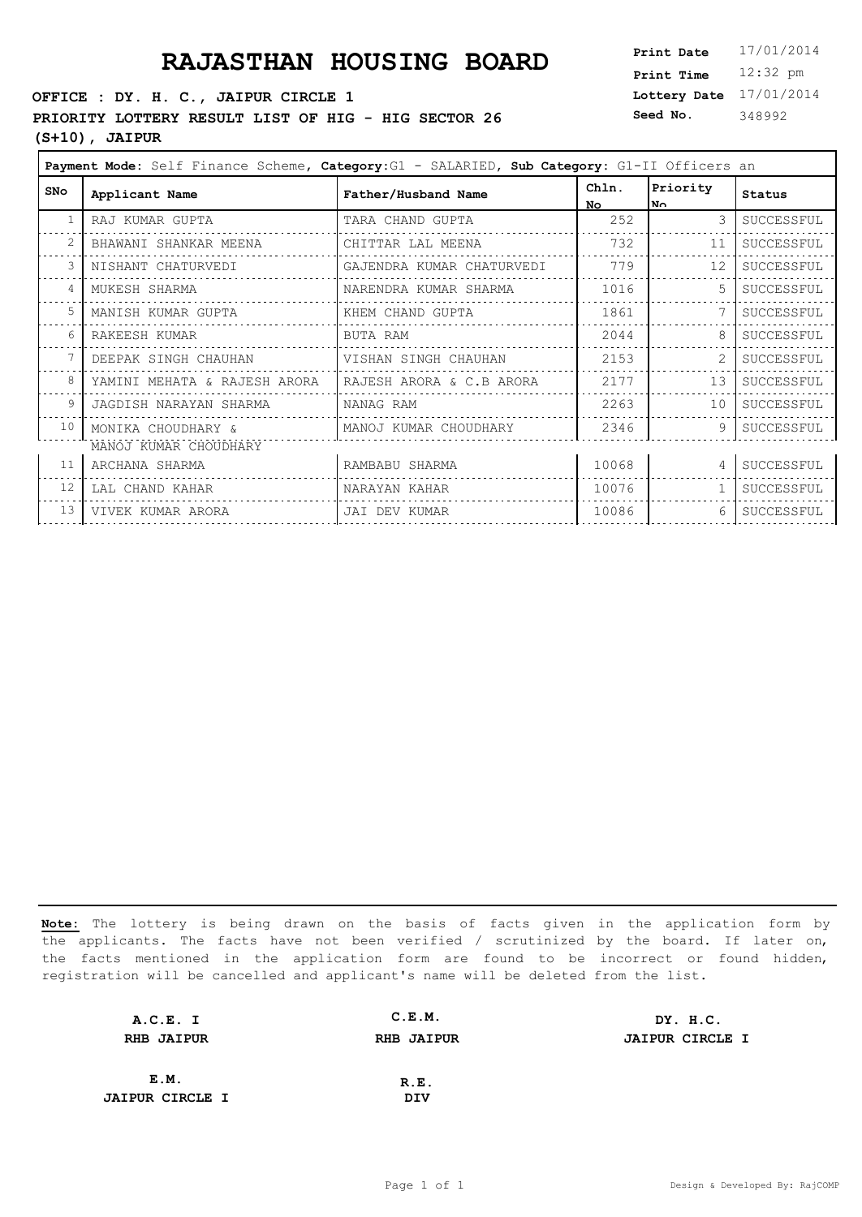# RAJASTHAN HOUSING BOARD

**Print Date** 17/01/2014
**Print Time** 12:32 pm
**Lottery Date** 17/01/2014
**Seed No.** 348992

**OFFICE : DY. H. C., JAIPUR CIRCLE 1**

**PRIORITY LOTTERY RESULT LIST OF HIG - HIG SECTOR 26 (S+10), JAIPUR**

**Payment Mode:** Self Finance Scheme, **Category:**G1 - SALARIED, **Sub Category:** G1-II Officers an

| SNo | Applicant Name | Father/Husband Name | Chln. No | Priority No | Status |
|---|---|---|---|---|---|
| 1 | RAJ KUMAR GUPTA | TARA CHAND GUPTA | 252 | 3 | SUCCESSFUL |
| 2 | BHAWANI SHANKAR MEENA | CHITTAR LAL MEENA | 732 | 11 | SUCCESSFUL |
| 3 | NISHANT CHATURVEDI | GAJENDRA KUMAR CHATURVEDI | 779 | 12 | SUCCESSFUL |
| 4 | MUKESH SHARMA | NARENDRA KUMAR SHARMA | 1016 | 5 | SUCCESSFUL |
| 5 | MANISH KUMAR GUPTA | KHEM CHAND GUPTA | 1861 | 7 | SUCCESSFUL |
| 6 | RAKEESH KUMAR | BUTA RAM | 2044 | 8 | SUCCESSFUL |
| 7 | DEEPAK SINGH CHAUHAN | VISHAN SINGH CHAUHAN | 2153 | 2 | SUCCESSFUL |
| 8 | YAMINI MEHATA & RAJESH ARORA | RAJESH ARORA & C.B ARORA | 2177 | 13 | SUCCESSFUL |
| 9 | JAGDISH NARAYAN SHARMA | NANAG RAM | 2263 | 10 | SUCCESSFUL |
| 10 | MONIKA CHOUDHARY & MANOJ KUMAR CHOUDHARY | MANOJ KUMAR CHOUDHARY | 2346 | 9 | SUCCESSFUL |
| 11 | ARCHANA SHARMA | RAMBABU SHARMA | 10068 | 4 | SUCCESSFUL |
| 12 | LAL CHAND KAHAR | NARAYAN KAHAR | 10076 | 1 | SUCCESSFUL |
| 13 | VIVEK KUMAR ARORA | JAI DEV KUMAR | 10086 | 6 | SUCCESSFUL |

**Note:** The lottery is being drawn on the basis of facts given in the application form by the applicants. The facts have not been verified / scrutinized by the board. If later on, the facts mentioned in the application form are found to be incorrect or found hidden, registration will be cancelled and applicant's name will be deleted from the list.

| A.C.E. I | C.E.M. | DY. H.C. |
|---|---|---|
| RHB JAIPUR | RHB JAIPUR | JAIPUR CIRCLE I |
| E.M. | R.E. | |
| JAIPUR CIRCLE I | DIV | |

Design & Developed By: RajCOMP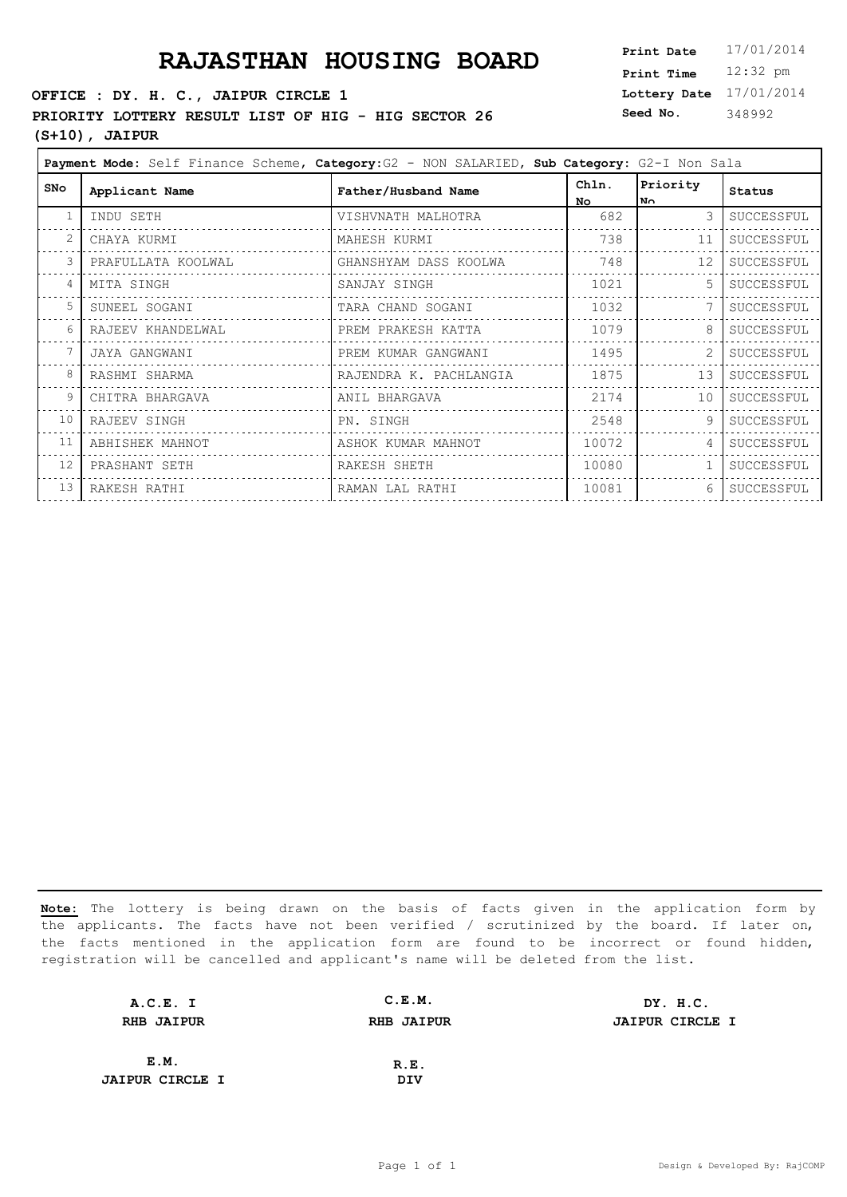# RAJASTHAN HOUSING BOARD

**Print Date** 17/01/2014
**Print Time** 12:32 pm
**Lottery Date** 17/01/2014
**Seed No.** 348992

**OFFICE : DY. H. C., JAIPUR CIRCLE 1**

**PRIORITY LOTTERY RESULT LIST OF HIG - HIG SECTOR 26 (S+10), JAIPUR**

**Payment Mode:** Self Finance Scheme, **Category:**G2 - NON SALARIED, **Sub Category:** G2-I Non Sala

| SNo | Applicant Name | Father/Husband Name | Chln. No | Priority No | Status |
|---|---|---|---|---|---|
| 1 | INDU SETH | VISHVNATH MALHOTRA | 682 | 3 | SUCCESSFUL |
| 2 | CHAYA KURMI | MAHESH KURMI | 738 | 11 | SUCCESSFUL |
| 3 | PRAFULLATA KOOLWAL | GHANSHYAM DASS KOOLWA | 748 | 12 | SUCCESSFUL |
| 4 | MITA SINGH | SANJAY SINGH | 1021 | 5 | SUCCESSFUL |
| 5 | SUNEEL SOGANI | TARA CHAND SOGANI | 1032 | 7 | SUCCESSFUL |
| 6 | RAJEEV KHANDELWAL | PREM PRAKESH KATTA | 1079 | 8 | SUCCESSFUL |
| 7 | JAYA GANGWANI | PREM KUMAR GANGWANI | 1495 | 2 | SUCCESSFUL |
| 8 | RASHMI SHARMA | RAJENDRA K. PACHLANGIA | 1875 | 13 | SUCCESSFUL |
| 9 | CHITRA BHARGAVA | ANIL BHARGAVA | 2174 | 10 | SUCCESSFUL |
| 10 | RAJEEV SINGH | PN. SINGH | 2548 | 9 | SUCCESSFUL |
| 11 | ABHISHEK MAHNOT | ASHOK KUMAR MAHNOT | 10072 | 4 | SUCCESSFUL |
| 12 | PRASHANT SETH | RAKESH SHETH | 10080 | 1 | SUCCESSFUL |
| 13 | RAKESH RATHI | RAMAN LAL RATHI | 10081 | 6 | SUCCESSFUL |

**Note:** The lottery is being drawn on the basis of facts given in the application form by the applicants. The facts have not been verified / scrutinized by the board. If later on, the facts mentioned in the application form are found to be incorrect or found hidden, registration will be cancelled and applicant's name will be deleted from the list.

| | | |
|---|---|---|
| **A.C.E. I**<br>**RHB JAIPUR** | **C.E.M.**<br>**RHB JAIPUR** | **DY. H.C.**<br>**JAIPUR CIRCLE I** |
| **E.M.**<br>**JAIPUR CIRCLE I** | **R.E.**<br>**DIV** | |

Design & Developed By: RajCOMP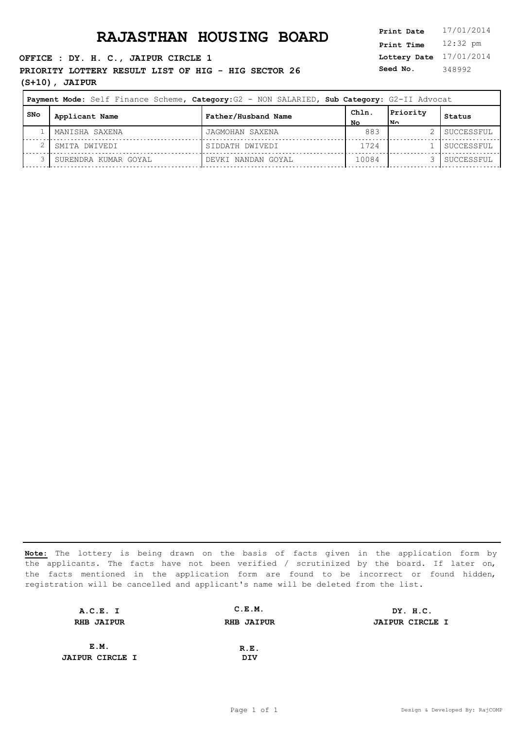# RAJASTHAN HOUSING BOARD

**Print Date** 17/01/2014
**Print Time** 12:32 pm
**Lottery Date** 17/01/2014
**Seed No.** 348992

**OFFICE : DY. H. C., JAIPUR CIRCLE 1**

**PRIORITY LOTTERY RESULT LIST OF HIG - HIG SECTOR 26 (S+10), JAIPUR**

**Payment Mode:** Self Finance Scheme, **Category:** G2 - NON SALARIED, **Sub Category:** G2-II Advocat

| SNo | Applicant Name | Father/Husband Name | Chln. No | Priority No | Status |
|---|---|---|---|---|---|
| 1 | MANISHA SAXENA | JAGMOHAN SAXENA | 883 | 2 | SUCCESSFUL |
| 2 | SMITA DWIVEDI | SIDDATH DWIVEDI | 1724 | 1 | SUCCESSFUL |
| 3 | SURENDRA KUMAR GOYAL | DEVKI NANDAN GOYAL | 10084 | 3 | SUCCESSFUL |

**Note:** The lottery is being drawn on the basis of facts given in the application form by the applicants. The facts have not been verified / scrutinized by the board. If later on, the facts mentioned in the application form are found to be incorrect or found hidden, registration will be cancelled and applicant's name will be deleted from the list.

| | | |
|---|---|---|
| **A.C.E. I** | **C.E.M.** | **DY. H.C.** |
| **RHB JAIPUR** | **RHB JAIPUR** | **JAIPUR CIRCLE I** |
| **E.M.** | **R.E.** | |
| **JAIPUR CIRCLE I** | **DIV** | |

Design & Developed By: RajCOMP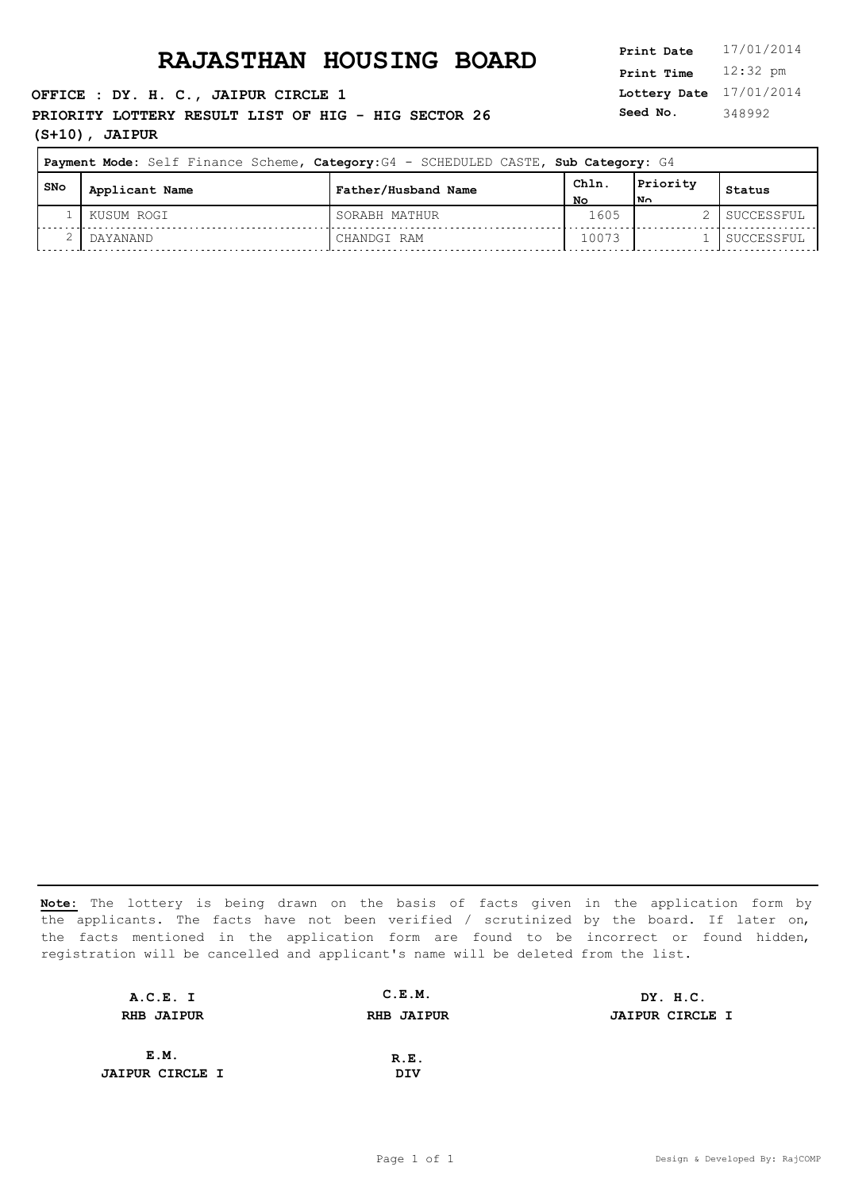# RAJASTHAN HOUSING BOARD

**OFFICE : DY. H. C., JAIPUR CIRCLE 1**

**PRIORITY LOTTERY RESULT LIST OF HIG - HIG SECTOR 26 (S+10), JAIPUR**

| | |
|---|---|
| **Print Date** | 17/01/2014 |
| **Print Time** | 12:32 pm |
| **Lottery Date** | 17/01/2014 |
| **Seed No.** | 348992 |

**Payment Mode:** Self Finance Scheme, **Category:**G4 - SCHEDULED CASTE, **Sub Category:** G4

| SNo | Applicant Name | Father/Husband Name | Chln. No | Priority No | Status |
|---|---|---|---|---|---|
| 1 | KUSUM ROGI | SORABH MATHUR | 1605 | 2 | SUCCESSFUL |
| 2 | DAYANAND | CHANDGI RAM | 10073 | 1 | SUCCESSFUL |

**Note:** The lottery is being drawn on the basis of facts given in the application form by the applicants. The facts have not been verified / scrutinized by the board. If later on, the facts mentioned in the application form are found to be incorrect or found hidden, registration will be cancelled and applicant's name will be deleted from the list.

| | | |
|---|---|---|
| **A.C.E. I**<br>**RHB JAIPUR** | **C.E.M.**<br>**RHB JAIPUR** | **DY. H.C.**<br>**JAIPUR CIRCLE I** |
| **E.M.**<br>**JAIPUR CIRCLE I** | **R.E.**<br>**DIV** | |

Design & Developed By: RajCOMP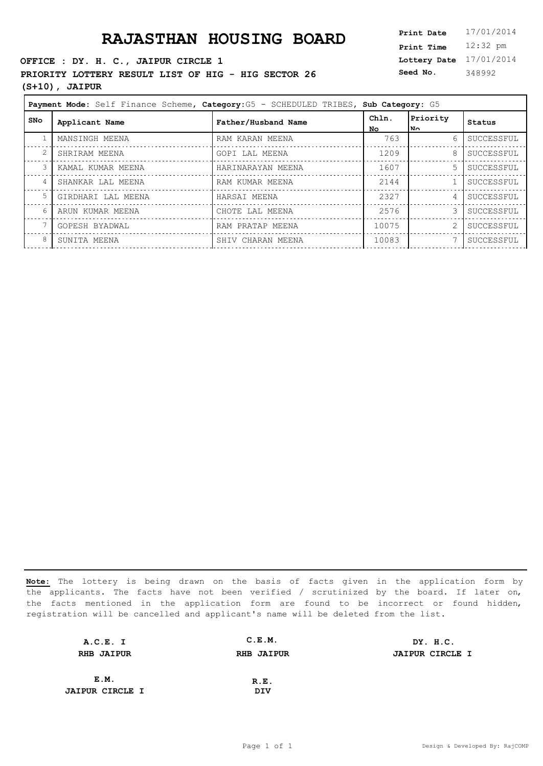# RAJASTHAN HOUSING BOARD

**Print Date** 17/01/2014
**Print Time** 12:32 pm
**Lottery Date** 17/01/2014
**Seed No.** 348992

**OFFICE : DY. H. C., JAIPUR CIRCLE 1**

**PRIORITY LOTTERY RESULT LIST OF HIG - HIG SECTOR 26 (S+10), JAIPUR**

**Payment Mode:** Self Finance Scheme, **Category:** G5 - SCHEDULED TRIBES, **Sub Category:** G5

| SNo | Applicant Name | Father/Husband Name | Chln. No | Priority No | Status |
|---|---|---|---|---|---|
| 1 | MANSINGH MEENA | RAM KARAN MEENA | 763 | 6 | SUCCESSFUL |
| 2 | SHRIRAM MEENA | GOPI LAL MEENA | 1209 | 8 | SUCCESSFUL |
| 3 | KAMAL KUMAR MEENA | HARINARAYAN MEENA | 1607 | 5 | SUCCESSFUL |
| 4 | SHANKAR LAL MEENA | RAM KUMAR MEENA | 2144 | 1 | SUCCESSFUL |
| 5 | GIRDHARI LAL MEENA | HARSAI MEENA | 2327 | 4 | SUCCESSFUL |
| 6 | ARUN KUMAR MEENA | CHOTE LAL MEENA | 2576 | 3 | SUCCESSFUL |
| 7 | GOPESH BYADWAL | RAM PRATAP MEENA | 10075 | 2 | SUCCESSFUL |
| 8 | SUNITA MEENA | SHIV CHARAN MEENA | 10083 | 7 | SUCCESSFUL |

**Note:** The lottery is being drawn on the basis of facts given in the application form by the applicants. The facts have not been verified / scrutinized by the board. If later on, the facts mentioned in the application form are found to be incorrect or found hidden, registration will be cancelled and applicant's name will be deleted from the list.

| A.C.E. I | C.E.M. | DY. H.C. |
|---|---|---|
| RHB JAIPUR | RHB JAIPUR | JAIPUR CIRCLE I |
| E.M. | R.E. | |
| JAIPUR CIRCLE I | DIV | |

Design & Developed By: RajCOMP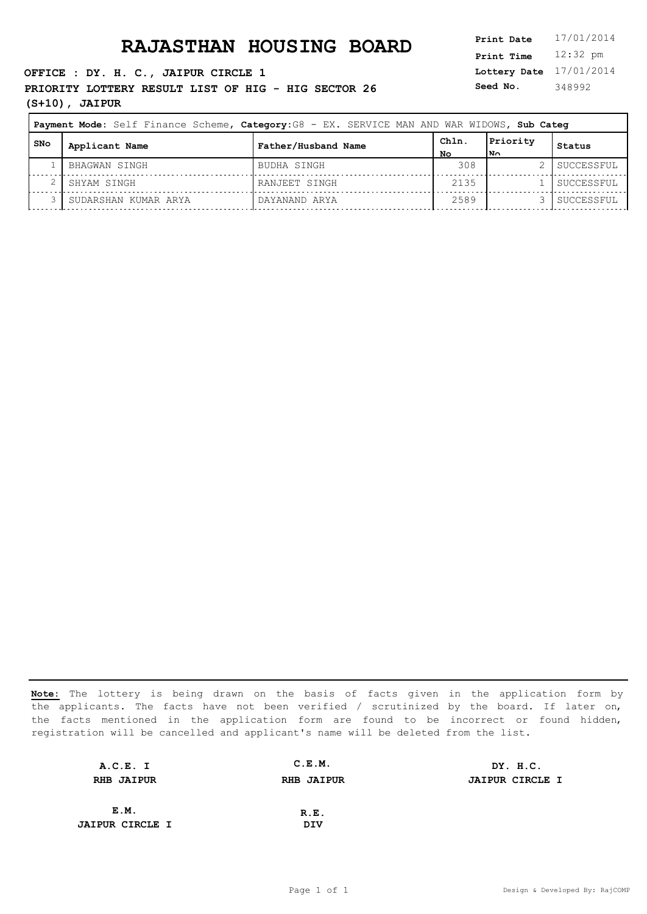# RAJASTHAN HOUSING BOARD

**Print Date** 17/01/2014
**Print Time** 12:32 pm
**Lottery Date** 17/01/2014
**Seed No.** 348992

**OFFICE : DY. H. C., JAIPUR CIRCLE 1**

**PRIORITY LOTTERY RESULT LIST OF HIG - HIG SECTOR 26 (S+10), JAIPUR**

**Payment Mode:** Self Finance Scheme, **Category:** G8 - EX. SERVICE MAN AND WAR WIDOWS, **Sub Categ**

| SNo | Applicant Name | Father/Husband Name | Chln. No | Priority No | Status |
|---|---|---|---|---|---|
| 1 | BHAGWAN SINGH | BUDHA SINGH | 308 | 2 | SUCCESSFUL |
| 2 | SHYAM SINGH | RANJEET SINGH | 2135 | 1 | SUCCESSFUL |
| 3 | SUDARSHAN KUMAR ARYA | DAYANAND ARYA | 2589 | 3 | SUCCESSFUL |

**Note:** The lottery is being drawn on the basis of facts given in the application form by the applicants. The facts have not been verified / scrutinized by the board. If later on, the facts mentioned in the application form are found to be incorrect or found hidden, registration will be cancelled and applicant's name will be deleted from the list.

| | | |
|---|---|---|
| **A.C.E. I** <br> **RHB JAIPUR** | **C.E.M.** <br> **RHB JAIPUR** | **DY. H.C.** <br> **JAIPUR CIRCLE I** |
| **E.M.** <br> **JAIPUR CIRCLE I** | **R.E.** <br> **DIV** | |

Design & Developed By: RajCOMP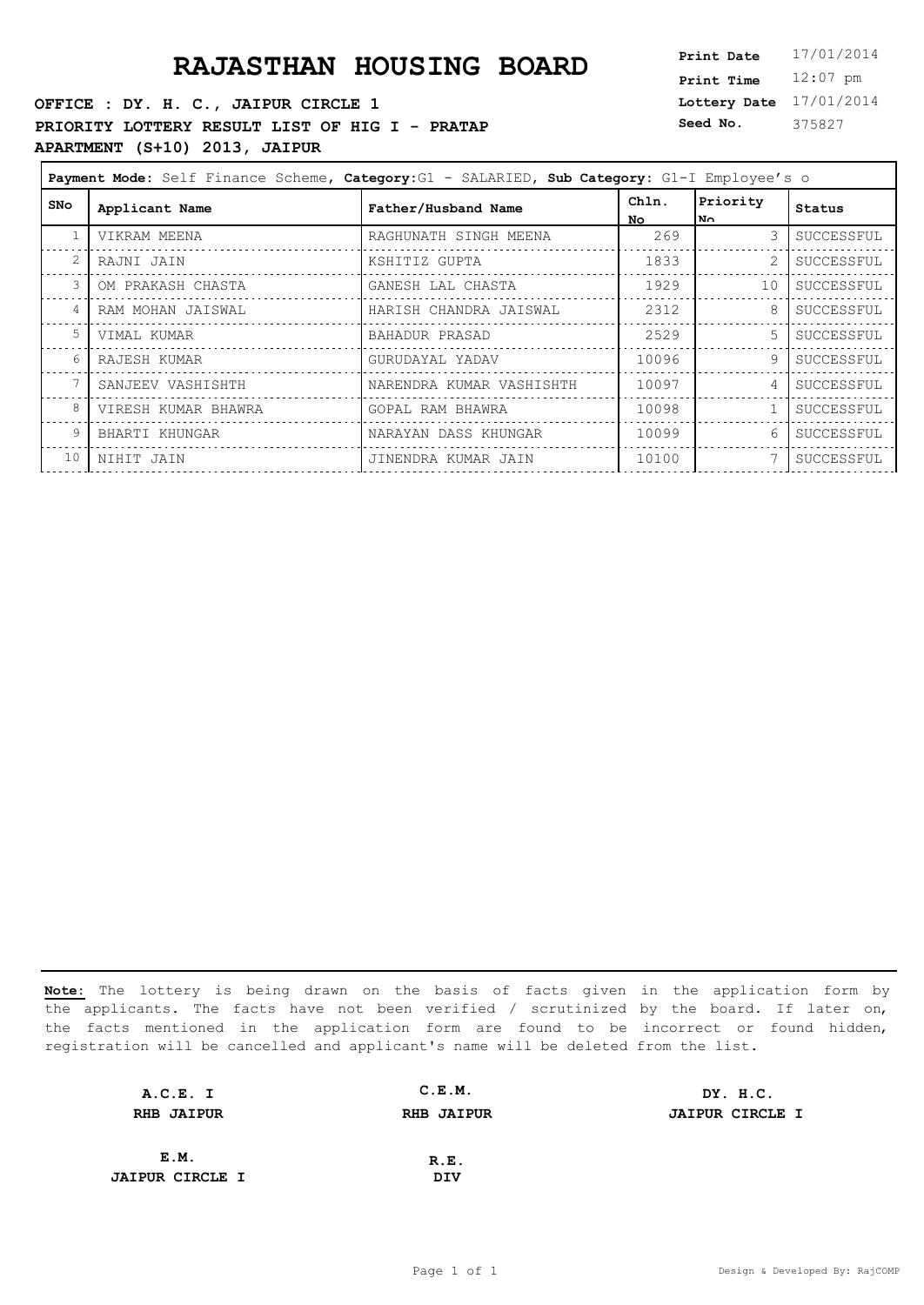# RAJASTHAN HOUSING BOARD

**Print Date** 17/01/2014
**Print Time** 12:07 pm
**Lottery Date** 17/01/2014
**Seed No.** 375827

**OFFICE : DY. H. C., JAIPUR CIRCLE 1**

**PRIORITY LOTTERY RESULT LIST OF HIG I - PRATAP APARTMENT (S+10) 2013, JAIPUR**

**Payment Mode:** Self Finance Scheme, **Category:** G1 - SALARIED, **Sub Category:** G1-I Employee's o

| SNo | Applicant Name | Father/Husband Name | Chln. No | Priority No | Status |
|---|---|---|---|---|---|
| 1 | VIKRAM MEENA | RAGHUNATH SINGH MEENA | 269 | 3 | SUCCESSFUL |
| 2 | RAJNI JAIN | KSHITIZ GUPTA | 1833 | 2 | SUCCESSFUL |
| 3 | OM PRAKASH CHASTA | GANESH LAL CHASTA | 1929 | 10 | SUCCESSFUL |
| 4 | RAM MOHAN JAISWAL | HARISH CHANDRA JAISWAL | 2312 | 8 | SUCCESSFUL |
| 5 | VIMAL KUMAR | BAHADUR PRASAD | 2529 | 5 | SUCCESSFUL |
| 6 | RAJESH KUMAR | GURUDAYAL YADAV | 10096 | 9 | SUCCESSFUL |
| 7 | SANJEEV VASHISHTH | NARENDRA KUMAR VASHISHTH | 10097 | 4 | SUCCESSFUL |
| 8 | VIRESH KUMAR BHAWRA | GOPAL RAM BHAWRA | 10098 | 1 | SUCCESSFUL |
| 9 | BHARTI KHUNGAR | NARAYAN DASS KHUNGAR | 10099 | 6 | SUCCESSFUL |
| 10 | NIHIT JAIN | JINENDRA KUMAR JAIN | 10100 | 7 | SUCCESSFUL |

**Note:** The lottery is being drawn on the basis of facts given in the application form by the applicants. The facts have not been verified / scrutinized by the board. If later on, the facts mentioned in the application form are found to be incorrect or found hidden, registration will be cancelled and applicant's name will be deleted from the list.

| A.C.E. I<br>RHB JAIPUR | C.E.M.<br>RHB JAIPUR | DY. H.C.<br>JAIPUR CIRCLE I |
|---|---|---|
| E.M.<br>JAIPUR CIRCLE I | R.E.<br>DIV | |

Design & Developed By: RajCOMP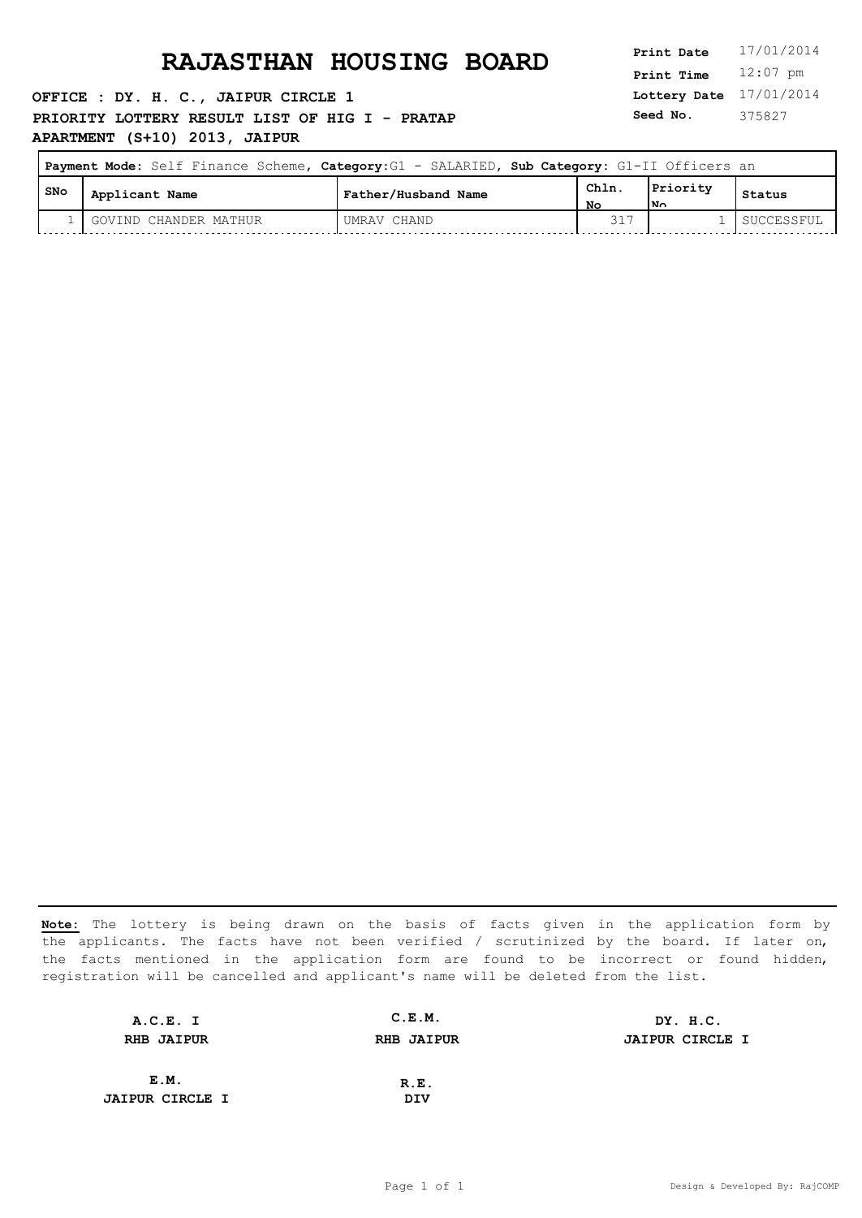# RAJASTHAN HOUSING BOARD

**OFFICE : DY. H. C., JAIPUR CIRCLE 1**

**PRIORITY LOTTERY RESULT LIST OF HIG I - PRATAP APARTMENT (S+10) 2013, JAIPUR**

**Print Date** 17/01/2014
**Print Time** 12:07 pm
**Lottery Date** 17/01/2014
**Seed No.** 375827

**Payment Mode:** Self Finance Scheme, **Category:** G1 - SALARIED, **Sub Category:** G1-II Officers an

| SNo | Applicant Name | Father/Husband Name | Chln. No | Priority No | Status |
|---|---|---|---|---|---|
| 1 | GOVIND CHANDER MATHUR | UMRAV CHAND | 317 | 1 | SUCCESSFUL |

**Note:** The lottery is being drawn on the basis of facts given in the application form by the applicants. The facts have not been verified / scrutinized by the board. If later on, the facts mentioned in the application form are found to be incorrect or found hidden, registration will be cancelled and applicant's name will be deleted from the list.

**A.C.E. I**
**RHB JAIPUR**

**C.E.M.**
**RHB JAIPUR**

**DY. H.C.**
**JAIPUR CIRCLE I**

**E.M.**
**JAIPUR CIRCLE I**

**R.E.**
**DIV**

Design & Developed By: RajCOMP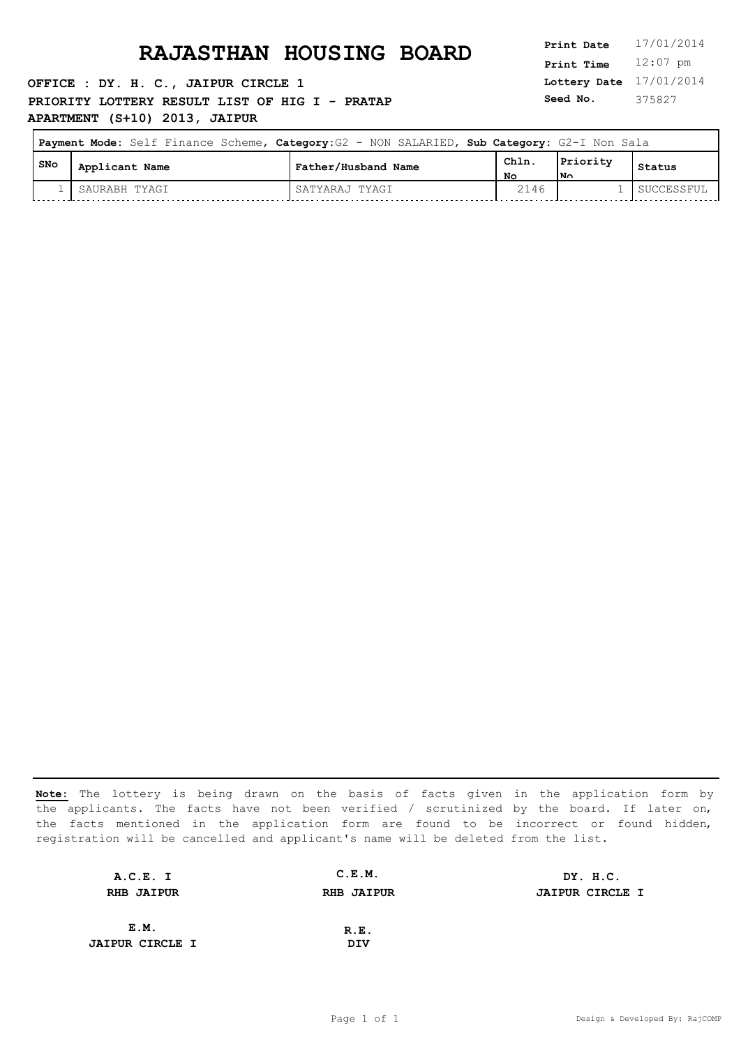# RAJASTHAN HOUSING BOARD

**OFFICE : DY. H. C., JAIPUR CIRCLE 1**

**PRIORITY LOTTERY RESULT LIST OF HIG I - PRATAP APARTMENT (S+10) 2013, JAIPUR**

**Print Date** 17/01/2014
**Print Time** 12:07 pm
**Lottery Date** 17/01/2014
**Seed No.** 375827

**Payment Mode:** Self Finance Scheme, **Category:** G2 - NON SALARIED, **Sub Category:** G2-I Non Sala

| SNo | Applicant Name | Father/Husband Name | Chln. No | Priority No | Status |
|---|---|---|---|---|---|
| 1 | SAURABH TYAGI | SATYARAJ TYAGI | 2146 | 1 | SUCCESSFUL |

**Note:** The lottery is being drawn on the basis of facts given in the application form by the applicants. The facts have not been verified / scrutinized by the board. If later on, the facts mentioned in the application form are found to be incorrect or found hidden, registration will be cancelled and applicant's name will be deleted from the list.

| A.C.E. I | C.E.M. | DY. H.C. |
|---|---|---|
| RHB JAIPUR | RHB JAIPUR | JAIPUR CIRCLE I |

| E.M. | R.E. |
|---|---|
| JAIPUR CIRCLE I | DIV |

Design & Developed By: RajCOMP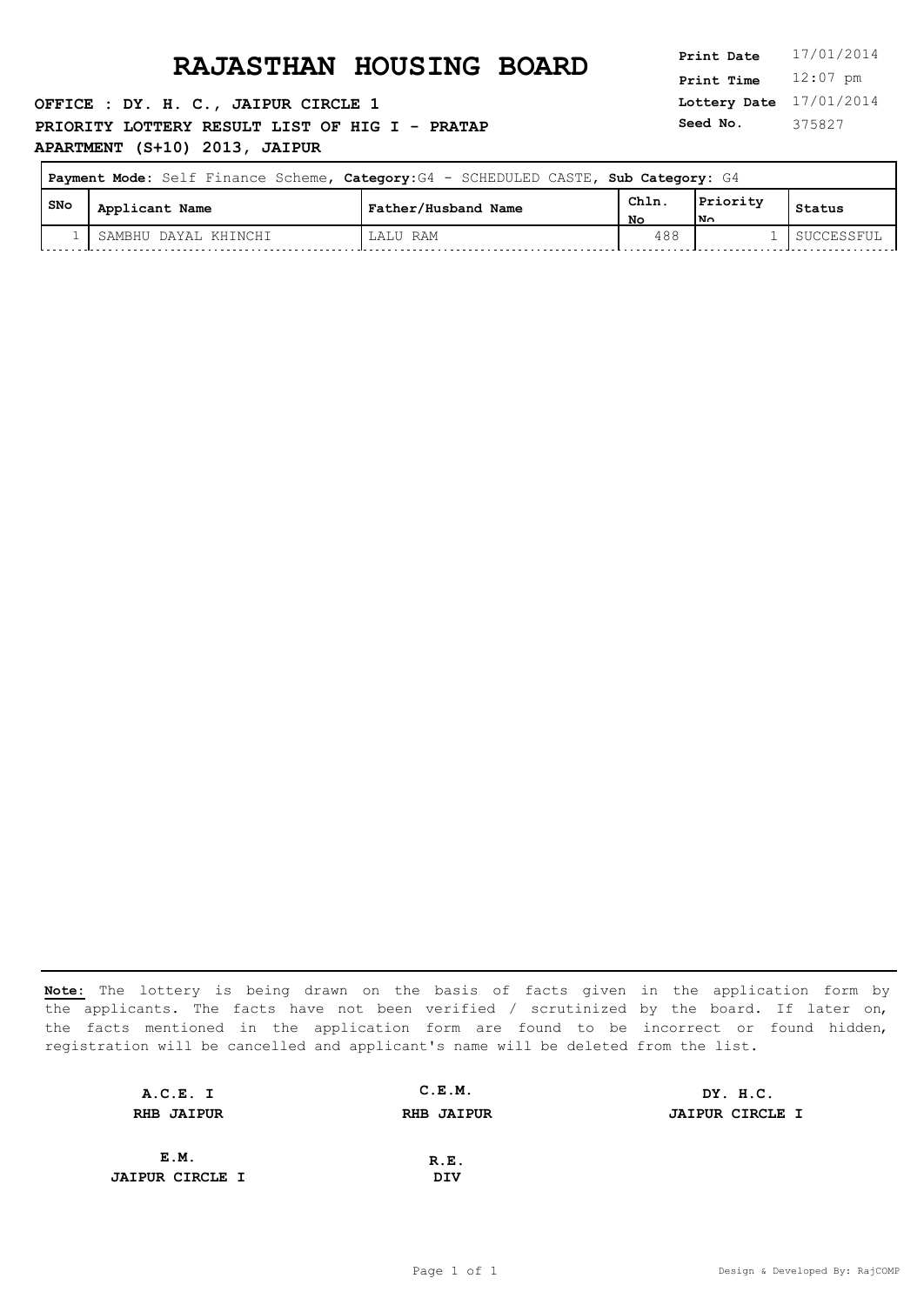# RAJASTHAN HOUSING BOARD

**Print Date** 17/01/2014
**Print Time** 12:07 pm
**Lottery Date** 17/01/2014
**Seed No.** 375827

**OFFICE : DY. H. C., JAIPUR CIRCLE 1**

**PRIORITY LOTTERY RESULT LIST OF HIG I - PRATAP APARTMENT (S+10) 2013, JAIPUR**

**Payment Mode:** Self Finance Scheme, **Category:** G4 - SCHEDULED CASTE, **Sub Category:** G4

| SNo | Applicant Name | Father/Husband Name | Chln. No | Priority No | Status |
|---|---|---|---|---|---|
| 1 | SAMBHU DAYAL KHINCHI | LALU RAM | 488 | 1 | SUCCESSFUL |

**Note:** The lottery is being drawn on the basis of facts given in the application form by the applicants. The facts have not been verified / scrutinized by the board. If later on, the facts mentioned in the application form are found to be incorrect or found hidden, registration will be cancelled and applicant's name will be deleted from the list.

**A.C.E. I**
**RHB JAIPUR**

**C.E.M.**
**RHB JAIPUR**

**DY. H.C.**
**JAIPUR CIRCLE I**

**E.M.**
**JAIPUR CIRCLE I**

**R.E.**
**DIV**

Design & Developed By: RajCOMP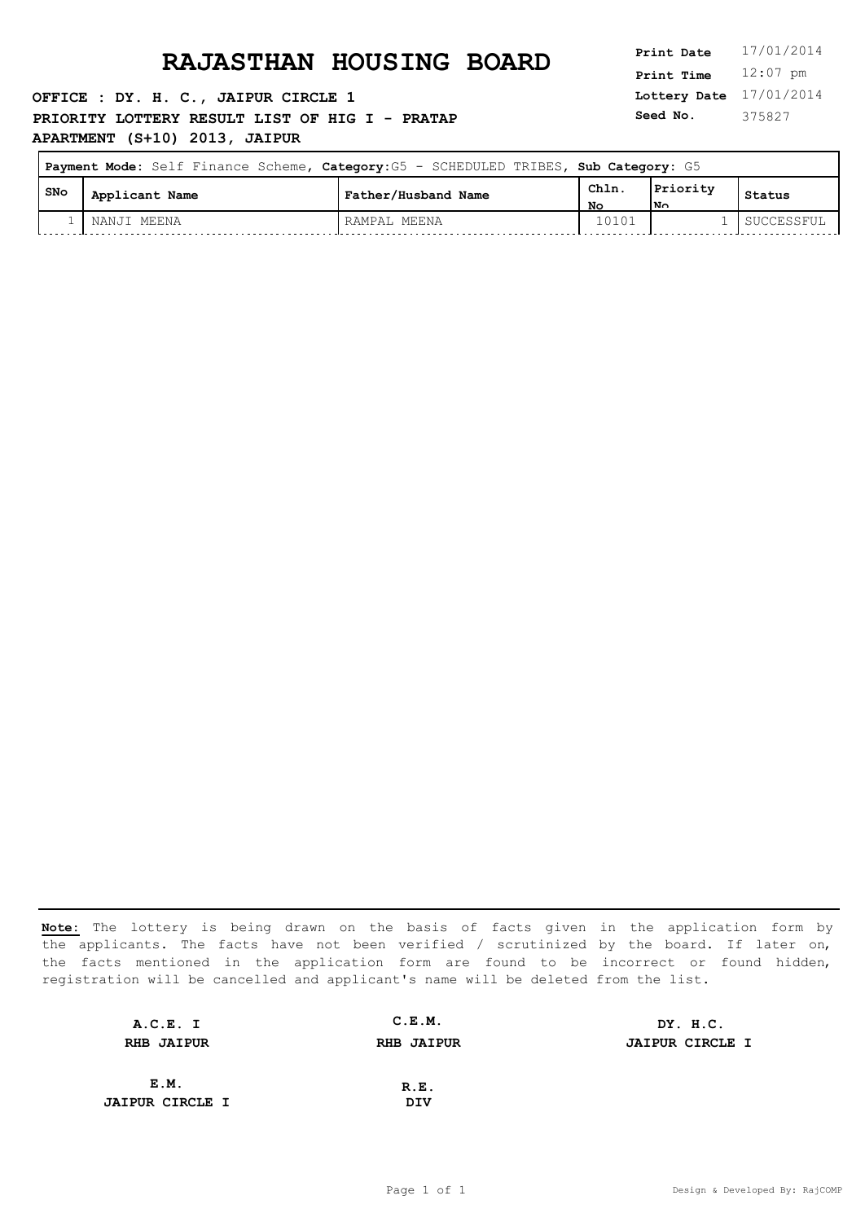# RAJASTHAN HOUSING BOARD

**OFFICE : DY. H. C., JAIPUR CIRCLE 1**

**PRIORITY LOTTERY RESULT LIST OF HIG I - PRATAP APARTMENT (S+10) 2013, JAIPUR**

**Print Date** 17/01/2014
**Print Time** 12:07 pm
**Lottery Date** 17/01/2014
**Seed No.** 375827

**Payment Mode:** Self Finance Scheme, **Category:** G5 - SCHEDULED TRIBES, **Sub Category:** G5

| SNo | Applicant Name | Father/Husband Name | Chln. No | Priority No | Status |
|---|---|---|---|---|---|
| 1 | NANJI MEENA | RAMPAL MEENA | 10101 | 1 | SUCCESSFUL |

**Note:** The lottery is being drawn on the basis of facts given in the application form by the applicants. The facts have not been verified / scrutinized by the board. If later on, the facts mentioned in the application form are found to be incorrect or found hidden, registration will be cancelled and applicant's name will be deleted from the list.

| | | |
|---|---|---|
| **A.C.E. I**<br>**RHB JAIPUR** | **C.E.M.**<br>**RHB JAIPUR** | **DY. H.C.**<br>**JAIPUR CIRCLE I** |
| **E.M.**<br>**JAIPUR CIRCLE I** | **R.E.**<br>**DIV** | |

Design & Developed By: RajCOMP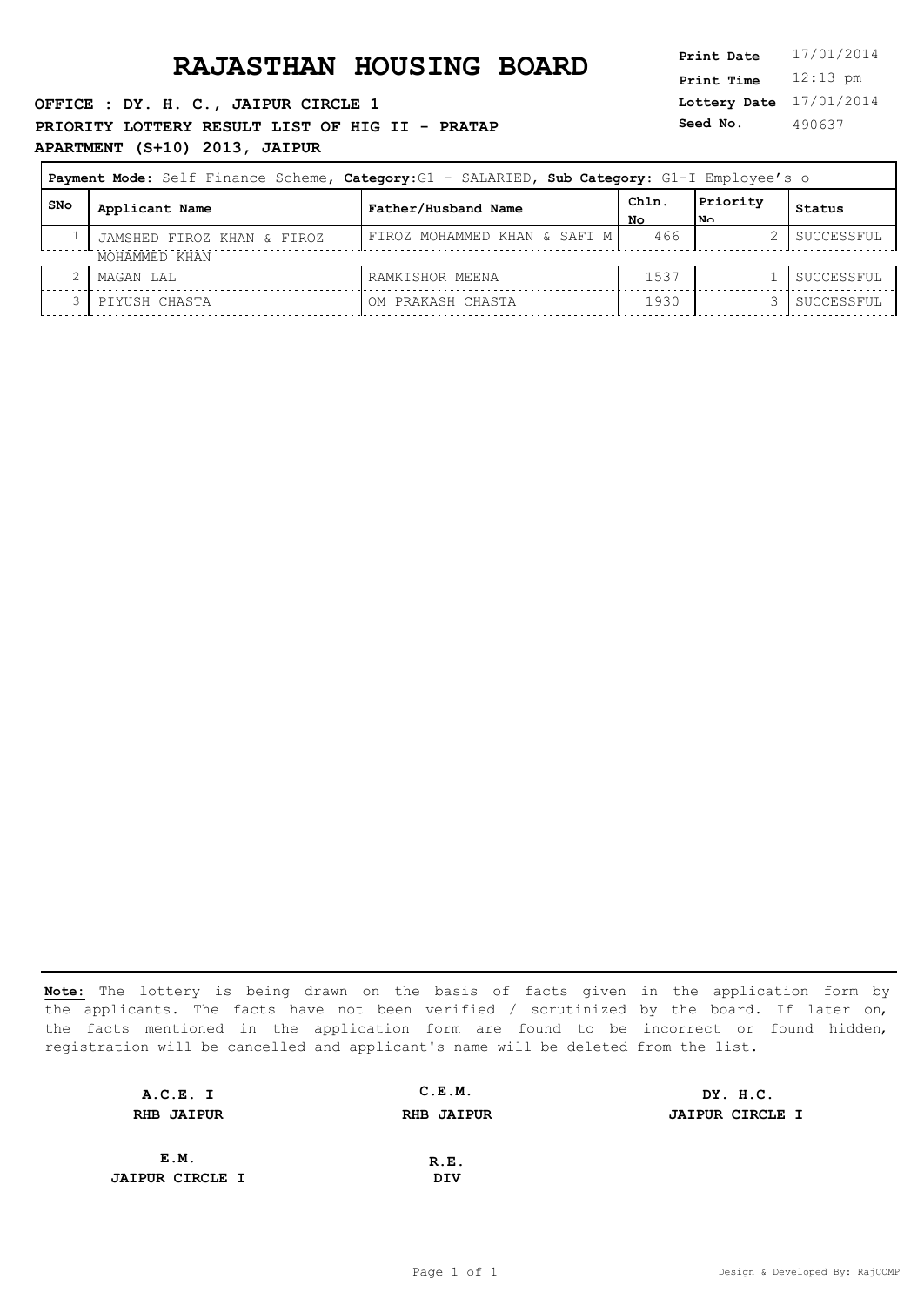# RAJASTHAN HOUSING BOARD

**Print Date** 17/01/2014
**Print Time** 12:13 pm
**Lottery Date** 17/01/2014
**Seed No.** 490637

**OFFICE : DY. H. C., JAIPUR CIRCLE 1**

**PRIORITY LOTTERY RESULT LIST OF HIG II - PRATAP APARTMENT (S+10) 2013, JAIPUR**

**Payment Mode:** Self Finance Scheme, **Category:** G1 - SALARIED, **Sub Category:** G1-I Employee's o

| SNo | Applicant Name | Father/Husband Name | Chln. No | Priority No | Status |
|---|---|---|---|---|---|
| 1 | JAMSHED FIROZ KHAN & FIROZ MOHAMMED KHAN | FIROZ MOHAMMED KHAN & SAFI M | 466 | 2 | SUCCESSFUL |
| 2 | MAGAN LAL | RAMKISHOR MEENA | 1537 | 1 | SUCCESSFUL |
| 3 | PIYUSH CHASTA | OM PRAKASH CHASTA | 1930 | 3 | SUCCESSFUL |

**Note:** The lottery is being drawn on the basis of facts given in the application form by the applicants. The facts have not been verified / scrutinized by the board. If later on, the facts mentioned in the application form are found to be incorrect or found hidden, registration will be cancelled and applicant's name will be deleted from the list.

| A.C.E. I<br>RHB JAIPUR | C.E.M.<br>RHB JAIPUR | DY. H.C.<br>JAIPUR CIRCLE I |
|---|---|---|
| E.M.<br>JAIPUR CIRCLE I | R.E.<br>DIV | |

Design & Developed By: RajCOMP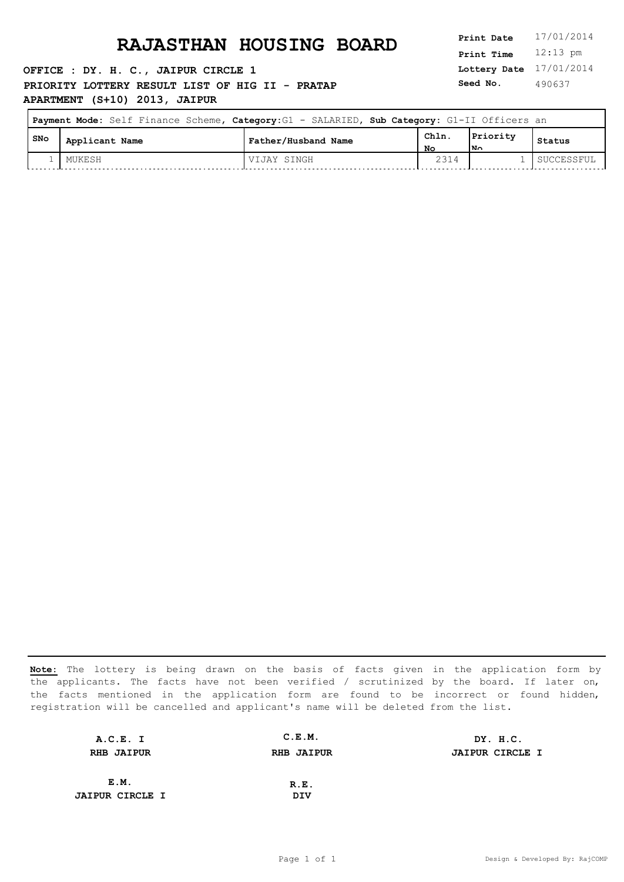# RAJASTHAN HOUSING BOARD

**OFFICE : DY. H. C., JAIPUR CIRCLE 1**

**PRIORITY LOTTERY RESULT LIST OF HIG II - PRATAP APARTMENT (S+10) 2013, JAIPUR**

**Print Date** 17/01/2014
**Print Time** 12:13 pm
**Lottery Date** 17/01/2014
**Seed No.** 490637

**Payment Mode:** Self Finance Scheme, **Category:** G1 - SALARIED, **Sub Category:** G1-II Officers an

| SNo | Applicant Name | Father/Husband Name | Chln. No | Priority No | Status |
|---|---|---|---|---|---|
| 1 | MUKESH | VIJAY SINGH | 2314 | 1 | SUCCESSFUL |

**Note:** The lottery is being drawn on the basis of facts given in the application form by the applicants. The facts have not been verified / scrutinized by the board. If later on, the facts mentioned in the application form are found to be incorrect or found hidden, registration will be cancelled and applicant's name will be deleted from the list.

| A.C.E. I | C.E.M. | DY. H.C. |
|---|---|---|
| RHB JAIPUR | RHB JAIPUR | JAIPUR CIRCLE I |
| E.M. | R.E. | |
| JAIPUR CIRCLE I | DIV | |

Design & Developed By: RajCOMP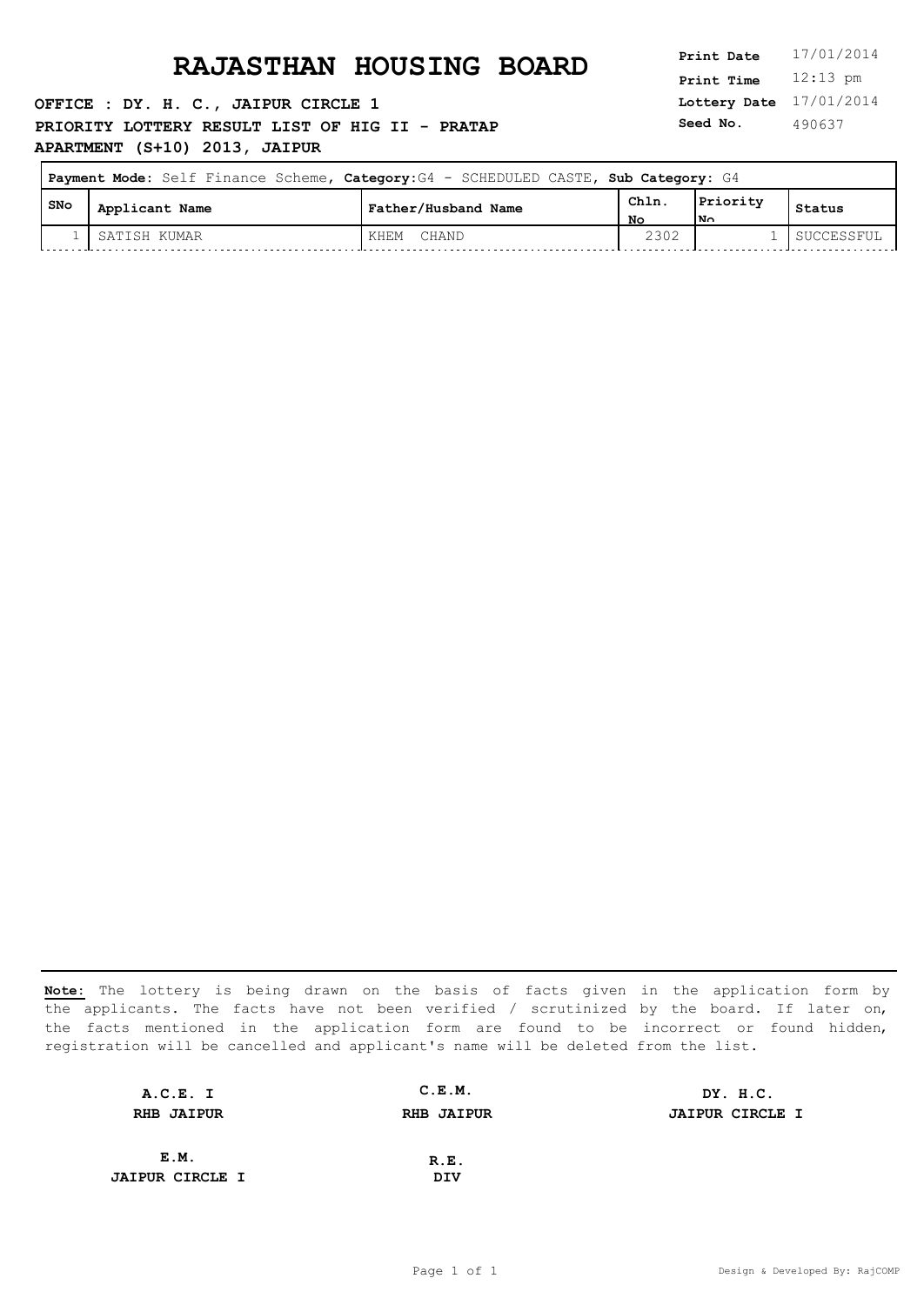# RAJASTHAN HOUSING BOARD

**OFFICE : DY. H. C., JAIPUR CIRCLE 1**

**PRIORITY LOTTERY RESULT LIST OF HIG II - PRATAP APARTMENT (S+10) 2013, JAIPUR**

| | |
|---|---|
| **Print Date** | 17/01/2014 |
| **Print Time** | 12:13 pm |
| **Lottery Date** | 17/01/2014 |
| **Seed No.** | 490637 |

**Payment Mode:** Self Finance Scheme, **Category:** G4 - SCHEDULED CASTE, **Sub Category:** G4

| SNo | Applicant Name | Father/Husband Name | Chln. No | Priority No | Status |
|---|---|---|---|---|---|
| 1 | SATISH KUMAR | KHEM CHAND | 2302 | 1 | SUCCESSFUL |

**Note:** The lottery is being drawn on the basis of facts given in the application form by the applicants. The facts have not been verified / scrutinized by the board. If later on, the facts mentioned in the application form are found to be incorrect or found hidden, registration will be cancelled and applicant's name will be deleted from the list.

| | | |
|---|---|---|
| **A.C.E. I** <br> **RHB JAIPUR** | **C.E.M.** <br> **RHB JAIPUR** | **DY. H.C.** <br> **JAIPUR CIRCLE I** |
| **E.M.** <br> **JAIPUR CIRCLE I** | **R.E.** <br> **DIV** | |

Design & Developed By: RajCOMP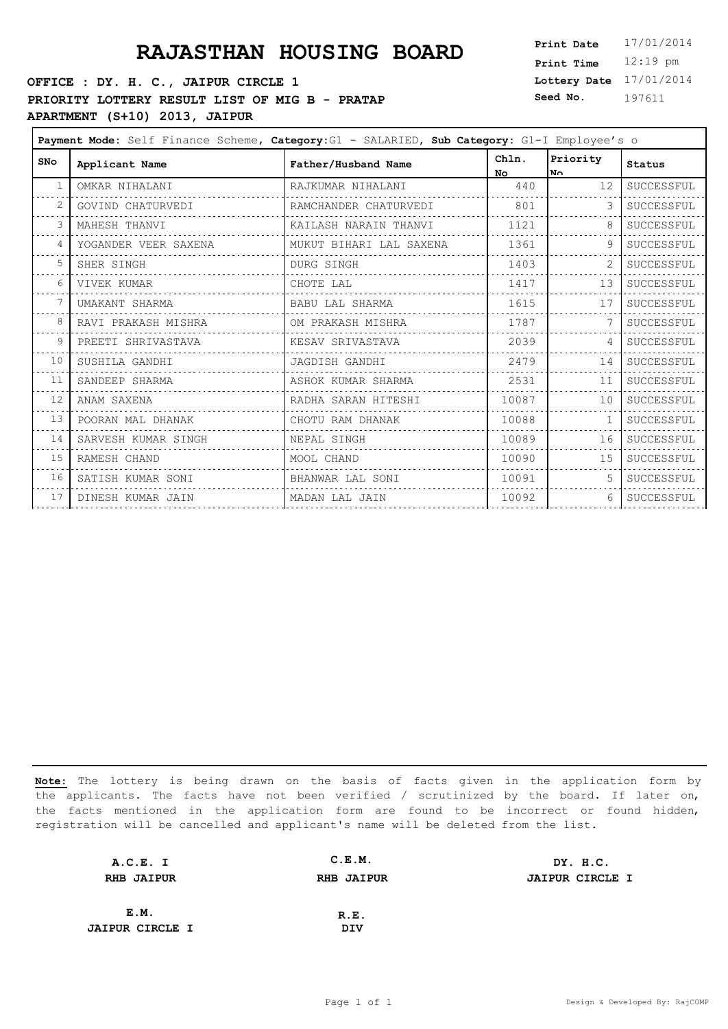# RAJASTHAN HOUSING BOARD

**Print Date** 17/01/2014
**Print Time** 12:19 pm
**Lottery Date** 17/01/2014
**Seed No.** 197611

**OFFICE : DY. H. C., JAIPUR CIRCLE 1**

**PRIORITY LOTTERY RESULT LIST OF MIG B - PRATAP APARTMENT (S+10) 2013, JAIPUR**

**Payment Mode:** Self Finance Scheme, **Category:**G1 - SALARIED, **Sub Category:** G1-I Employee's o

| SNo | Applicant Name | Father/Husband Name | Chln. No | Priority No | Status |
|---|---|---|---|---|---|
| 1 | OMKAR NIHALANI | RAJKUMAR NIHALANI | 440 | 12 | SUCCESSFUL |
| 2 | GOVIND CHATURVEDI | RAMCHANDER CHATURVEDI | 801 | 3 | SUCCESSFUL |
| 3 | MAHESH THANVI | KAILASH NARAIN THANVI | 1121 | 8 | SUCCESSFUL |
| 4 | YOGANDER VEER SAXENA | MUKUT BIHARI LAL SAXENA | 1361 | 9 | SUCCESSFUL |
| 5 | SHER SINGH | DURG SINGH | 1403 | 2 | SUCCESSFUL |
| 6 | VIVEK KUMAR | CHOTE LAL | 1417 | 13 | SUCCESSFUL |
| 7 | UMAKANT SHARMA | BABU LAL SHARMA | 1615 | 17 | SUCCESSFUL |
| 8 | RAVI PRAKASH MISHRA | OM PRAKASH MISHRA | 1787 | 7 | SUCCESSFUL |
| 9 | PREETI SHRIVASTAVA | KESAV SRIVASTAVA | 2039 | 4 | SUCCESSFUL |
| 10 | SUSHILA GANDHI | JAGDISH GANDHI | 2479 | 14 | SUCCESSFUL |
| 11 | SANDEEP SHARMA | ASHOK KUMAR SHARMA | 2531 | 11 | SUCCESSFUL |
| 12 | ANAM SAXENA | RADHA SARAN HITESHI | 10087 | 10 | SUCCESSFUL |
| 13 | POORAN MAL DHANAK | CHOTU RAM DHANAK | 10088 | 1 | SUCCESSFUL |
| 14 | SARVESH KUMAR SINGH | NEPAL SINGH | 10089 | 16 | SUCCESSFUL |
| 15 | RAMESH CHAND | MOOL CHAND | 10090 | 15 | SUCCESSFUL |
| 16 | SATISH KUMAR SONI | BHANWAR LAL SONI | 10091 | 5 | SUCCESSFUL |
| 17 | DINESH KUMAR JAIN | MADAN LAL JAIN | 10092 | 6 | SUCCESSFUL |

**Note:** The lottery is being drawn on the basis of facts given in the application form by the applicants. The facts have not been verified / scrutinized by the board. If later on, the facts mentioned in the application form are found to be incorrect or found hidden, registration will be cancelled and applicant's name will be deleted from the list.

| **A.C.E. I** | **C.E.M.** | **DY. H.C.** |
|---|---|---|
| **RHB JAIPUR** | **RHB JAIPUR** | **JAIPUR CIRCLE I** |
| **E.M.** | **R.E.** | |
| **JAIPUR CIRCLE I** | **DIV** | |

Design & Developed By: RajCOMP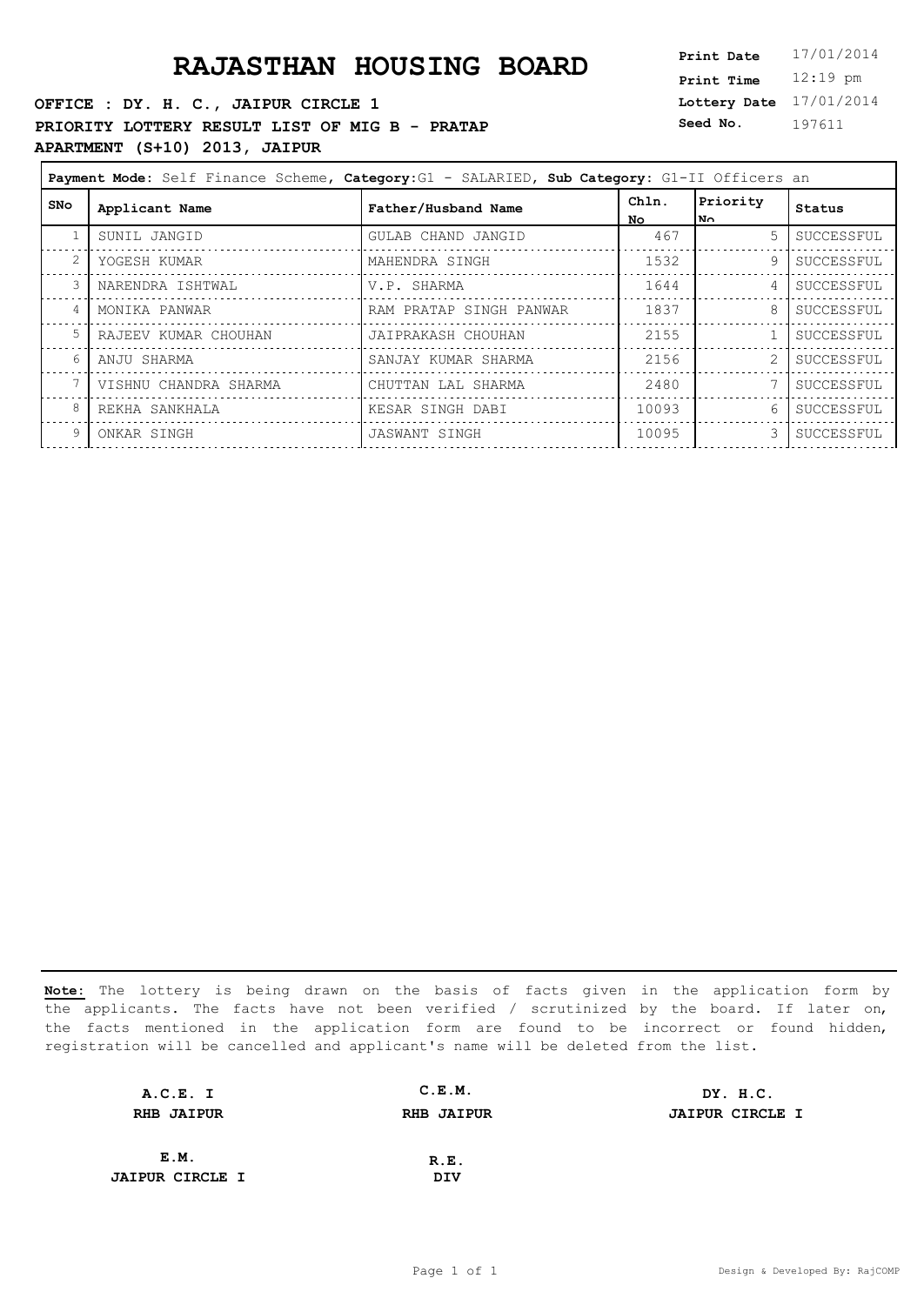# RAJASTHAN HOUSING BOARD

**Print Date** 17/01/2014
**Print Time** 12:19 pm
**Lottery Date** 17/01/2014
**Seed No.** 197611

**OFFICE : DY. H. C., JAIPUR CIRCLE 1**

**PRIORITY LOTTERY RESULT LIST OF MIG B - PRATAP APARTMENT (S+10) 2013, JAIPUR**

**Payment Mode:** Self Finance Scheme, **Category:**G1 - SALARIED, **Sub Category:** G1-II Officers an

| SNo | Applicant Name | Father/Husband Name | Chln. No | Priority No | Status |
|---|---|---|---|---|---|
| 1 | SUNIL JANGID | GULAB CHAND JANGID | 467 | 5 | SUCCESSFUL |
| 2 | YOGESH KUMAR | MAHENDRA SINGH | 1532 | 9 | SUCCESSFUL |
| 3 | NARENDRA ISHTWAL | V.P. SHARMA | 1644 | 4 | SUCCESSFUL |
| 4 | MONIKA PANWAR | RAM PRATAP SINGH PANWAR | 1837 | 8 | SUCCESSFUL |
| 5 | RAJEEV KUMAR CHOUHAN | JAIPRAKASH CHOUHAN | 2155 | 1 | SUCCESSFUL |
| 6 | ANJU SHARMA | SANJAY KUMAR SHARMA | 2156 | 2 | SUCCESSFUL |
| 7 | VISHNU CHANDRA SHARMA | CHUTTAN LAL SHARMA | 2480 | 7 | SUCCESSFUL |
| 8 | REKHA SANKHALA | KESAR SINGH DABI | 10093 | 6 | SUCCESSFUL |
| 9 | ONKAR SINGH | JASWANT SINGH | 10095 | 3 | SUCCESSFUL |

**Note:** The lottery is being drawn on the basis of facts given in the application form by the applicants. The facts have not been verified / scrutinized by the board. If later on, the facts mentioned in the application form are found to be incorrect or found hidden, registration will be cancelled and applicant's name will be deleted from the list.

| | | |
|---|---|---|
| **A.C.E. I**<br>**RHB JAIPUR** | **C.E.M.**<br>**RHB JAIPUR** | **DY. H.C.**<br>**JAIPUR CIRCLE I** |
| **E.M.**<br>**JAIPUR CIRCLE I** | **R.E.**<br>**DIV** | |

Design & Developed By: RajCOMP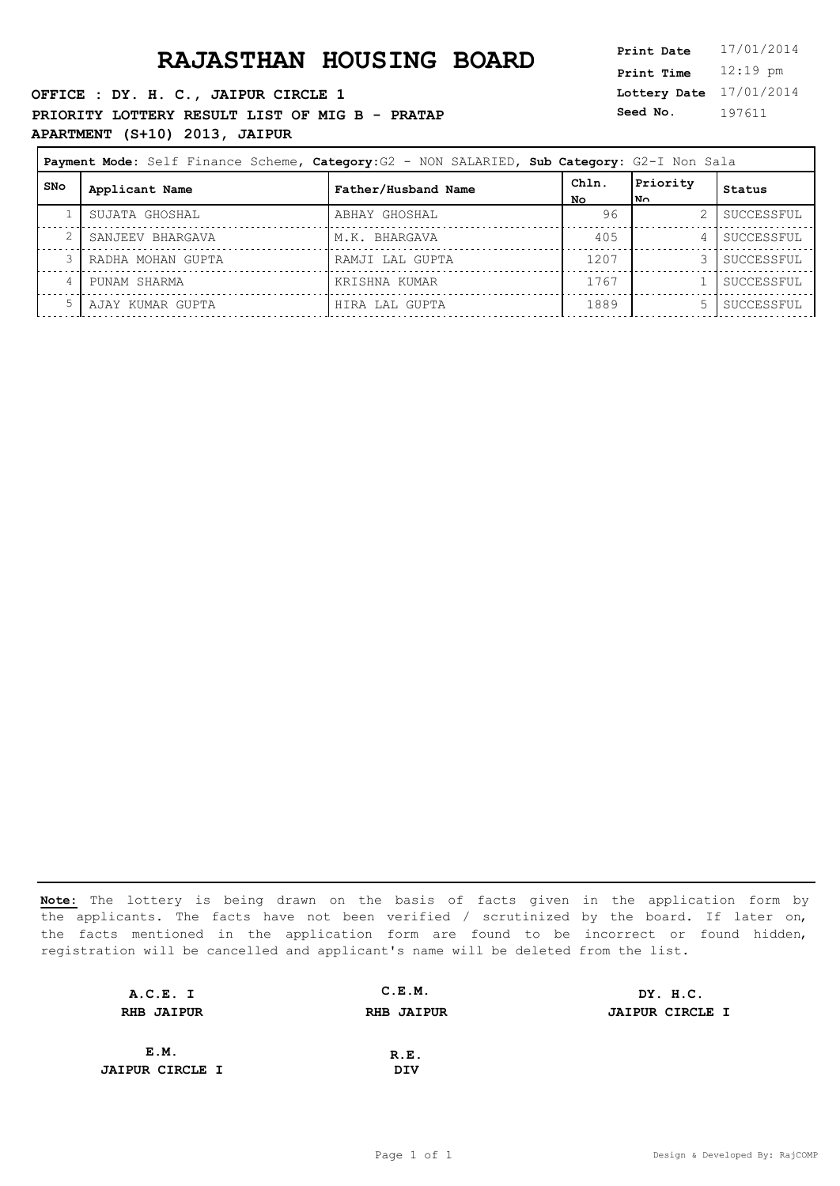# RAJASTHAN HOUSING BOARD

**OFFICE : DY. H. C., JAIPUR CIRCLE 1**

**PRIORITY LOTTERY RESULT LIST OF MIG B - PRATAP APARTMENT (S+10) 2013, JAIPUR**

**Print Date** 17/01/2014
**Print Time** 12:19 pm
**Lottery Date** 17/01/2014
**Seed No.** 197611

**Payment Mode:** Self Finance Scheme, **Category:** G2 - NON SALARIED, **Sub Category:** G2-I Non Sala

| SNo | Applicant Name | Father/Husband Name | Chln. No | Priority No | Status |
|---|---|---|---|---|---|
| 1 | SUJATA GHOSHAL | ABHAY GHOSHAL | 96 | 2 | SUCCESSFUL |
| 2 | SANJEEV BHARGAVA | M.K. BHARGAVA | 405 | 4 | SUCCESSFUL |
| 3 | RADHA MOHAN GUPTA | RAMJI LAL GUPTA | 1207 | 3 | SUCCESSFUL |
| 4 | PUNAM SHARMA | KRISHNA KUMAR | 1767 | 1 | SUCCESSFUL |
| 5 | AJAY KUMAR GUPTA | HIRA LAL GUPTA | 1889 | 5 | SUCCESSFUL |

**Note:** The lottery is being drawn on the basis of facts given in the application form by the applicants. The facts have not been verified / scrutinized by the board. If later on, the facts mentioned in the application form are found to be incorrect or found hidden, registration will be cancelled and applicant's name will be deleted from the list.

| **A.C.E. I** | **C.E.M.** | **DY. H.C.** |
|---|---|---|
| **RHB JAIPUR** | **RHB JAIPUR** | **JAIPUR CIRCLE I** |
| **E.M.** | **R.E.** | |
| **JAIPUR CIRCLE I** | **DIV** | |

Design & Developed By: RajCOMP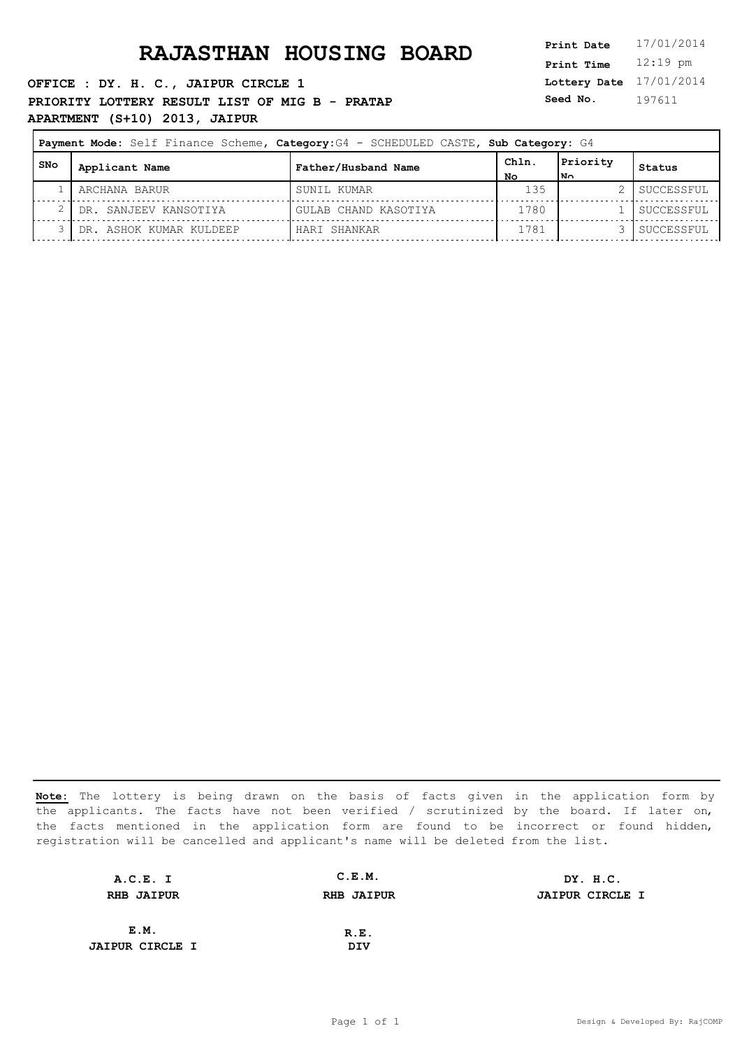# RAJASTHAN HOUSING BOARD

**OFFICE : DY. H. C., JAIPUR CIRCLE 1**

**PRIORITY LOTTERY RESULT LIST OF MIG B - PRATAP APARTMENT (S+10) 2013, JAIPUR**

**Print Date** 17/01/2014
**Print Time** 12:19 pm
**Lottery Date** 17/01/2014
**Seed No.** 197611

**Payment Mode:** Self Finance Scheme, **Category:** G4 - SCHEDULED CASTE, **Sub Category:** G4

| SNo | Applicant Name | Father/Husband Name | Chln. No | Priority No | Status |
|---|---|---|---|---|---|
| 1 | ARCHANA BARUR | SUNIL KUMAR | 135 | 2 | SUCCESSFUL |
| 2 | DR. SANJEEV KANSOTIYA | GULAB CHAND KASOTIYA | 1780 | 1 | SUCCESSFUL |
| 3 | DR. ASHOK KUMAR KULDEEP | HARI SHANKAR | 1781 | 3 | SUCCESSFUL |

**Note:** The lottery is being drawn on the basis of facts given in the application form by the applicants. The facts have not been verified / scrutinized by the board. If later on, the facts mentioned in the application form are found to be incorrect or found hidden, registration will be cancelled and applicant's name will be deleted from the list.

| | | |
|---|---|---|
| **A.C.E. I**<br>**RHB JAIPUR** | **C.E.M.**<br>**RHB JAIPUR** | **DY. H.C.**<br>**JAIPUR CIRCLE I** |
| **E.M.**<br>**JAIPUR CIRCLE I** | **R.E.**<br>**DIV** | |

Design & Developed By: RajCOMP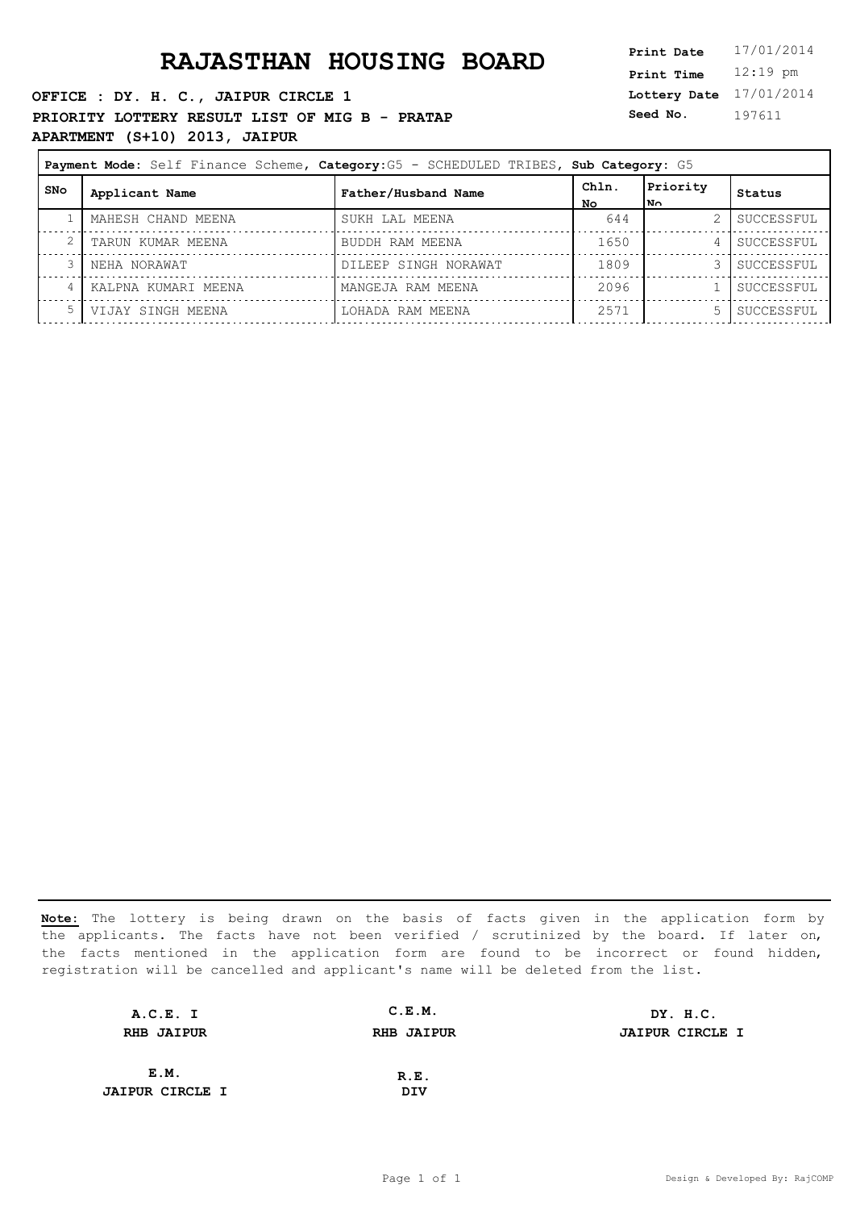# RAJASTHAN HOUSING BOARD

**Print Date** 17/01/2014
**Print Time** 12:19 pm
**Lottery Date** 17/01/2014
**Seed No.** 197611

**OFFICE : DY. H. C., JAIPUR CIRCLE 1**

**PRIORITY LOTTERY RESULT LIST OF MIG B - PRATAP APARTMENT (S+10) 2013, JAIPUR**

**Payment Mode:** Self Finance Scheme, **Category:**G5 - SCHEDULED TRIBES, **Sub Category:** G5

| SNo | Applicant Name | Father/Husband Name | Chln. No | Priority No | Status |
|---|---|---|---|---|---|
| 1 | MAHESH CHAND MEENA | SUKH LAL MEENA | 644 | 2 | SUCCESSFUL |
| 2 | TARUN KUMAR MEENA | BUDDH RAM MEENA | 1650 | 4 | SUCCESSFUL |
| 3 | NEHA NORAWAT | DILEEP SINGH NORAWAT | 1809 | 3 | SUCCESSFUL |
| 4 | KALPNA KUMARI MEENA | MANGEJA RAM MEENA | 2096 | 1 | SUCCESSFUL |
| 5 | VIJAY SINGH MEENA | LOHADA RAM MEENA | 2571 | 5 | SUCCESSFUL |

**Note:** The lottery is being drawn on the basis of facts given in the application form by the applicants. The facts have not been verified / scrutinized by the board. If later on, the facts mentioned in the application form are found to be incorrect or found hidden, registration will be cancelled and applicant's name will be deleted from the list.

| | | |
|---|---|---|
| **A.C.E. I**<br>**RHB JAIPUR** | **C.E.M.**<br>**RHB JAIPUR** | **DY. H.C.**<br>**JAIPUR CIRCLE I** |
| **E.M.**<br>**JAIPUR CIRCLE I** | **R.E.**<br>**DIV** | |

Design & Developed By: RajCOMP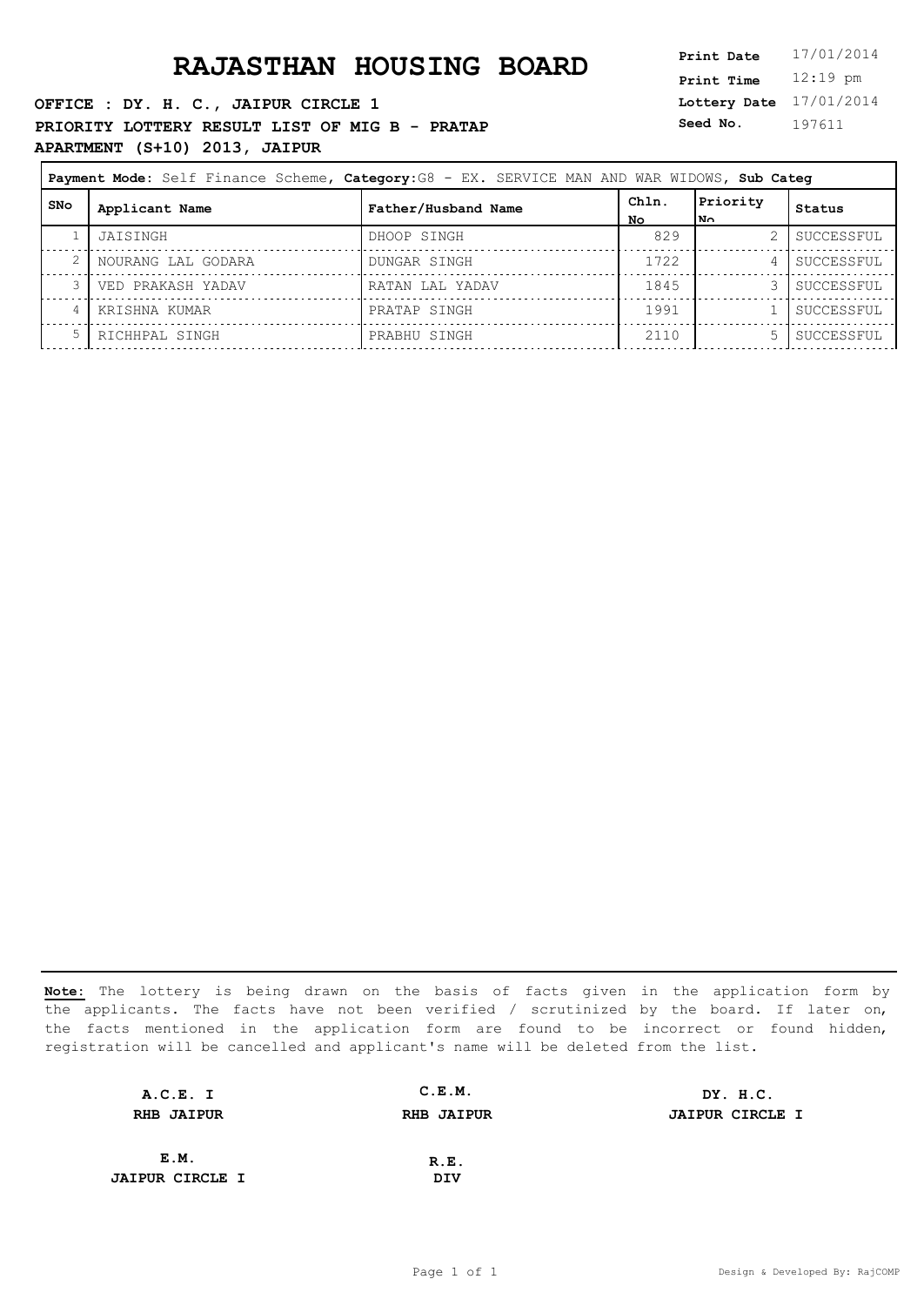# RAJASTHAN HOUSING BOARD

**Print Date** 17/01/2014
**Print Time** 12:19 pm
**Lottery Date** 17/01/2014
**Seed No.** 197611

**OFFICE : DY. H. C., JAIPUR CIRCLE 1**

**PRIORITY LOTTERY RESULT LIST OF MIG B - PRATAP APARTMENT (S+10) 2013, JAIPUR**

**Payment Mode:** Self Finance Scheme, **Category:**G8 - EX. SERVICE MAN AND WAR WIDOWS, **Sub Categ**

| SNo | Applicant Name | Father/Husband Name | Chln. No | Priority No | Status |
|---|---|---|---|---|---|
| 1 | JAISINGH | DHOOP SINGH | 829 | 2 | SUCCESSFUL |
| 2 | NOURANG LAL GODARA | DUNGAR SINGH | 1722 | 4 | SUCCESSFUL |
| 3 | VED PRAKASH YADAV | RATAN LAL YADAV | 1845 | 3 | SUCCESSFUL |
| 4 | KRISHNA KUMAR | PRATAP SINGH | 1991 | 1 | SUCCESSFUL |
| 5 | RICHHPAL SINGH | PRABHU SINGH | 2110 | 5 | SUCCESSFUL |

**Note:** The lottery is being drawn on the basis of facts given in the application form by the applicants. The facts have not been verified / scrutinized by the board. If later on, the facts mentioned in the application form are found to be incorrect or found hidden, registration will be cancelled and applicant's name will be deleted from the list.

| A.C.E. I | C.E.M. | DY. H.C. |
|---|---|---|
| RHB JAIPUR | RHB JAIPUR | JAIPUR CIRCLE I |

| E.M. | R.E. |
|---|---|
| JAIPUR CIRCLE I | DIV |

Design & Developed By: RajCOMP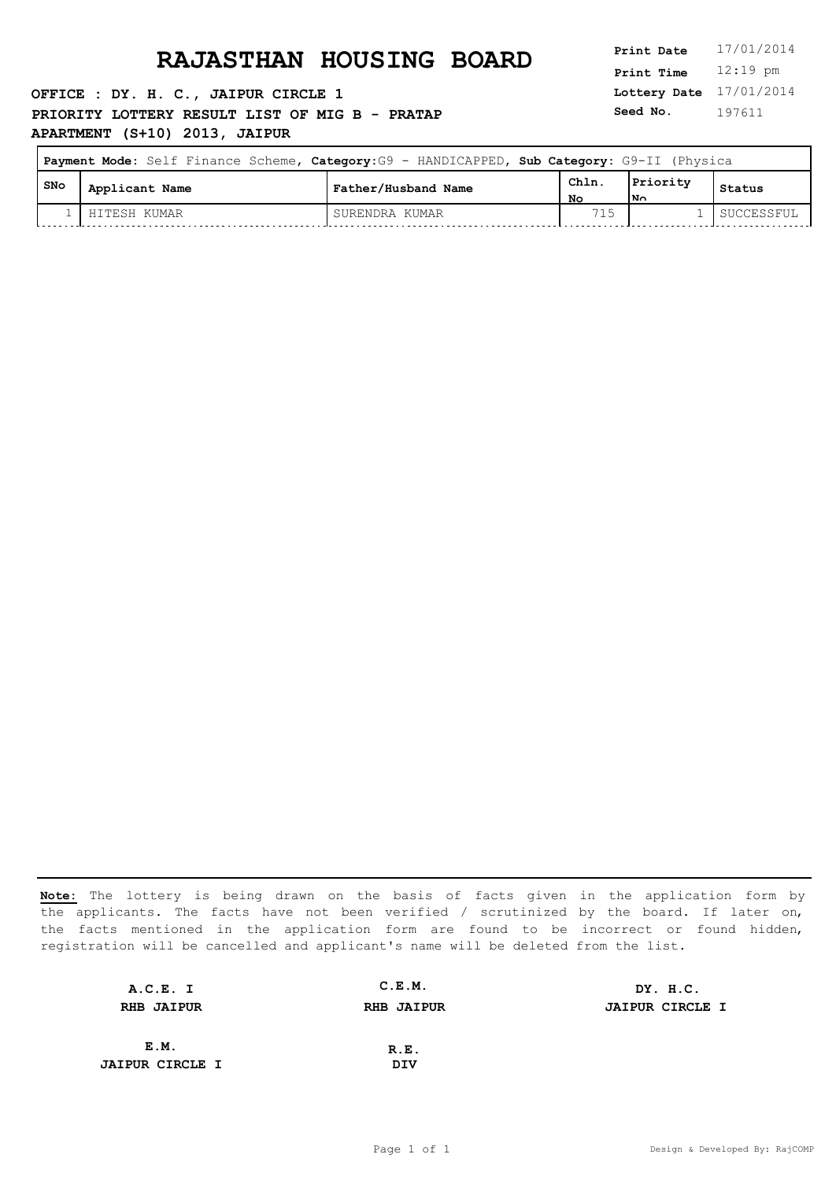# RAJASTHAN HOUSING BOARD

**OFFICE : DY. H. C., JAIPUR CIRCLE 1**

**PRIORITY LOTTERY RESULT LIST OF MIG B - PRATAP APARTMENT (S+10) 2013, JAIPUR**

**Print Date** 17/01/2014
**Print Time** 12:19 pm
**Lottery Date** 17/01/2014
**Seed No.** 197611

**Payment Mode:** Self Finance Scheme, **Category:**G9 - HANDICAPPED, **Sub Category:** G9-II (Physica

| SNo | Applicant Name | Father/Husband Name | Chln. No | Priority No | Status |
|---|---|---|---|---|---|
| 1 | HITESH KUMAR | SURENDRA KUMAR | 715 | 1 | SUCCESSFUL |

**Note:** The lottery is being drawn on the basis of facts given in the application form by the applicants. The facts have not been verified / scrutinized by the board. If later on, the facts mentioned in the application form are found to be incorrect or found hidden, registration will be cancelled and applicant's name will be deleted from the list.

| | | |
|---|---|---|
| **A.C.E. I**<br>**RHB JAIPUR** | **C.E.M.**<br>**RHB JAIPUR** | **DY. H.C.**<br>**JAIPUR CIRCLE I** |
| **E.M.**<br>**JAIPUR CIRCLE I** | **R.E.**<br>**DIV** | |

Design & Developed By: RajCOMP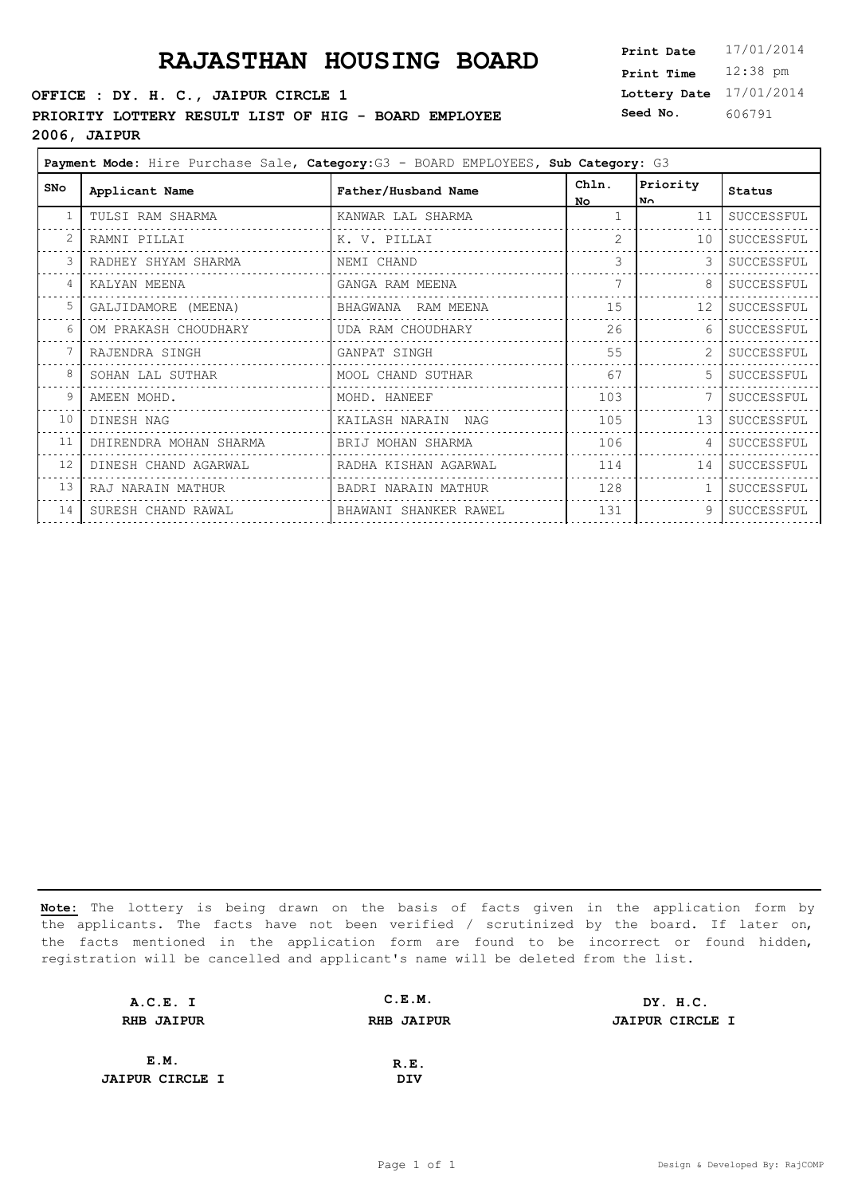# RAJASTHAN HOUSING BOARD

**Print Date** 17/01/2014
**Print Time** 12:38 pm
**Lottery Date** 17/01/2014
**Seed No.** 606791

**OFFICE : DY. H. C., JAIPUR CIRCLE 1**

**PRIORITY LOTTERY RESULT LIST OF HIG - BOARD EMPLOYEE 2006, JAIPUR**

**Payment Mode:** Hire Purchase Sale, **Category:** G3 - BOARD EMPLOYEES, **Sub Category:** G3

| SNo | Applicant Name | Father/Husband Name | Chln. No | Priority No | Status |
|---|---|---|---|---|---|
| 1 | TULSI RAM SHARMA | KANWAR LAL SHARMA | 1 | 11 | SUCCESSFUL |
| 2 | RAMNI PILLAI | K. V. PILLAI | 2 | 10 | SUCCESSFUL |
| 3 | RADHEY SHYAM SHARMA | NEMI CHAND | 3 | 3 | SUCCESSFUL |
| 4 | KALYAN MEENA | GANGA RAM MEENA | 7 | 8 | SUCCESSFUL |
| 5 | GALJIDAMORE (MEENA) | BHAGWANA RAM MEENA | 15 | 12 | SUCCESSFUL |
| 6 | OM PRAKASH CHOUDHARY | UDA RAM CHOUDHARY | 26 | 6 | SUCCESSFUL |
| 7 | RAJENDRA SINGH | GANPAT SINGH | 55 | 2 | SUCCESSFUL |
| 8 | SOHAN LAL SUTHAR | MOOL CHAND SUTHAR | 67 | 5 | SUCCESSFUL |
| 9 | AMEEN MOHD. | MOHD. HANEEF | 103 | 7 | SUCCESSFUL |
| 10 | DINESH NAG | KAILASH NARAIN NAG | 105 | 13 | SUCCESSFUL |
| 11 | DHIRENDRA MOHAN SHARMA | BRIJ MOHAN SHARMA | 106 | 4 | SUCCESSFUL |
| 12 | DINESH CHAND AGARWAL | RADHA KISHAN AGARWAL | 114 | 14 | SUCCESSFUL |
| 13 | RAJ NARAIN MATHUR | BADRI NARAIN MATHUR | 128 | 1 | SUCCESSFUL |
| 14 | SURESH CHAND RAWAL | BHAWANI SHANKER RAWEL | 131 | 9 | SUCCESSFUL |

**Note:** The lottery is being drawn on the basis of facts given in the application form by the applicants. The facts have not been verified / scrutinized by the board. If later on, the facts mentioned in the application form are found to be incorrect or found hidden, registration will be cancelled and applicant's name will be deleted from the list.

**A.C.E. I**
**RHB JAIPUR**

**C.E.M.**
**RHB JAIPUR**

**DY. H.C.**
**JAIPUR CIRCLE I**

**E.M.**
**JAIPUR CIRCLE I**

**R.E.**
**DIV**

Design & Developed By: RajCOMP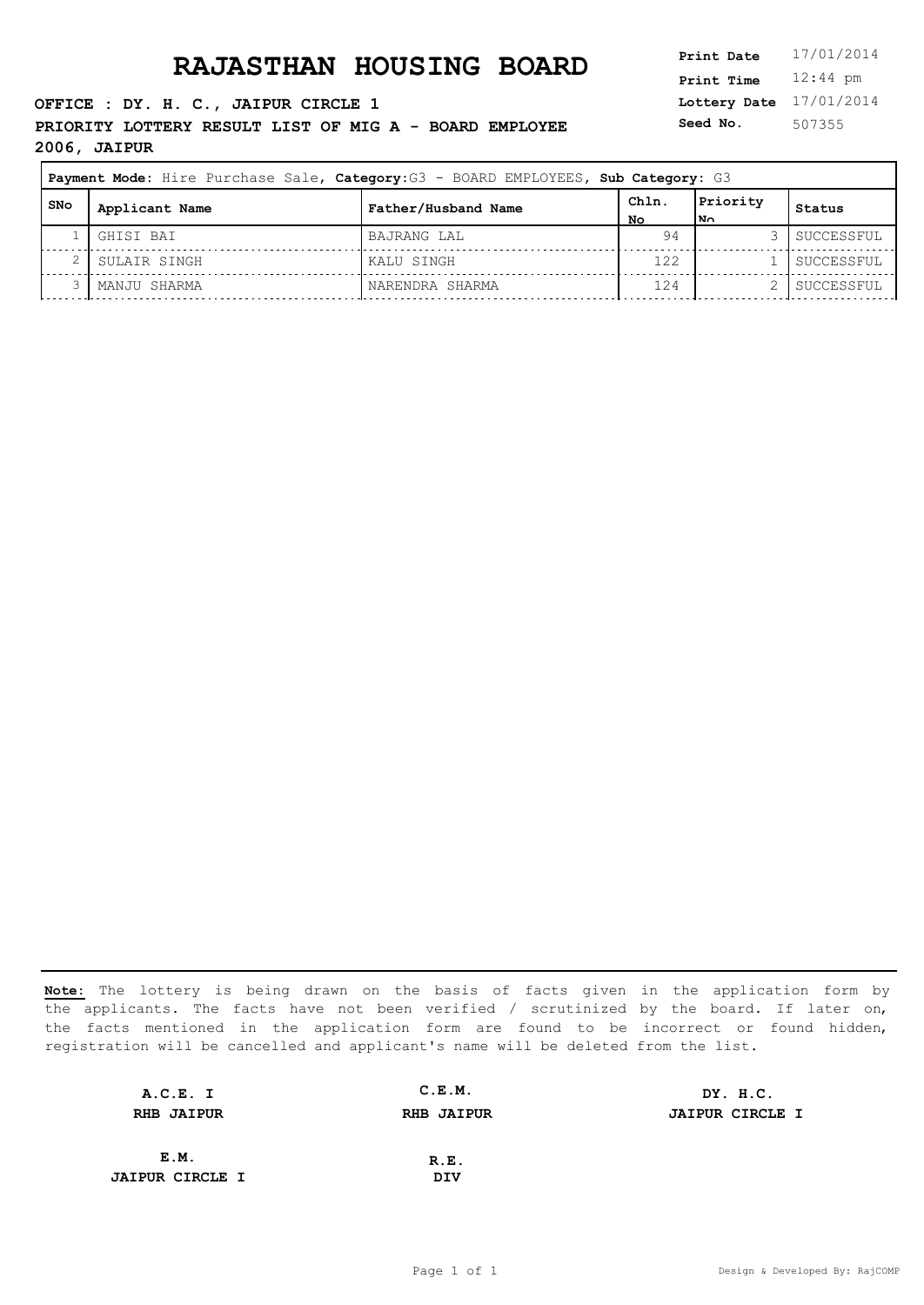# RAJASTHAN HOUSING BOARD

**OFFICE : DY. H. C., JAIPUR CIRCLE 1**

**PRIORITY LOTTERY RESULT LIST OF MIG A - BOARD EMPLOYEE 2006, JAIPUR**

| | |
|---|---|
| **Print Date** | 17/01/2014 |
| **Print Time** | 12:44 pm |
| **Lottery Date** | 17/01/2014 |
| **Seed No.** | 507355 |

**Payment Mode:** Hire Purchase Sale, **Category:** G3 - BOARD EMPLOYEES, **Sub Category:** G3

| SNo | Applicant Name | Father/Husband Name | Chln. No | Priority No | Status |
|---|---|---|---|---|---|
| 1 | GHISI BAI | BAJRANG LAL | 94 | 3 | SUCCESSFUL |
| 2 | SULAIR SINGH | KALU SINGH | 122 | 1 | SUCCESSFUL |
| 3 | MANJU SHARMA | NARENDRA SHARMA | 124 | 2 | SUCCESSFUL |

**Note:** The lottery is being drawn on the basis of facts given in the application form by the applicants. The facts have not been verified / scrutinized by the board. If later on, the facts mentioned in the application form are found to be incorrect or found hidden, registration will be cancelled and applicant's name will be deleted from the list.

**A.C.E. I**
**RHB JAIPUR**

**C.E.M.**
**RHB JAIPUR**

**DY. H.C.**
**JAIPUR CIRCLE I**

**E.M.**
**JAIPUR CIRCLE I**

**R.E.**
**DIV**

Design & Developed By: RajCOMP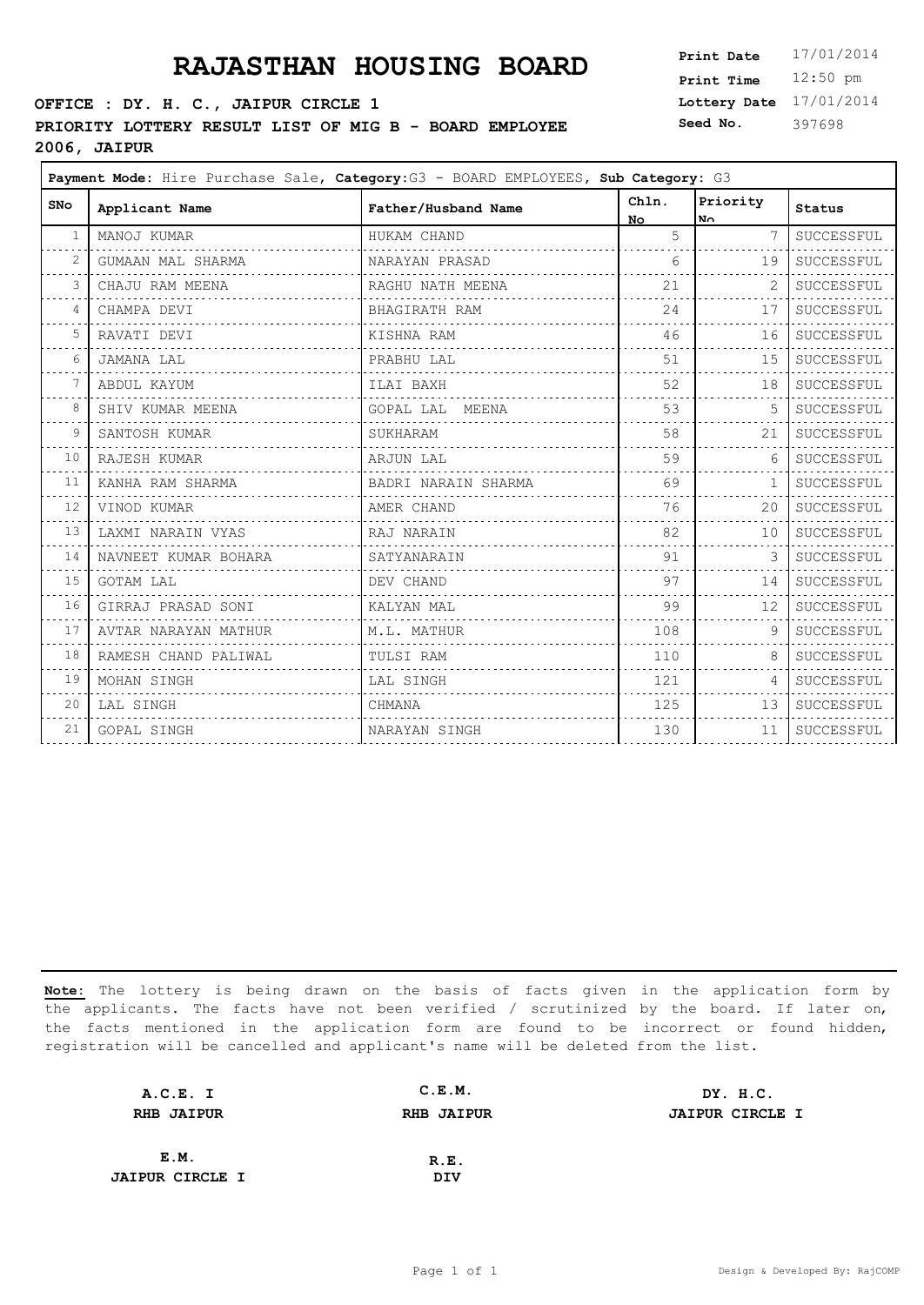# RAJASTHAN HOUSING BOARD

**OFFICE : DY. H. C., JAIPUR CIRCLE 1**

**PRIORITY LOTTERY RESULT LIST OF MIG B - BOARD EMPLOYEE 2006, JAIPUR**

| | |
|---|---|
| **Print Date** | 17/01/2014 |
| **Print Time** | 12:50 pm |
| **Lottery Date** | 17/01/2014 |
| **Seed No.** | 397698 |

**Payment Mode:** Hire Purchase Sale, **Category:** G3 - BOARD EMPLOYEES, **Sub Category:** G3

| SNo | Applicant Name | Father/Husband Name | Chln. No | Priority No | Status |
|---|---|---|---|---|---|
| 1 | MANOJ KUMAR | HUKAM CHAND | 5 | 7 | SUCCESSFUL |
| 2 | GUMAAN MAL SHARMA | NARAYAN PRASAD | 6 | 19 | SUCCESSFUL |
| 3 | CHAJU RAM MEENA | RAGHU NATH MEENA | 21 | 2 | SUCCESSFUL |
| 4 | CHAMPA DEVI | BHAGIRATH RAM | 24 | 17 | SUCCESSFUL |
| 5 | RAVATI DEVI | KISHNA RAM | 46 | 16 | SUCCESSFUL |
| 6 | JAMANA LAL | PRABHU LAL | 51 | 15 | SUCCESSFUL |
| 7 | ABDUL KAYUM | ILAI BAXH | 52 | 18 | SUCCESSFUL |
| 8 | SHIV KUMAR MEENA | GOPAL LAL MEENA | 53 | 5 | SUCCESSFUL |
| 9 | SANTOSH KUMAR | SUKHARAM | 58 | 21 | SUCCESSFUL |
| 10 | RAJESH KUMAR | ARJUN LAL | 59 | 6 | SUCCESSFUL |
| 11 | KANHA RAM SHARMA | BADRI NARAIN SHARMA | 69 | 1 | SUCCESSFUL |
| 12 | VINOD KUMAR | AMER CHAND | 76 | 20 | SUCCESSFUL |
| 13 | LAXMI NARAIN VYAS | RAJ NARAIN | 82 | 10 | SUCCESSFUL |
| 14 | NAVNEET KUMAR BOHARA | SATYANARAIN | 91 | 3 | SUCCESSFUL |
| 15 | GOTAM LAL | DEV CHAND | 97 | 14 | SUCCESSFUL |
| 16 | GIRRAJ PRASAD SONI | KALYAN MAL | 99 | 12 | SUCCESSFUL |
| 17 | AVTAR NARAYAN MATHUR | M.L. MATHUR | 108 | 9 | SUCCESSFUL |
| 18 | RAMESH CHAND PALIWAL | TULSI RAM | 110 | 8 | SUCCESSFUL |
| 19 | MOHAN SINGH | LAL SINGH | 121 | 4 | SUCCESSFUL |
| 20 | LAL SINGH | CHMANA | 125 | 13 | SUCCESSFUL |
| 21 | GOPAL SINGH | NARAYAN SINGH | 130 | 11 | SUCCESSFUL |

**Note:** The lottery is being drawn on the basis of facts given in the application form by the applicants. The facts have not been verified / scrutinized by the board. If later on, the facts mentioned in the application form are found to be incorrect or found hidden, registration will be cancelled and applicant's name will be deleted from the list.

| | | |
|---|---|---|
| **A.C.E. I**<br>**RHB JAIPUR** | **C.E.M.**<br>**RHB JAIPUR** | **DY. H.C.**<br>**JAIPUR CIRCLE I** |
| **E.M.**<br>**JAIPUR CIRCLE I** | **R.E.**<br>**DIV** | |

Design & Developed By: RajCOMP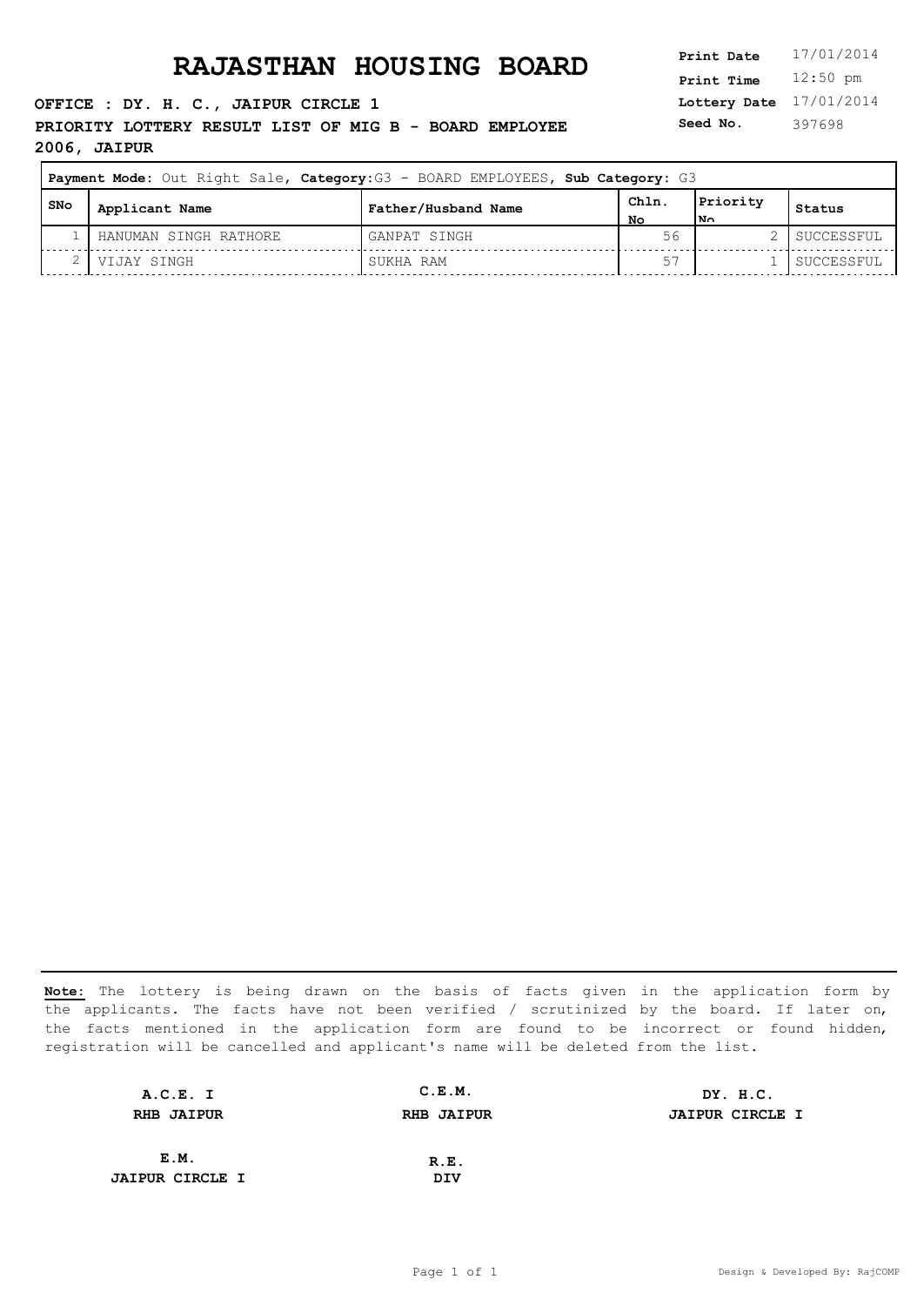# RAJASTHAN HOUSING BOARD

**Print Date** 17/01/2014
**Print Time** 12:50 pm
**Lottery Date** 17/01/2014
**Seed No.** 397698

**OFFICE : DY. H. C., JAIPUR CIRCLE 1**

**PRIORITY LOTTERY RESULT LIST OF MIG B - BOARD EMPLOYEE 2006, JAIPUR**

**Payment Mode:** Out Right Sale, **Category:** G3 - BOARD EMPLOYEES, **Sub Category:** G3

| SNo | Applicant Name | Father/Husband Name | Chln. No | Priority No | Status |
|---|---|---|---|---|---|
| 1 | HANUMAN SINGH RATHORE | GANPAT SINGH | 56 | 2 | SUCCESSFUL |
| 2 | VIJAY SINGH | SUKHA RAM | 57 | 1 | SUCCESSFUL |

**Note:** The lottery is being drawn on the basis of facts given in the application form by the applicants. The facts have not been verified / scrutinized by the board. If later on, the facts mentioned in the application form are found to be incorrect or found hidden, registration will be cancelled and applicant's name will be deleted from the list.

| **A.C.E. I** | **C.E.M.** | **DY. H.C.** |
|---|---|---|
| **RHB JAIPUR** | **RHB JAIPUR** | **JAIPUR CIRCLE I** |

| **E.M.** | **R.E.** |
|---|---|
| **JAIPUR CIRCLE I** | **DIV** |

Design & Developed By: RajCOMP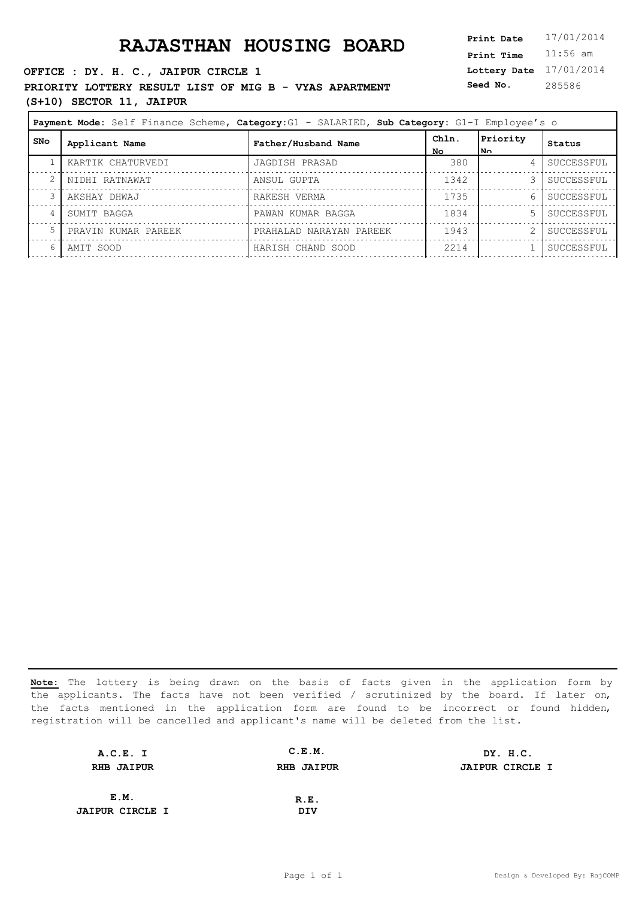# RAJASTHAN HOUSING BOARD

**Print Date** 17/01/2014
**Print Time** 11:56 am
**Lottery Date** 17/01/2014
**Seed No.** 285586

**OFFICE : DY. H. C., JAIPUR CIRCLE 1**

**PRIORITY LOTTERY RESULT LIST OF MIG B - VYAS APARTMENT (S+10) SECTOR 11, JAIPUR**

**Payment Mode:** Self Finance Scheme, **Category:** G1 - SALARIED, **Sub Category:** G1-I Employee's o

| SNo | Applicant Name | Father/Husband Name | Chln. No | Priority No | Status |
|---|---|---|---|---|---|
| 1 | KARTIK CHATURVEDI | JAGDISH PRASAD | 380 | 4 | SUCCESSFUL |
| 2 | NIDHI RATNAWAT | ANSUL GUPTA | 1342 | 3 | SUCCESSFUL |
| 3 | AKSHAY DHWAJ | RAKESH VERMA | 1735 | 6 | SUCCESSFUL |
| 4 | SUMIT BAGGA | PAWAN KUMAR BAGGA | 1834 | 5 | SUCCESSFUL |
| 5 | PRAVIN KUMAR PAREEK | PRAHALAD NARAYAN PAREEK | 1943 | 2 | SUCCESSFUL |
| 6 | AMIT SOOD | HARISH CHAND SOOD | 2214 | 1 | SUCCESSFUL |

**Note:** The lottery is being drawn on the basis of facts given in the application form by the applicants. The facts have not been verified / scrutinized by the board. If later on, the facts mentioned in the application form are found to be incorrect or found hidden, registration will be cancelled and applicant's name will be deleted from the list.

| | | |
|---|---|---|
| **A.C.E. I**<br>**RHB JAIPUR** | **C.E.M.**<br>**RHB JAIPUR** | **DY. H.C.**<br>**JAIPUR CIRCLE I** |
| **E.M.**<br>**JAIPUR CIRCLE I** | **R.E.**<br>**DIV** | |

Design & Developed By: RajCOMP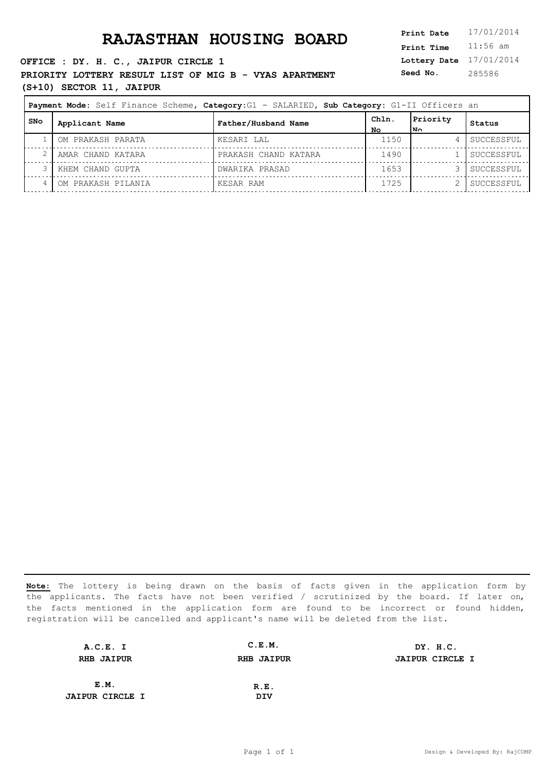# RAJASTHAN HOUSING BOARD

| | |
|---|---|
| **Print Date** | 17/01/2014 |
| **Print Time** | 11:56 am |
| **Lottery Date** | 17/01/2014 |
| **Seed No.** | 285586 |

**OFFICE : DY. H. C., JAIPUR CIRCLE 1**

**PRIORITY LOTTERY RESULT LIST OF MIG B - VYAS APARTMENT (S+10) SECTOR 11, JAIPUR**

**Payment Mode:** Self Finance Scheme, **Category:**G1 - SALARIED, **Sub Category:** G1-II Officers an

| SNo | Applicant Name | Father/Husband Name | Chln. No | Priority No | Status |
|---|---|---|---|---|---|
| 1 | OM PRAKASH PARATA | KESARI LAL | 1150 | 4 | SUCCESSFUL |
| 2 | AMAR CHAND KATARA | PRAKASH CHAND KATARA | 1490 | 1 | SUCCESSFUL |
| 3 | KHEM CHAND GUPTA | DWARIKA PRASAD | 1653 | 3 | SUCCESSFUL |
| 4 | OM PRAKASH PILANIA | KESAR RAM | 1725 | 2 | SUCCESSFUL |

**Note:** The lottery is being drawn on the basis of facts given in the application form by the applicants. The facts have not been verified / scrutinized by the board. If later on, the facts mentioned in the application form are found to be incorrect or found hidden, registration will be cancelled and applicant's name will be deleted from the list.

| | | |
|---|---|---|
| **A.C.E. I**<br>**RHB JAIPUR** | **C.E.M.**<br>**RHB JAIPUR** | **DY. H.C.**<br>**JAIPUR CIRCLE I** |
| **E.M.**<br>**JAIPUR CIRCLE I** | **R.E.**<br>**DIV** | |

Design & Developed By: RajCOMP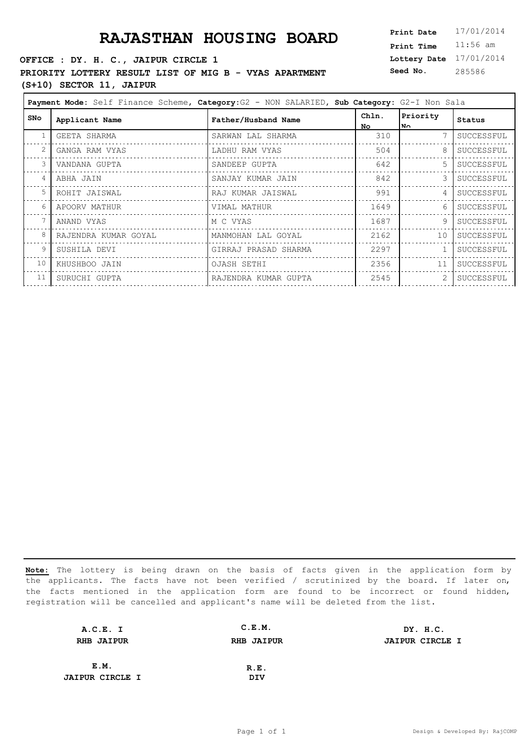# RAJASTHAN HOUSING BOARD

**OFFICE : DY. H. C., JAIPUR CIRCLE 1**

**PRIORITY LOTTERY RESULT LIST OF MIG B - VYAS APARTMENT (S+10) SECTOR 11, JAIPUR**

**Print Date** 17/01/2014
**Print Time** 11:56 am
**Lottery Date** 17/01/2014
**Seed No.** 285586

**Payment Mode:** Self Finance Scheme, **Category:** G2 - NON SALARIED, **Sub Category:** G2-I Non Sala

| SNo | Applicant Name | Father/Husband Name | Chln. No | Priority No | Status |
|---|---|---|---|---|---|
| 1 | GEETA SHARMA | SARWAN LAL SHARMA | 310 | 7 | SUCCESSFUL |
| 2 | GANGA RAM VYAS | LADHU RAM VYAS | 504 | 8 | SUCCESSFUL |
| 3 | VANDANA GUPTA | SANDEEP GUPTA | 642 | 5 | SUCCESSFUL |
| 4 | ABHA JAIN | SANJAY KUMAR JAIN | 842 | 3 | SUCCESSFUL |
| 5 | ROHIT JAISWAL | RAJ KUMAR JAISWAL | 991 | 4 | SUCCESSFUL |
| 6 | APOORV MATHUR | VIMAL MATHUR | 1649 | 6 | SUCCESSFUL |
| 7 | ANAND VYAS | M C VYAS | 1687 | 9 | SUCCESSFUL |
| 8 | RAJENDRA KUMAR GOYAL | MANMOHAN LAL GOYAL | 2162 | 10 | SUCCESSFUL |
| 9 | SUSHILA DEVI | GIRRAJ PRASAD SHARMA | 2297 | 1 | SUCCESSFUL |
| 10 | KHUSHBOO JAIN | OJASH SETHI | 2356 | 11 | SUCCESSFUL |
| 11 | SURUCHI GUPTA | RAJENDRA KUMAR GUPTA | 2545 | 2 | SUCCESSFUL |

**Note:** The lottery is being drawn on the basis of facts given in the application form by the applicants. The facts have not been verified / scrutinized by the board. If later on, the facts mentioned in the application form are found to be incorrect or found hidden, registration will be cancelled and applicant's name will be deleted from the list.

**A.C.E. I**
**RHB JAIPUR**

**C.E.M.**
**RHB JAIPUR**

**DY. H.C.**
**JAIPUR CIRCLE I**

**E.M.**
**JAIPUR CIRCLE I**

**R.E.**
**DIV**

Design & Developed By: RajCOMP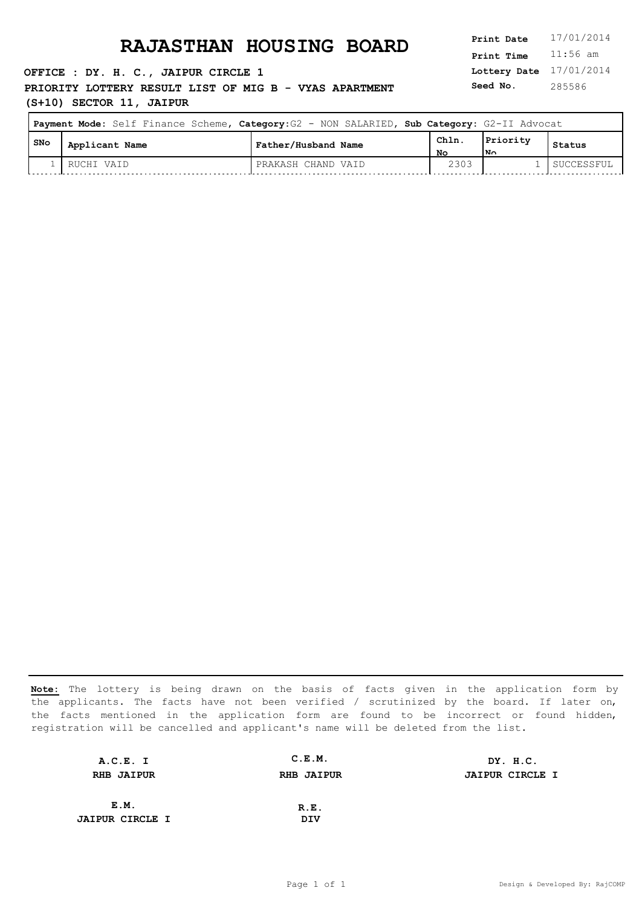# RAJASTHAN HOUSING BOARD

**Print Date** 17/01/2014
**Print Time** 11:56 am
**Lottery Date** 17/01/2014
**Seed No.** 285586

**OFFICE : DY. H. C., JAIPUR CIRCLE 1**

**PRIORITY LOTTERY RESULT LIST OF MIG B - VYAS APARTMENT (S+10) SECTOR 11, JAIPUR**

**Payment Mode:** Self Finance Scheme, **Category:** G2 - NON SALARIED, **Sub Category:** G2-II Advocat

| SNo | Applicant Name | Father/Husband Name | Chln. No | Priority No | Status |
|---|---|---|---|---|---|
| 1 | RUCHI VAID | PRAKASH CHAND VAID | 2303 | 1 | SUCCESSFUL |

**Note:** The lottery is being drawn on the basis of facts given in the application form by the applicants. The facts have not been verified / scrutinized by the board. If later on, the facts mentioned in the application form are found to be incorrect or found hidden, registration will be cancelled and applicant's name will be deleted from the list.

| | | |
|---|---|---|
| **A.C.E. I**<br>**RHB JAIPUR** | **C.E.M.**<br>**RHB JAIPUR** | **DY. H.C.**<br>**JAIPUR CIRCLE I** |
| **E.M.**<br>**JAIPUR CIRCLE I** | **R.E.**<br>**DIV** | |

Design & Developed By: RajCOMP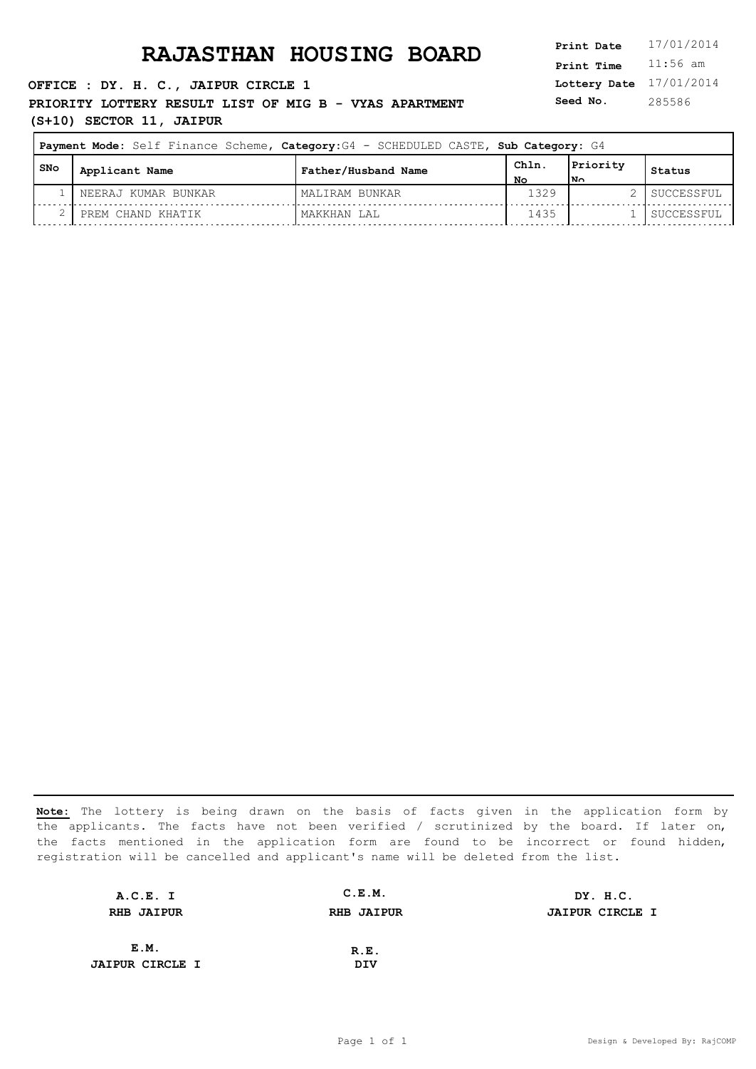# RAJASTHAN HOUSING BOARD

**Print Date** 17/01/2014
**Print Time** 11:56 am
**Lottery Date** 17/01/2014
**Seed No.** 285586

**OFFICE : DY. H. C., JAIPUR CIRCLE 1**

**PRIORITY LOTTERY RESULT LIST OF MIG B - VYAS APARTMENT (S+10) SECTOR 11, JAIPUR**

**Payment Mode:** Self Finance Scheme, **Category:** G4 - SCHEDULED CASTE, **Sub Category:** G4

| SNo | Applicant Name | Father/Husband Name | Chln. No | Priority No | Status |
|---|---|---|---|---|---|
| 1 | NEERAJ KUMAR BUNKAR | MALIRAM BUNKAR | 1329 | 2 | SUCCESSFUL |
| 2 | PREM CHAND KHATIK | MAKKHAN LAL | 1435 | 1 | SUCCESSFUL |

**Note:** The lottery is being drawn on the basis of facts given in the application form by the applicants. The facts have not been verified / scrutinized by the board. If later on, the facts mentioned in the application form are found to be incorrect or found hidden, registration will be cancelled and applicant's name will be deleted from the list.

| | | |
|---|---|---|
| **A.C.E. I**<br>**RHB JAIPUR** | **C.E.M.**<br>**RHB JAIPUR** | **DY. H.C.**<br>**JAIPUR CIRCLE I** |
| **E.M.**<br>**JAIPUR CIRCLE I** | **R.E.**<br>**DIV** | |

Design & Developed By: RajCOMP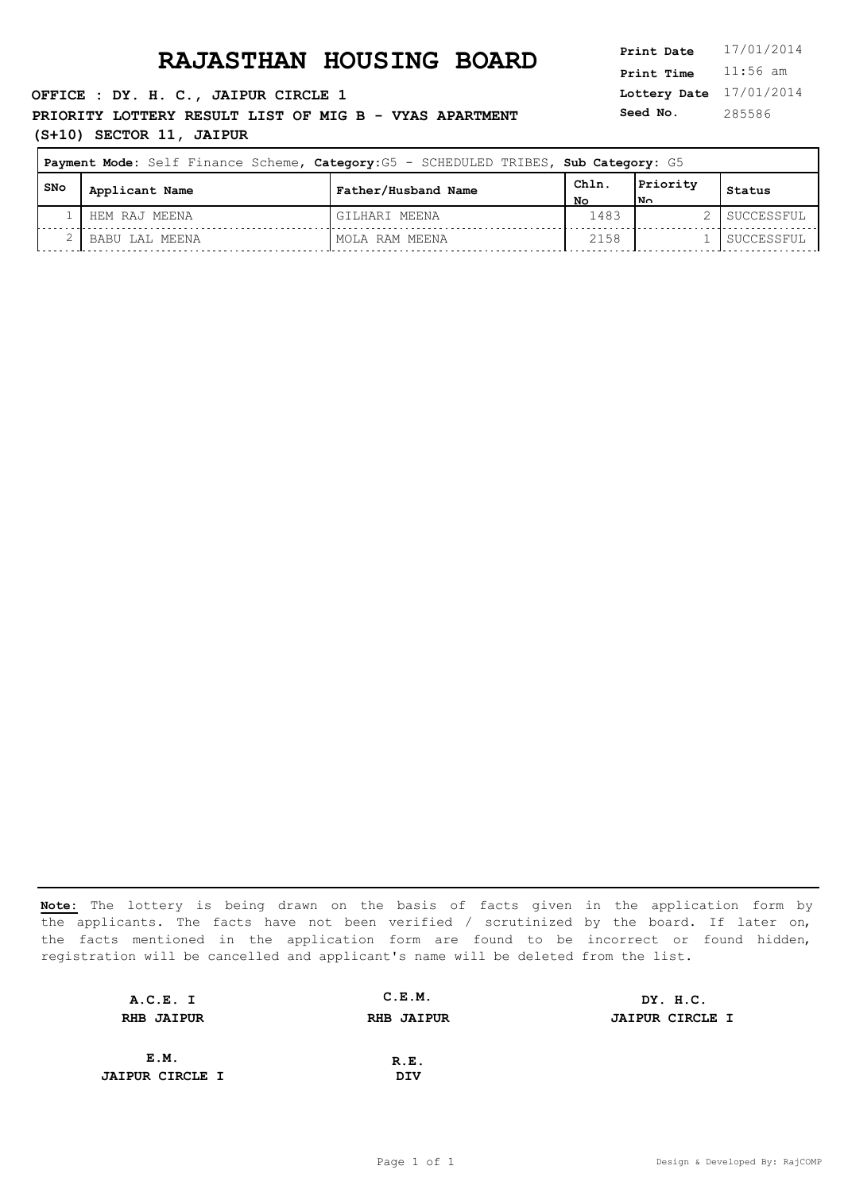# RAJASTHAN HOUSING BOARD

**Print Date** 17/01/2014
**Print Time** 11:56 am
**Lottery Date** 17/01/2014
**Seed No.** 285586

**OFFICE : DY. H. C., JAIPUR CIRCLE 1**

**PRIORITY LOTTERY RESULT LIST OF MIG B - VYAS APARTMENT (S+10) SECTOR 11, JAIPUR**

**Payment Mode:** Self Finance Scheme, **Category:** G5 - SCHEDULED TRIBES, **Sub Category:** G5

| SNo | Applicant Name | Father/Husband Name | Chln. No | Priority No | Status |
|---|---|---|---|---|---|
| 1 | HEM RAJ MEENA | GILHARI MEENA | 1483 | 2 | SUCCESSFUL |
| 2 | BABU LAL MEENA | MOLA RAM MEENA | 2158 | 1 | SUCCESSFUL |

**Note:** The lottery is being drawn on the basis of facts given in the application form by the applicants. The facts have not been verified / scrutinized by the board. If later on, the facts mentioned in the application form are found to be incorrect or found hidden, registration will be cancelled and applicant's name will be deleted from the list.

| | | |
|---|---|---|
| **A.C.E. I**<br>**RHB JAIPUR** | **C.E.M.**<br>**RHB JAIPUR** | **DY. H.C.**<br>**JAIPUR CIRCLE I** |
| **E.M.**<br>**JAIPUR CIRCLE I** | **R.E.**<br>**DIV** | |

Design & Developed By: RajCOMP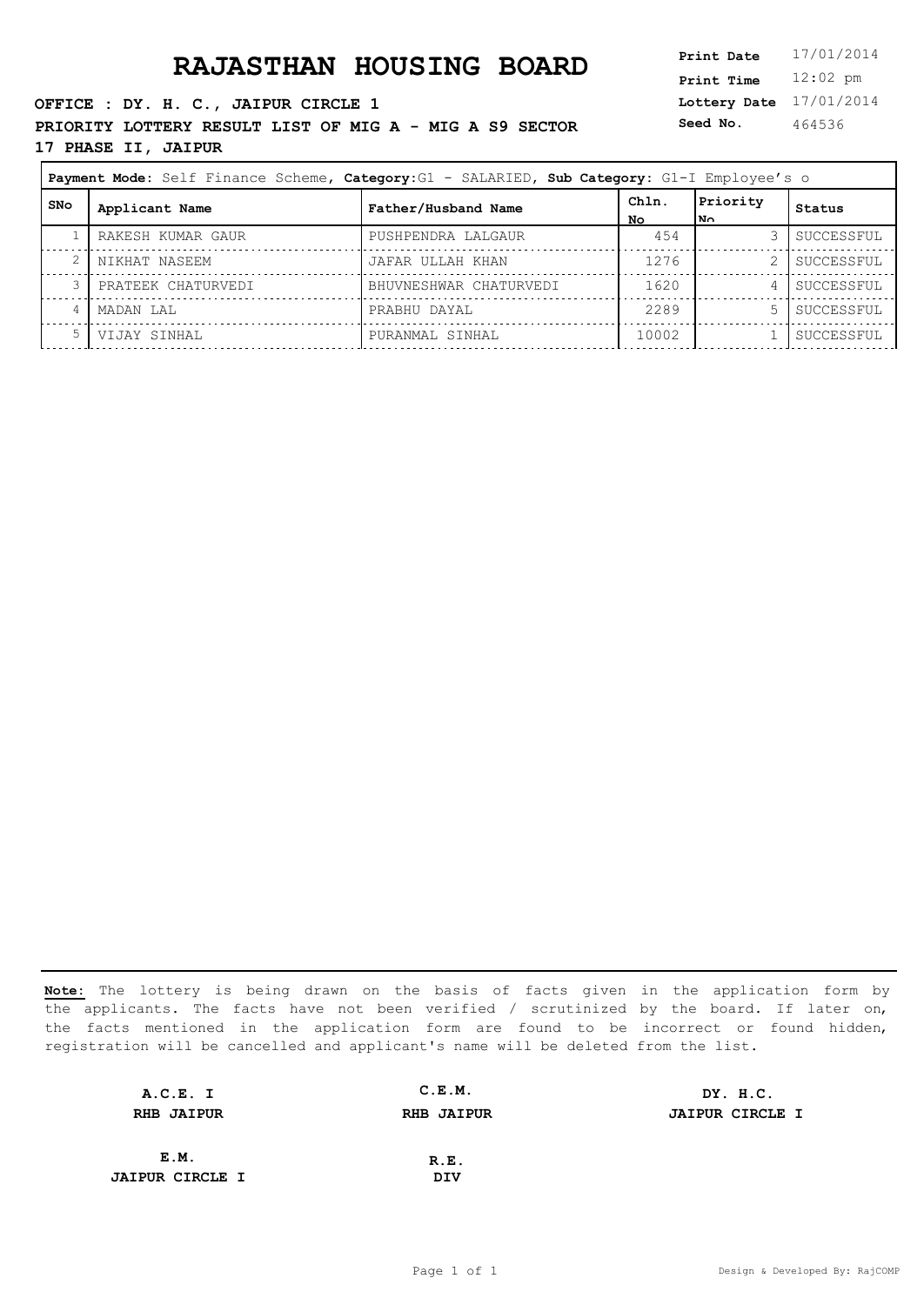# RAJASTHAN HOUSING BOARD

**Print Date** 17/01/2014
**Print Time** 12:02 pm
**Lottery Date** 17/01/2014
**Seed No.** 464536

**OFFICE : DY. H. C., JAIPUR CIRCLE 1**

**PRIORITY LOTTERY RESULT LIST OF MIG A - MIG A S9 SECTOR 17 PHASE II, JAIPUR**

**Payment Mode:** Self Finance Scheme, **Category:**G1 - SALARIED, **Sub Category:** G1-I Employee's o

| SNo | Applicant Name | Father/Husband Name | Chln. No | Priority No | Status |
|---|---|---|---|---|---|
| 1 | RAKESH KUMAR GAUR | PUSHPENDRA LALGAUR | 454 | 3 | SUCCESSFUL |
| 2 | NIKHAT NASEEM | JAFAR ULLAH KHAN | 1276 | 2 | SUCCESSFUL |
| 3 | PRATEEK CHATURVEDI | BHUVNESHWAR CHATURVEDI | 1620 | 4 | SUCCESSFUL |
| 4 | MADAN LAL | PRABHU DAYAL | 2289 | 5 | SUCCESSFUL |
| 5 | VIJAY SINHAL | PURANMAL SINHAL | 10002 | 1 | SUCCESSFUL |

**Note:** The lottery is being drawn on the basis of facts given in the application form by the applicants. The facts have not been verified / scrutinized by the board. If later on, the facts mentioned in the application form are found to be incorrect or found hidden, registration will be cancelled and applicant's name will be deleted from the list.

**A.C.E. I**
**RHB JAIPUR**

**C.E.M.**
**RHB JAIPUR**

**DY. H.C.**
**JAIPUR CIRCLE I**

**E.M.**
**JAIPUR CIRCLE I**

**R.E.**
**DIV**

Design & Developed By: RajCOMP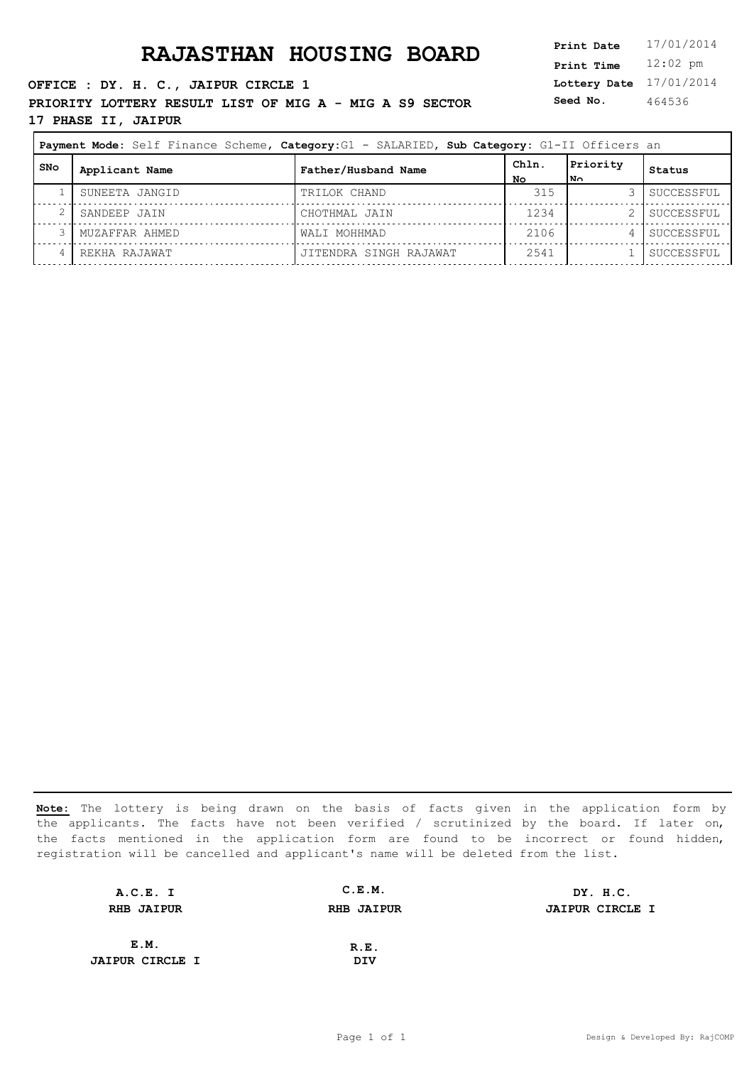# RAJASTHAN HOUSING BOARD

**Print Date** 17/01/2014
**Print Time** 12:02 pm
**Lottery Date** 17/01/2014
**Seed No.** 464536

**OFFICE : DY. H. C., JAIPUR CIRCLE 1**

**PRIORITY LOTTERY RESULT LIST OF MIG A - MIG A S9 SECTOR 17 PHASE II, JAIPUR**

**Payment Mode:** Self Finance Scheme, **Category:**G1 - SALARIED, **Sub Category:** G1-II Officers an

| SNo | Applicant Name | Father/Husband Name | Chln. No | Priority No | Status |
|---|---|---|---|---|---|
| 1 | SUNEETA JANGID | TRILOK CHAND | 315 | 3 | SUCCESSFUL |
| 2 | SANDEEP JAIN | CHOTHMAL JAIN | 1234 | 2 | SUCCESSFUL |
| 3 | MUZAFFAR AHMED | WALI MOHHMAD | 2106 | 4 | SUCCESSFUL |
| 4 | REKHA RAJAWAT | JITENDRA SINGH RAJAWAT | 2541 | 1 | SUCCESSFUL |

**Note:** The lottery is being drawn on the basis of facts given in the application form by the applicants. The facts have not been verified / scrutinized by the board. If later on, the facts mentioned in the application form are found to be incorrect or found hidden, registration will be cancelled and applicant's name will be deleted from the list.

**A.C.E. I**
**RHB JAIPUR**

**C.E.M.**
**RHB JAIPUR**

**DY. H.C.**
**JAIPUR CIRCLE I**

**E.M.**
**JAIPUR CIRCLE I**

**R.E.**
**DIV**

Design & Developed By: RajCOMP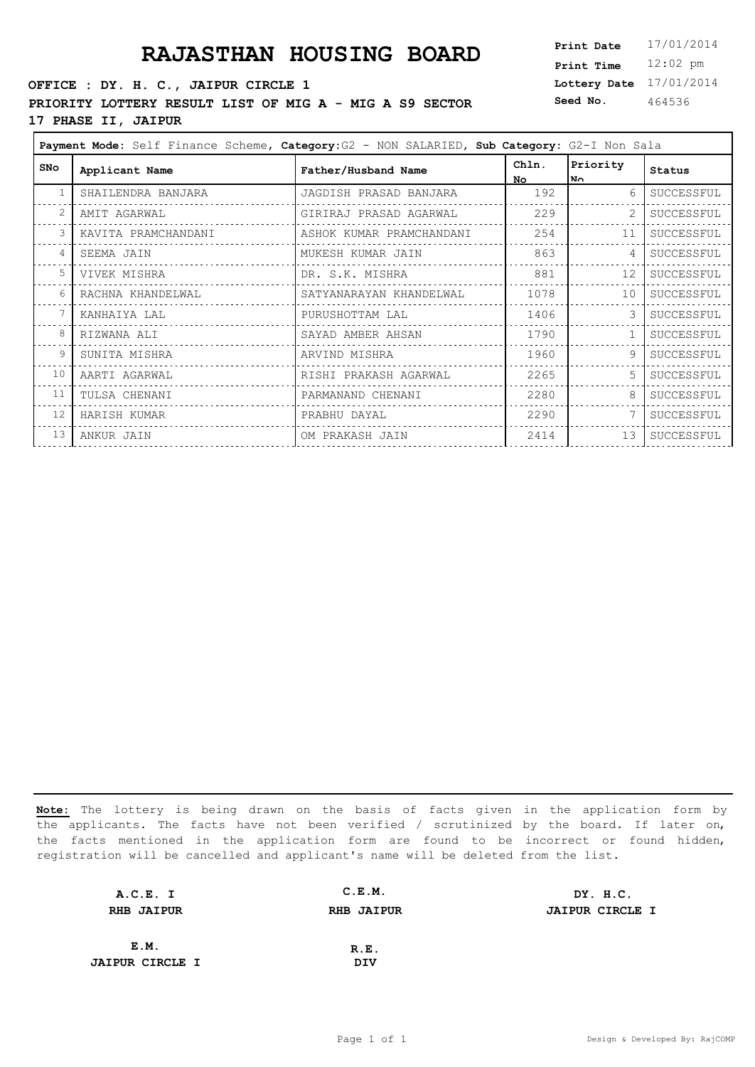# RAJASTHAN HOUSING BOARD

**OFFICE : DY. H. C., JAIPUR CIRCLE 1**

**PRIORITY LOTTERY RESULT LIST OF MIG A - MIG A S9 SECTOR 17 PHASE II, JAIPUR**

**Print Date** 17/01/2014
**Print Time** 12:02 pm
**Lottery Date** 17/01/2014
**Seed No.** 464536

**Payment Mode:** Self Finance Scheme, **Category:** G2 - NON SALARIED, **Sub Category:** G2-I Non Sala

| SNo | Applicant Name | Father/Husband Name | Chln. No | Priority No | Status |
|---|---|---|---|---|---|
| 1 | SHAILENDRA BANJARA | JAGDISH PRASAD BANJARA | 192 | 6 | SUCCESSFUL |
| 2 | AMIT AGARWAL | GIRIRAJ PRASAD AGARWAL | 229 | 2 | SUCCESSFUL |
| 3 | KAVITA PRAMCHANDANI | ASHOK KUMAR PRAMCHANDANI | 254 | 11 | SUCCESSFUL |
| 4 | SEEMA JAIN | MUKESH KUMAR JAIN | 863 | 4 | SUCCESSFUL |
| 5 | VIVEK MISHRA | DR. S.K. MISHRA | 881 | 12 | SUCCESSFUL |
| 6 | RACHNA KHANDELWAL | SATYANARAYAN KHANDELWAL | 1078 | 10 | SUCCESSFUL |
| 7 | KANHAIYA LAL | PURUSHOTTAM LAL | 1406 | 3 | SUCCESSFUL |
| 8 | RIZWANA ALI | SAYAD AMBER AHSAN | 1790 | 1 | SUCCESSFUL |
| 9 | SUNITA MISHRA | ARVIND MISHRA | 1960 | 9 | SUCCESSFUL |
| 10 | AARTI AGARWAL | RISHI PRAKASH AGARWAL | 2265 | 5 | SUCCESSFUL |
| 11 | TULSA CHENANI | PARMANAND CHENANI | 2280 | 8 | SUCCESSFUL |
| 12 | HARISH KUMAR | PRABHU DAYAL | 2290 | 7 | SUCCESSFUL |
| 13 | ANKUR JAIN | OM PRAKASH JAIN | 2414 | 13 | SUCCESSFUL |

**Note:** The lottery is being drawn on the basis of facts given in the application form by the applicants. The facts have not been verified / scrutinized by the board. If later on, the facts mentioned in the application form are found to be incorrect or found hidden, registration will be cancelled and applicant's name will be deleted from the list.

**A.C.E. I**
**RHB JAIPUR**

**C.E.M.**
**RHB JAIPUR**

**DY. H.C.**
**JAIPUR CIRCLE I**

**E.M.**
**JAIPUR CIRCLE I**

**R.E.**
**DIV**

Design & Developed By: RajCOMP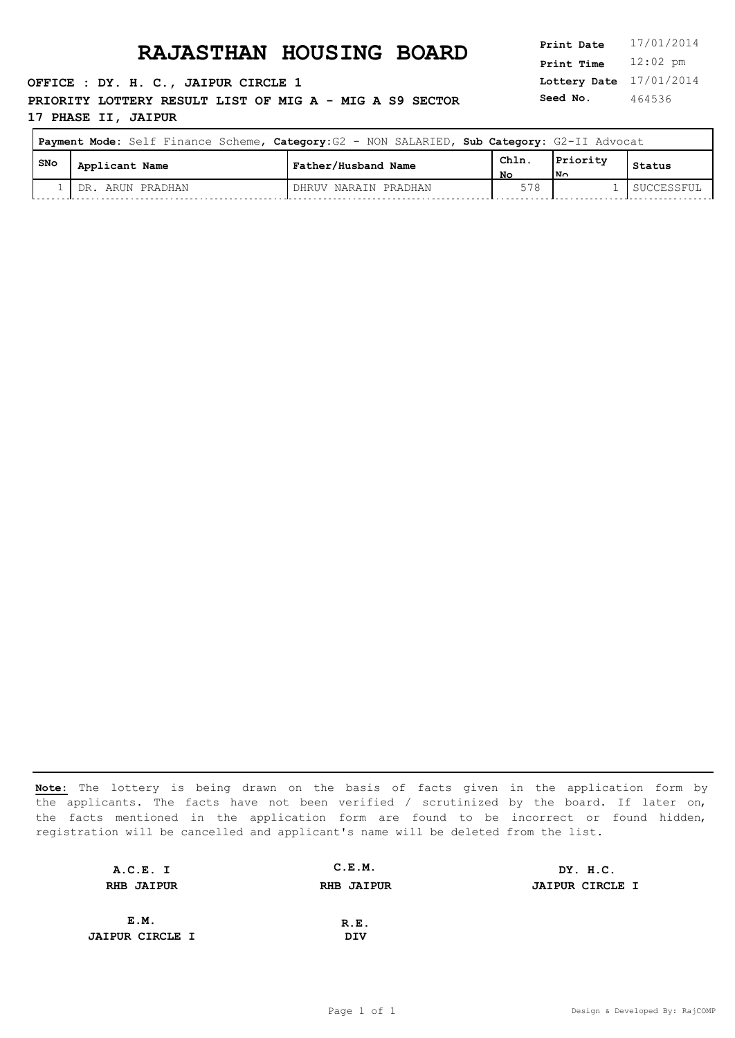# RAJASTHAN HOUSING BOARD

**OFFICE : DY. H. C., JAPUR CIRCLE 1**

**PRIORITY LOTTERY RESULT LIST OF MIG A - MIG A S9 SECTOR 17 PHASE II, JAIPUR**

| | |
|---|---|
| **Print Date** | 17/01/2014 |
| **Print Time** | 12:02 pm |
| **Lottery Date** | 17/01/2014 |
| **Seed No.** | 464536 |

**Payment Mode:** Self Finance Scheme, **Category:** G2 - NON SALARIED, **Sub Category:** G2-II Advocat

| SNo | Applicant Name | Father/Husband Name | Chln. No | Priority No | Status |
|---|---|---|---|---|---|
| 1 | DR. ARUN PRADHAN | DHRUV NARAIN PRADHAN | 578 | 1 | SUCCESSFUL |

**Note:** The lottery is being drawn on the basis of facts given in the application form by the applicants. The facts have not been verified / scrutinized by the board. If later on, the facts mentioned in the application form are found to be incorrect or found hidden, registration will be cancelled and applicant's name will be deleted from the list.

| | | |
|---|---|---|
| **A.C.E. I** | **C.E.M.** | **DY. H.C.** |
| **RHB JAIPUR** | **RHB JAIPUR** | **JAIPUR CIRCLE I** |
| **E.M.** | **R.E.** | |
| **JAIPUR CIRCLE I** | **DIV** | |

Design & Developed By: RajCOMP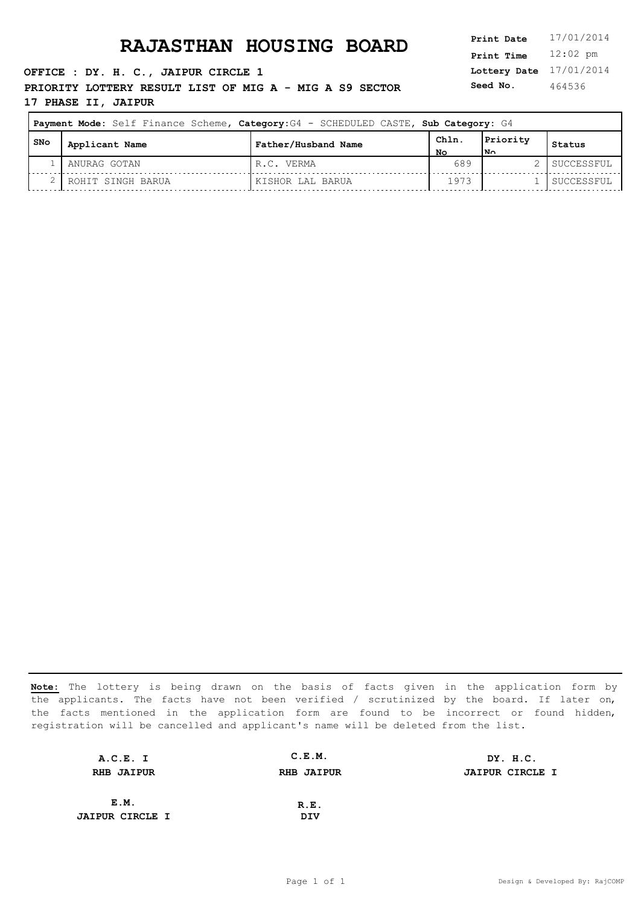# RAJASTHAN HOUSING BOARD

**Print Date** 17/01/2014
**Print Time** 12:02 pm
**Lottery Date** 17/01/2014
**Seed No.** 464536

**OFFICE : DY. H. C., JAIPUR CIRCLE 1**

**PRIORITY LOTTERY RESULT LIST OF MIG A - MIG A S9 SECTOR 17 PHASE II, JAIPUR**

**Payment Mode:** Self Finance Scheme, **Category:**G4 - SCHEDULED CASTE, **Sub Category:** G4

| SNo | Applicant Name | Father/Husband Name | Chln. No | Priority No | Status |
|---|---|---|---|---|---|
| 1 | ANURAG GOTAN | R.C. VERMA | 689 | 2 | SUCCESSFUL |
| 2 | ROHIT SINGH BARUA | KISHOR LAL BARUA | 1973 | 1 | SUCCESSFUL |

**Note:** The lottery is being drawn on the basis of facts given in the application form by the applicants. The facts have not been verified / scrutinized by the board. If later on, the facts mentioned in the application form are found to be incorrect or found hidden, registration will be cancelled and applicant's name will be deleted from the list.

| | | |
|---|---|---|
| **A.C.E. I** **RHB JAIPUR** | **C.E.M.** **RHB JAIPUR** | **DY. H.C.** **JAIPUR CIRCLE I** |
| **E.M.** **JAIPUR CIRCLE I** | **R.E.** **DIV** | |

Design & Developed By: RajCOMP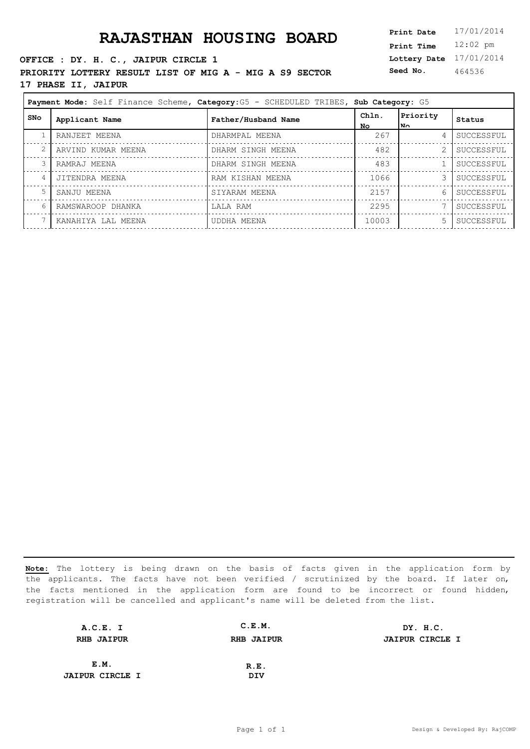# RAJASTHAN HOUSING BOARD

**OFFICE : DY. H. C., JAIPUR CIRCLE 1**

**PRIORITY LOTTERY RESULT LIST OF MIG A - MIG A S9 SECTOR 17 PHASE II, JAIPUR**

**Print Date** 17/01/2014
**Print Time** 12:02 pm
**Lottery Date** 17/01/2014
**Seed No.** 464536

**Payment Mode:** Self Finance Scheme, **Category:** G5 - SCHEDULED TRIBES, **Sub Category:** G5

| SNo | Applicant Name | Father/Husband Name | Chln. No | Priority No | Status |
|---|---|---|---|---|---|
| 1 | RANJEET MEENA | DHARMPAL MEENA | 267 | 4 | SUCCESSFUL |
| 2 | ARVIND KUMAR MEENA | DHARM SINGH MEENA | 482 | 2 | SUCCESSFUL |
| 3 | RAMRAJ MEENA | DHARM SINGH MEENA | 483 | 1 | SUCCESSFUL |
| 4 | JITENDRA MEENA | RAM KISHAN MEENA | 1066 | 3 | SUCCESSFUL |
| 5 | SANJU MEENA | SIYARAM MEENA | 2157 | 6 | SUCCESSFUL |
| 6 | RAMSWAROOP DHANKA | LALA RAM | 2295 | 7 | SUCCESSFUL |
| 7 | KANAHIYA LAL MEENA | UDDHA MEENA | 10003 | 5 | SUCCESSFUL |

**Note:** The lottery is being drawn on the basis of facts given in the application form by the applicants. The facts have not been verified / scrutinized by the board. If later on, the facts mentioned in the application form are found to be incorrect or found hidden, registration will be cancelled and applicant's name will be deleted from the list.

**A.C.E. I**
**RHB JAIPUR**

**C.E.M.**
**RHB JAIPUR**

**DY. H.C.**
**JAIPUR CIRCLE I**

**E.M.**
**JAIPUR CIRCLE I**

**R.E.**
**DIV**

Design & Developed By: RajCOMP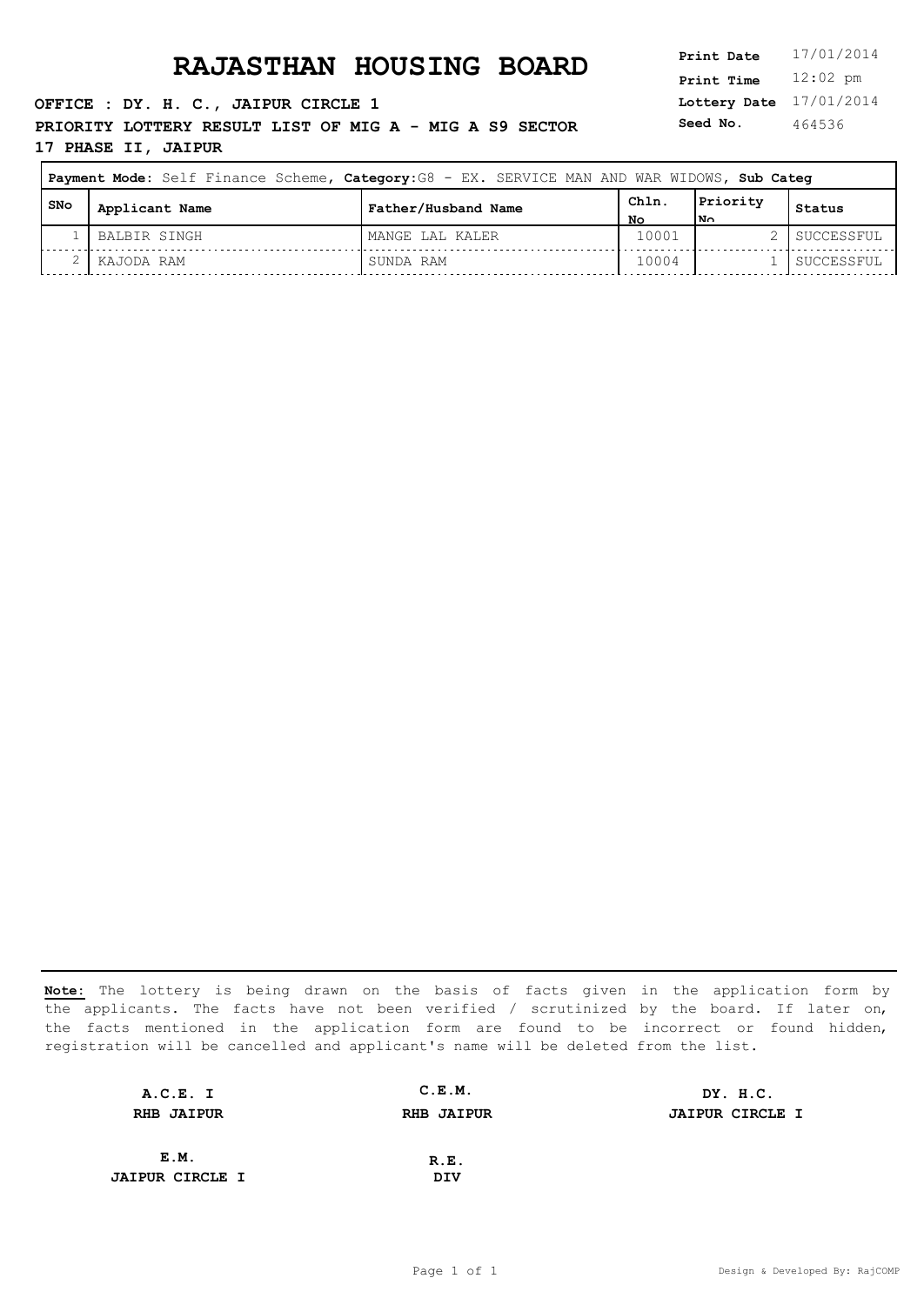# RAJASTHAN HOUSING BOARD

**Print Date** 17/01/2014
**Print Time** 12:02 pm
**Lottery Date** 17/01/2014
**Seed No.** 464536

**OFFICE : DY. H. C., JAIPUR CIRCLE 1**

**PRIORITY LOTTERY RESULT LIST OF MIG A - MIG A S9 SECTOR 17 PHASE II, JAIPUR**

**Payment Mode:** Self Finance Scheme, **Category:**G8 - EX. SERVICE MAN AND WAR WIDOWS, **Sub Categ**

| SNo | Applicant Name | Father/Husband Name | Chln. No | Priority No | Status |
|---|---|---|---|---|---|
| 1 | BALBIR SINGH | MANGE LAL KALER | 10001 | 2 | SUCCESSFUL |
| 2 | KAJODA RAM | SUNDA RAM | 10004 | 1 | SUCCESSFUL |

**Note:** The lottery is being drawn on the basis of facts given in the application form by the applicants. The facts have not been verified / scrutinized by the board. If later on, the facts mentioned in the application form are found to be incorrect or found hidden, registration will be cancelled and applicant's name will be deleted from the list.

**A.C.E. I**
**RHB JAIPUR**

**C.E.M.**
**RHB JAIPUR**

**DY. H.C.**
**JAIPUR CIRCLE I**

**E.M.**
**JAIPUR CIRCLE I**

**R.E.**
**DIV**

Design & Developed By: RajCOMP